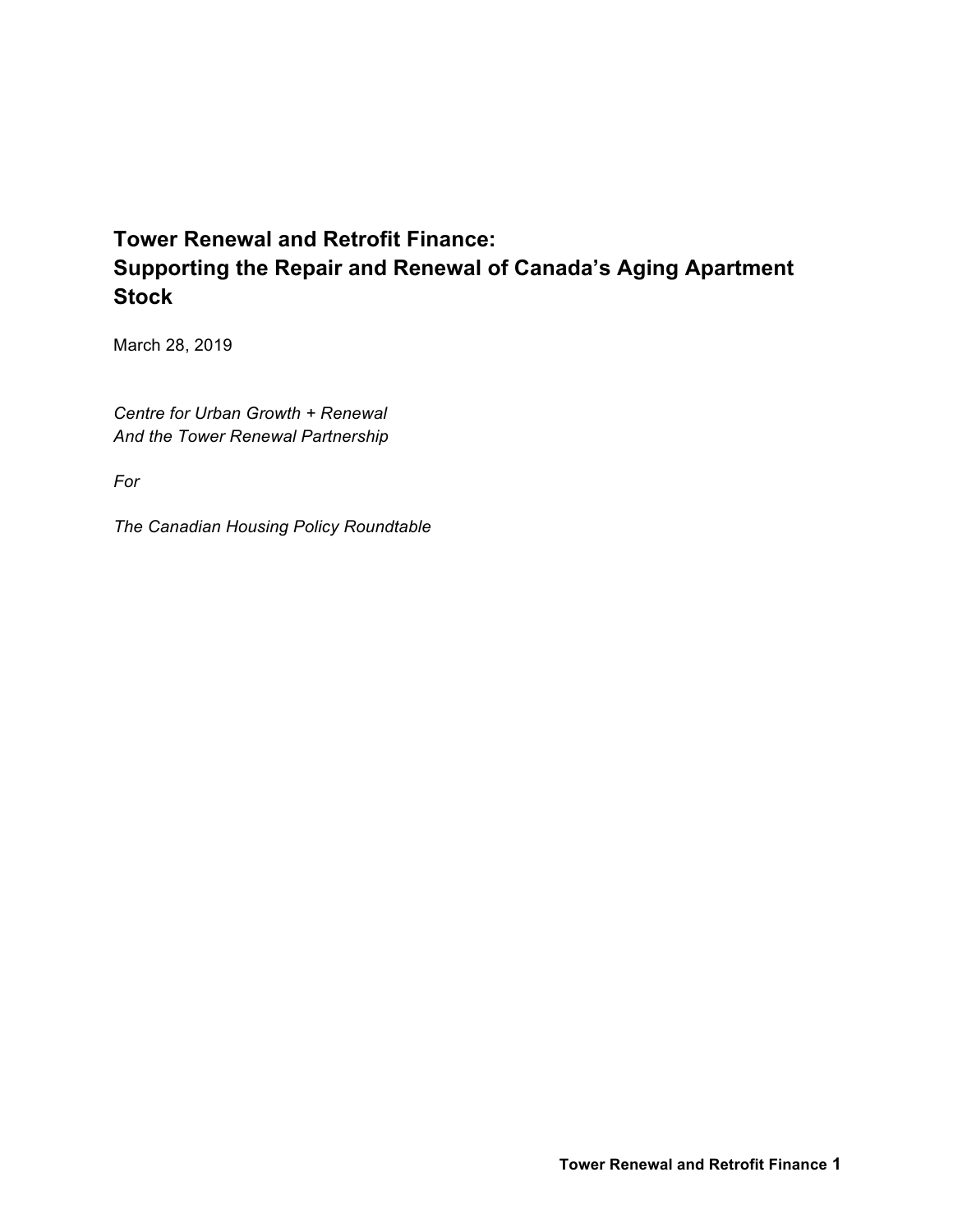# Tower Renewal and Retrofit Finance: Supporting the Repair and Renewal of Canada's Aging Apartment Stock

March 28, 2019

*Centre for Urban Growth + Renewal*
*And the Tower Renewal Partnership*

*For*

*The Canadian Housing Policy Roundtable*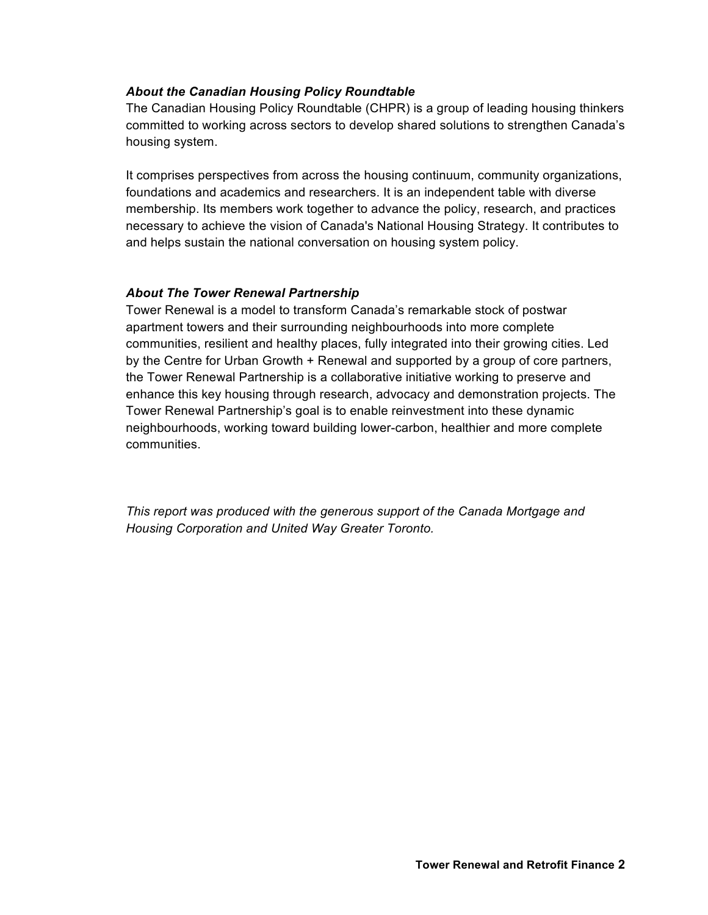***About the Canadian Housing Policy Roundtable***

The Canadian Housing Policy Roundtable (CHPR) is a group of leading housing thinkers committed to working across sectors to develop shared solutions to strengthen Canada's housing system.

It comprises perspectives from across the housing continuum, community organizations, foundations and academics and researchers. It is an independent table with diverse membership. Its members work together to advance the policy, research, and practices necessary to achieve the vision of Canada's National Housing Strategy. It contributes to and helps sustain the national conversation on housing system policy.

***About The Tower Renewal Partnership***

Tower Renewal is a model to transform Canada's remarkable stock of postwar apartment towers and their surrounding neighbourhoods into more complete communities, resilient and healthy places, fully integrated into their growing cities. Led by the Centre for Urban Growth + Renewal and supported by a group of core partners, the Tower Renewal Partnership is a collaborative initiative working to preserve and enhance this key housing through research, advocacy and demonstration projects. The Tower Renewal Partnership's goal is to enable reinvestment into these dynamic neighbourhoods, working toward building lower-carbon, healthier and more complete communities.

*This report was produced with the generous support of the Canada Mortgage and Housing Corporation and United Way Greater Toronto.*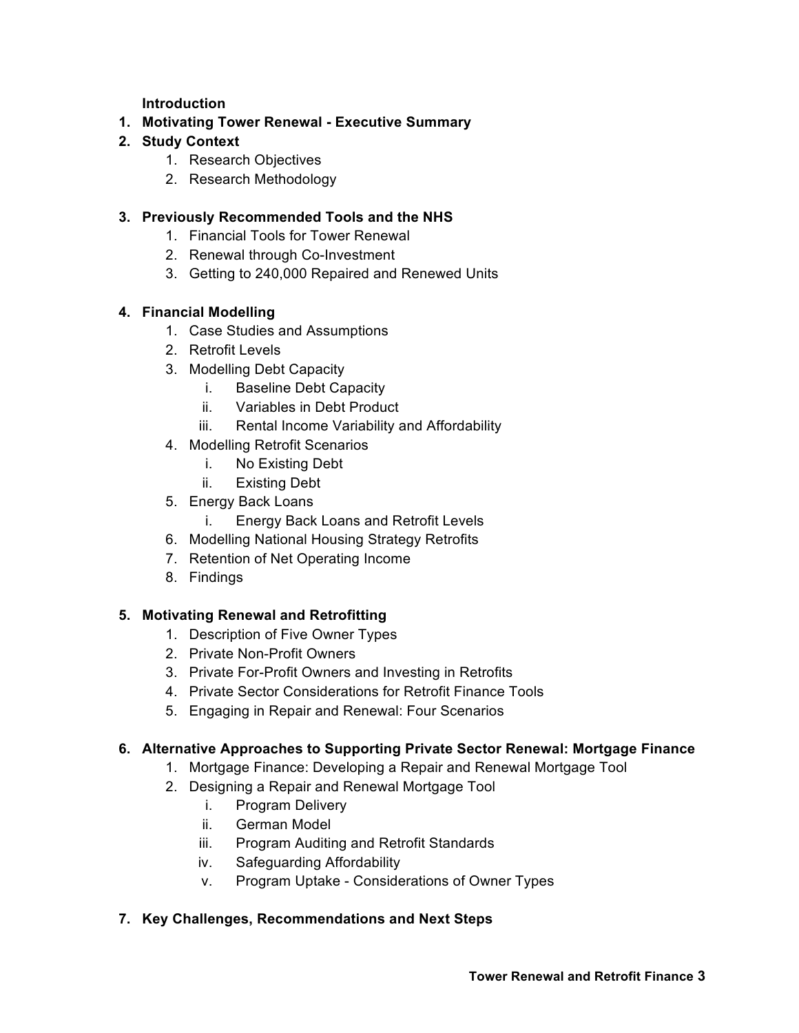**Introduction**

1. **Motivating Tower Renewal - Executive Summary**
2. **Study Context**
    1. Research Objectives
    2. Research Methodology
3. **Previously Recommended Tools and the NHS**
    1. Financial Tools for Tower Renewal
    2. Renewal through Co-Investment
    3. Getting to 240,000 Repaired and Renewed Units
4. **Financial Modelling**
    1. Case Studies and Assumptions
    2. Retrofit Levels
    3. Modelling Debt Capacity
        1. Baseline Debt Capacity
        2. Variables in Debt Product
        3. Rental Income Variability and Affordability
    4. Modelling Retrofit Scenarios
        1. No Existing Debt
        2. Existing Debt
    5. Energy Back Loans
        1. Energy Back Loans and Retrofit Levels
    6. Modelling National Housing Strategy Retrofits
    7. Retention of Net Operating Income
    8. Findings
5. **Motivating Renewal and Retrofitting**
    1. Description of Five Owner Types
    2. Private Non-Profit Owners
    3. Private For-Profit Owners and Investing in Retrofits
    4. Private Sector Considerations for Retrofit Finance Tools
    5. Engaging in Repair and Renewal: Four Scenarios
6. **Alternative Approaches to Supporting Private Sector Renewal: Mortgage Finance**
    1. Mortgage Finance: Developing a Repair and Renewal Mortgage Tool
    2. Designing a Repair and Renewal Mortgage Tool
        1. Program Delivery
        2. German Model
        3. Program Auditing and Retrofit Standards
        4. Safeguarding Affordability
        5. Program Uptake - Considerations of Owner Types
7. **Key Challenges, Recommendations and Next Steps**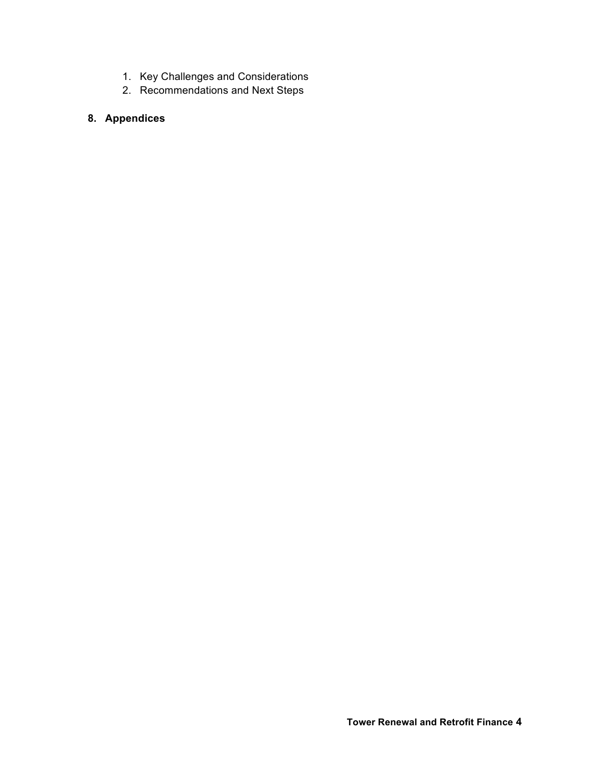1. Key Challenges and Considerations
2. Recommendations and Next Steps

**8. Appendices**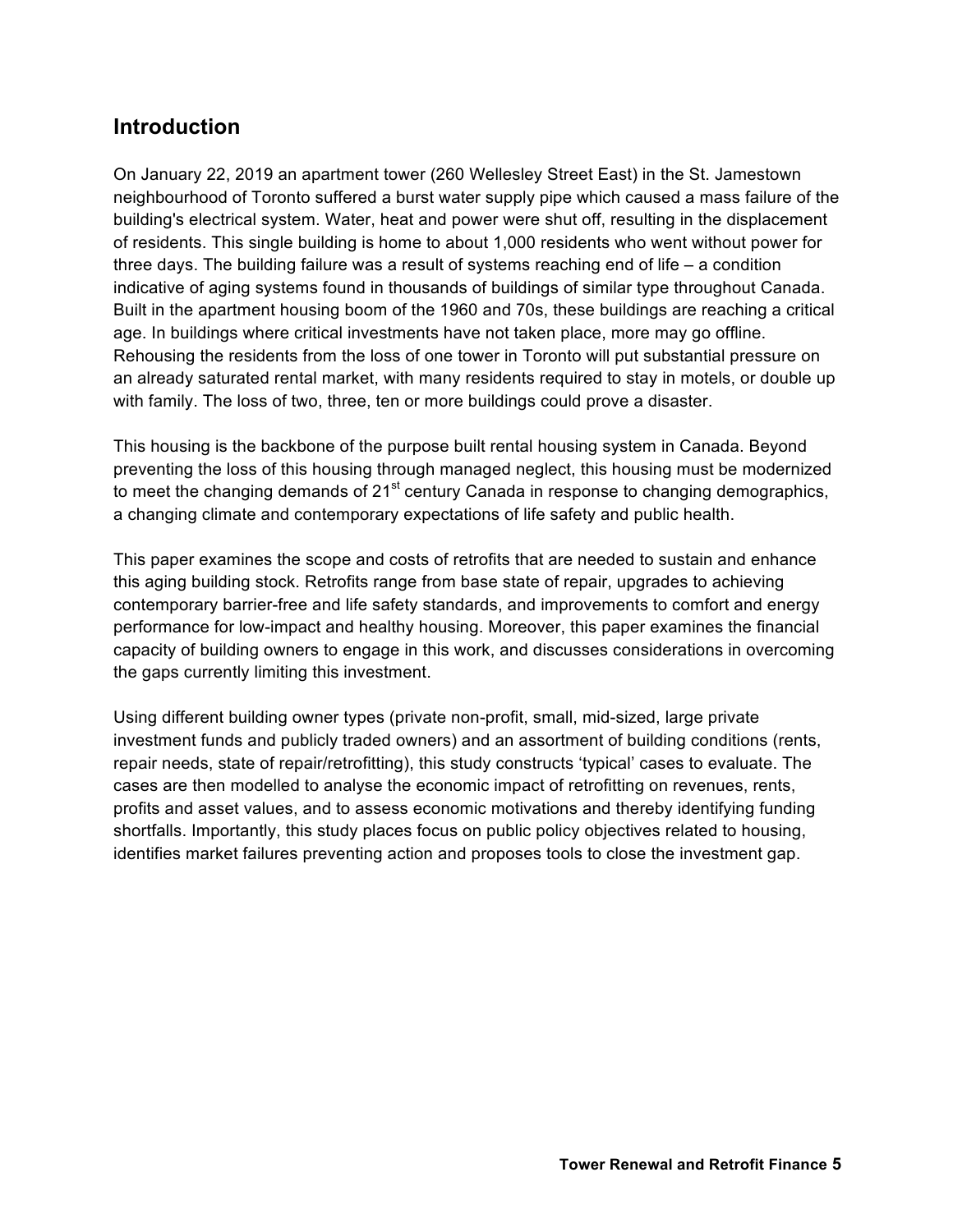## Introduction

On January 22, 2019 an apartment tower (260 Wellesley Street East) in the St. Jamestown neighbourhood of Toronto suffered a burst water supply pipe which caused a mass failure of the building's electrical system. Water, heat and power were shut off, resulting in the displacement of residents. This single building is home to about 1,000 residents who went without power for three days. The building failure was a result of systems reaching end of life – a condition indicative of aging systems found in thousands of buildings of similar type throughout Canada. Built in the apartment housing boom of the 1960 and 70s, these buildings are reaching a critical age. In buildings where critical investments have not taken place, more may go offline. Rehousing the residents from the loss of one tower in Toronto will put substantial pressure on an already saturated rental market, with many residents required to stay in motels, or double up with family. The loss of two, three, ten or more buildings could prove a disaster.

This housing is the backbone of the purpose built rental housing system in Canada. Beyond preventing the loss of this housing through managed neglect, this housing must be modernized to meet the changing demands of 21st century Canada in response to changing demographics, a changing climate and contemporary expectations of life safety and public health.

This paper examines the scope and costs of retrofits that are needed to sustain and enhance this aging building stock. Retrofits range from base state of repair, upgrades to achieving contemporary barrier-free and life safety standards, and improvements to comfort and energy performance for low-impact and healthy housing. Moreover, this paper examines the financial capacity of building owners to engage in this work, and discusses considerations in overcoming the gaps currently limiting this investment.

Using different building owner types (private non-profit, small, mid-sized, large private investment funds and publicly traded owners) and an assortment of building conditions (rents, repair needs, state of repair/retrofitting), this study constructs 'typical' cases to evaluate. The cases are then modelled to analyse the economic impact of retrofitting on revenues, rents, profits and asset values, and to assess economic motivations and thereby identifying funding shortfalls. Importantly, this study places focus on public policy objectives related to housing, identifies market failures preventing action and proposes tools to close the investment gap.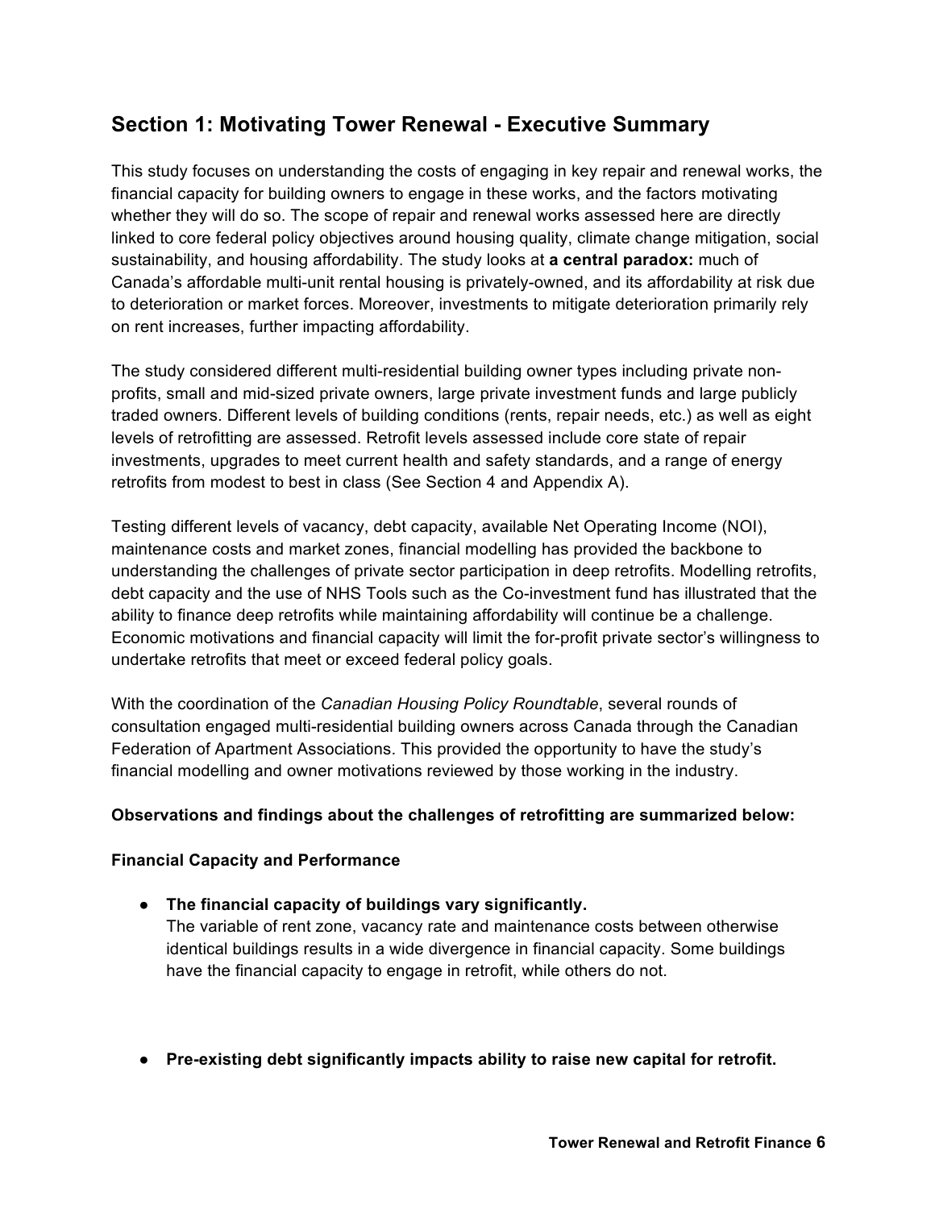## Section 1: Motivating Tower Renewal - Executive Summary

This study focuses on understanding the costs of engaging in key repair and renewal works, the financial capacity for building owners to engage in these works, and the factors motivating whether they will do so. The scope of repair and renewal works assessed here are directly linked to core federal policy objectives around housing quality, climate change mitigation, social sustainability, and housing affordability. The study looks at **a central paradox:** much of Canada's affordable multi-unit rental housing is privately-owned, and its affordability at risk due to deterioration or market forces. Moreover, investments to mitigate deterioration primarily rely on rent increases, further impacting affordability.

The study considered different multi-residential building owner types including private non-profits, small and mid-sized private owners, large private investment funds and large publicly traded owners. Different levels of building conditions (rents, repair needs, etc.) as well as eight levels of retrofitting are assessed. Retrofit levels assessed include core state of repair investments, upgrades to meet current health and safety standards, and a range of energy retrofits from modest to best in class (See Section 4 and Appendix A).

Testing different levels of vacancy, debt capacity, available Net Operating Income (NOI), maintenance costs and market zones, financial modelling has provided the backbone to understanding the challenges of private sector participation in deep retrofits. Modelling retrofits, debt capacity and the use of NHS Tools such as the Co-investment fund has illustrated that the ability to finance deep retrofits while maintaining affordability will continue be a challenge. Economic motivations and financial capacity will limit the for-profit private sector's willingness to undertake retrofits that meet or exceed federal policy goals.

With the coordination of the *Canadian Housing Policy Roundtable*, several rounds of consultation engaged multi-residential building owners across Canada through the Canadian Federation of Apartment Associations. This provided the opportunity to have the study's financial modelling and owner motivations reviewed by those working in the industry.

**Observations and findings about the challenges of retrofitting are summarized below:**

**Financial Capacity and Performance**

- **The financial capacity of buildings vary significantly.**
  The variable of rent zone, vacancy rate and maintenance costs between otherwise identical buildings results in a wide divergence in financial capacity. Some buildings have the financial capacity to engage in retrofit, while others do not.

- **Pre-existing debt significantly impacts ability to raise new capital for retrofit.**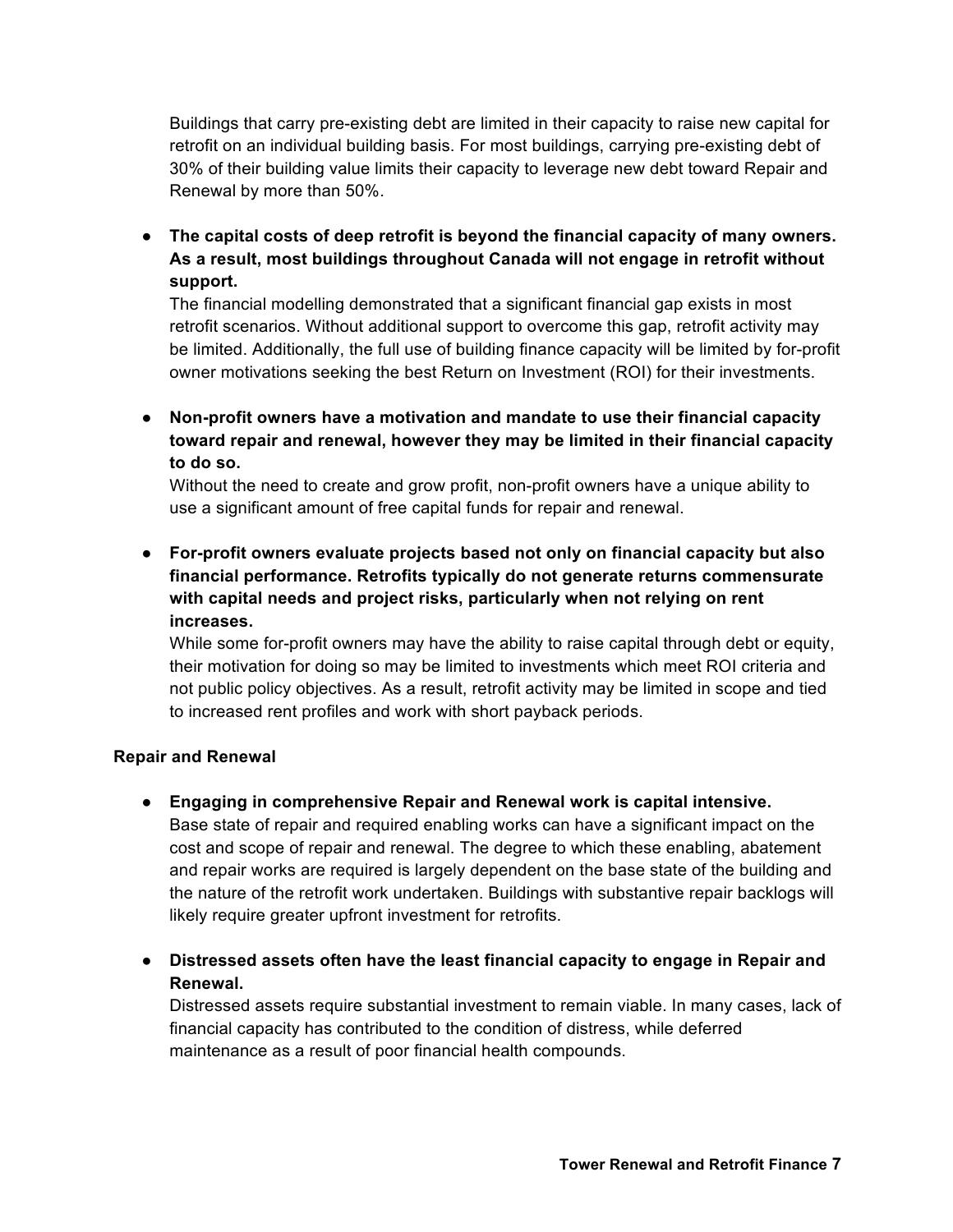Buildings that carry pre-existing debt are limited in their capacity to raise new capital for retrofit on an individual building basis. For most buildings, carrying pre-existing debt of 30% of their building value limits their capacity to leverage new debt toward Repair and Renewal by more than 50%.

- **The capital costs of deep retrofit is beyond the financial capacity of many owners. As a result, most buildings throughout Canada will not engage in retrofit without support.**
  The financial modelling demonstrated that a significant financial gap exists in most retrofit scenarios. Without additional support to overcome this gap, retrofit activity may be limited. Additionally, the full use of building finance capacity will be limited by for-profit owner motivations seeking the best Return on Investment (ROI) for their investments.

- **Non-profit owners have a motivation and mandate to use their financial capacity toward repair and renewal, however they may be limited in their financial capacity to do so.**
  Without the need to create and grow profit, non-profit owners have a unique ability to use a significant amount of free capital funds for repair and renewal.

- **For-profit owners evaluate projects based not only on financial capacity but also financial performance. Retrofits typically do not generate returns commensurate with capital needs and project risks, particularly when not relying on rent increases.**
  While some for-profit owners may have the ability to raise capital through debt or equity, their motivation for doing so may be limited to investments which meet ROI criteria and not public policy objectives. As a result, retrofit activity may be limited in scope and tied to increased rent profiles and work with short payback periods.

**Repair and Renewal**

- **Engaging in comprehensive Repair and Renewal work is capital intensive.**
  Base state of repair and required enabling works can have a significant impact on the cost and scope of repair and renewal. The degree to which these enabling, abatement and repair works are required is largely dependent on the base state of the building and the nature of the retrofit work undertaken. Buildings with substantive repair backlogs will likely require greater upfront investment for retrofits.

- **Distressed assets often have the least financial capacity to engage in Repair and Renewal.**
  Distressed assets require substantial investment to remain viable. In many cases, lack of financial capacity has contributed to the condition of distress, while deferred maintenance as a result of poor financial health compounds.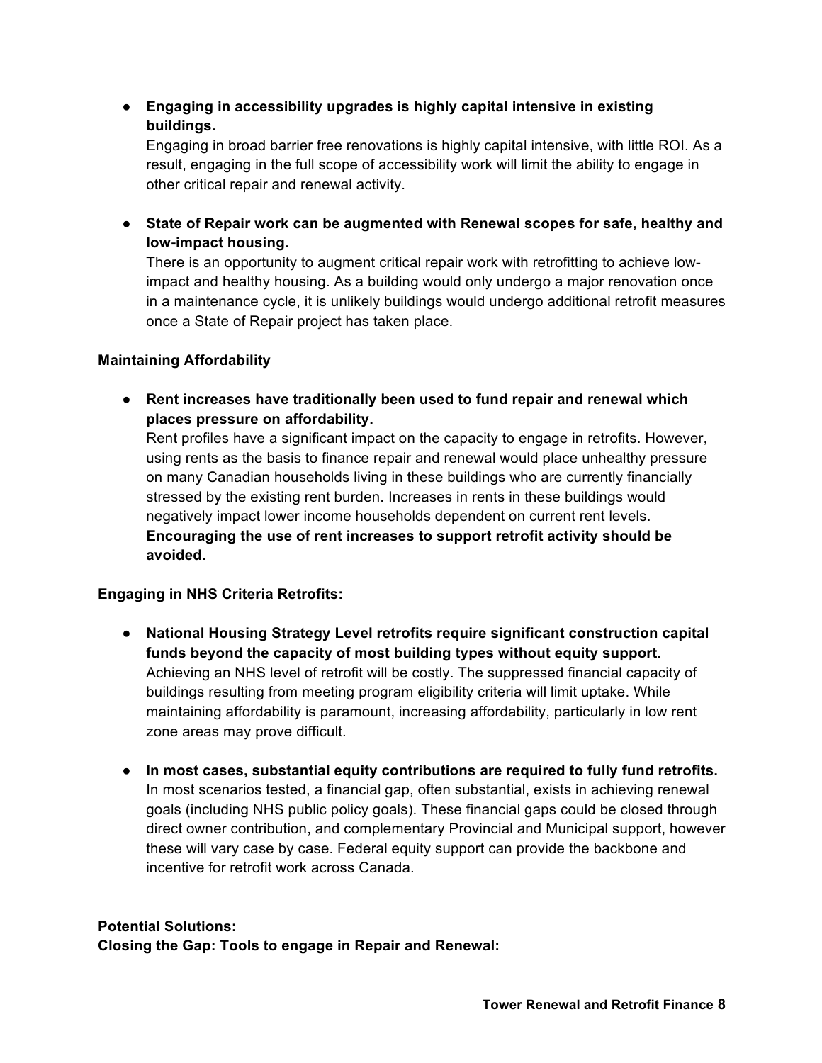- **Engaging in accessibility upgrades is highly capital intensive in existing buildings.**
  Engaging in broad barrier free renovations is highly capital intensive, with little ROI. As a result, engaging in the full scope of accessibility work will limit the ability to engage in other critical repair and renewal activity.

- **State of Repair work can be augmented with Renewal scopes for safe, healthy and low-impact housing.**
  There is an opportunity to augment critical repair work with retrofitting to achieve low-impact and healthy housing. As a building would only undergo a major renovation once in a maintenance cycle, it is unlikely buildings would undergo additional retrofit measures once a State of Repair project has taken place.

**Maintaining Affordability**

- **Rent increases have traditionally been used to fund repair and renewal which places pressure on affordability.**
  Rent profiles have a significant impact on the capacity to engage in retrofits. However, using rents as the basis to finance repair and renewal would place unhealthy pressure on many Canadian households living in these buildings who are currently financially stressed by the existing rent burden. Increases in rents in these buildings would negatively impact lower income households dependent on current rent levels. **Encouraging the use of rent increases to support retrofit activity should be avoided.**

**Engaging in NHS Criteria Retrofits:**

- **National Housing Strategy Level retrofits require significant construction capital funds beyond the capacity of most building types without equity support.**
  Achieving an NHS level of retrofit will be costly. The suppressed financial capacity of buildings resulting from meeting program eligibility criteria will limit uptake. While maintaining affordability is paramount, increasing affordability, particularly in low rent zone areas may prove difficult.

- **In most cases, substantial equity contributions are required to fully fund retrofits.**
  In most scenarios tested, a financial gap, often substantial, exists in achieving renewal goals (including NHS public policy goals). These financial gaps could be closed through direct owner contribution, and complementary Provincial and Municipal support, however these will vary case by case. Federal equity support can provide the backbone and incentive for retrofit work across Canada.

**Potential Solutions:**
**Closing the Gap: Tools to engage in Repair and Renewal:**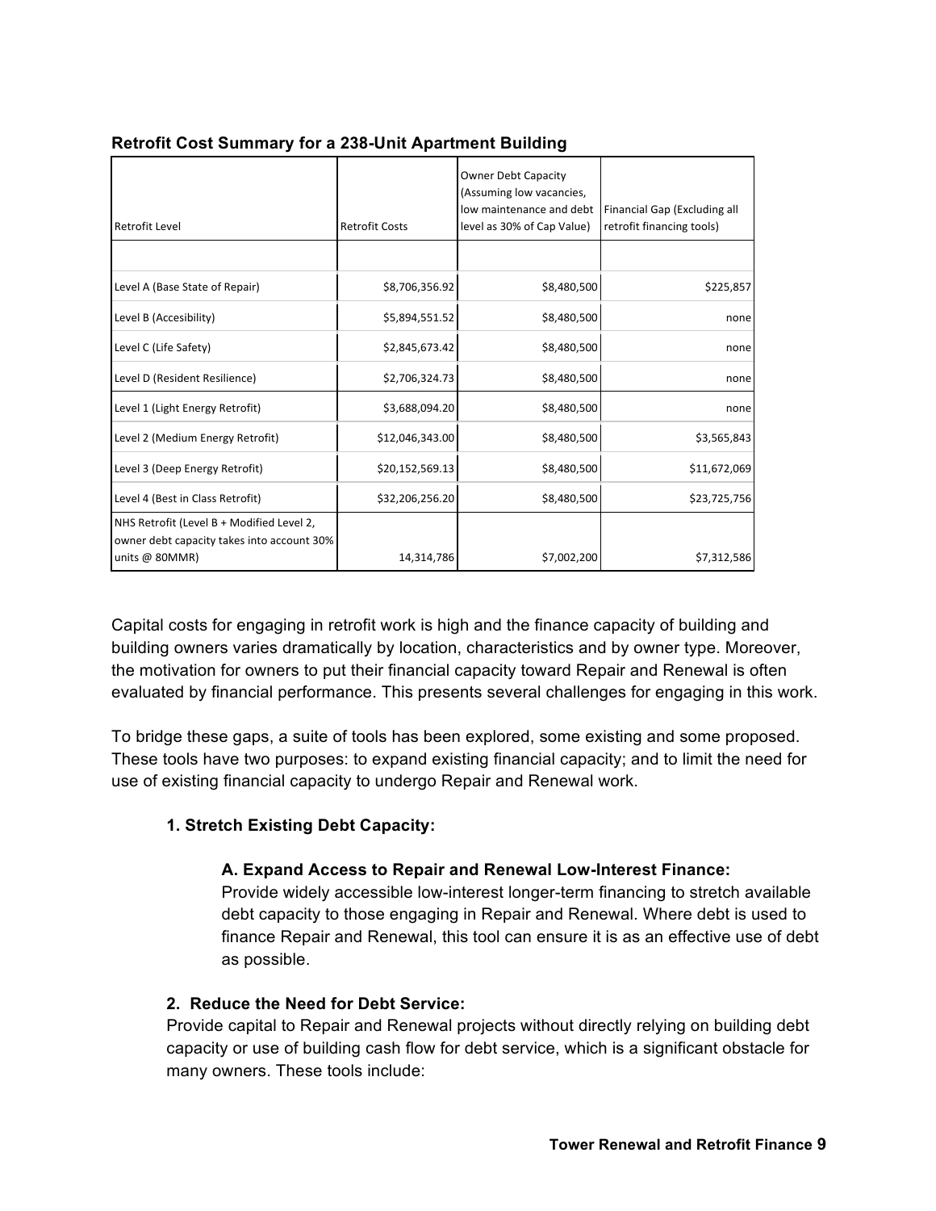**Retrofit Cost Summary for a 238-Unit Apartment Building**

| Retrofit Level | Retrofit Costs | Owner Debt Capacity (Assuming low vacancies, low maintenance and debt level as 30% of Cap Value) | Financial Gap (Excluding all retrofit financing tools) |
|---|---|---|---|
| | | | |
| Level A (Base State of Repair) | $8,706,356.92 | $8,480,500 | $225,857 |
| Level B (Accesibility) | $5,894,551.52 | $8,480,500 | none |
| Level C (Life Safety) | $2,845,673.42 | $8,480,500 | none |
| Level D (Resident Resilience) | $2,706,324.73 | $8,480,500 | none |
| Level 1 (Light Energy Retrofit) | $3,688,094.20 | $8,480,500 | none |
| Level 2 (Medium Energy Retrofit) | $12,046,343.00 | $8,480,500 | $3,565,843 |
| Level 3 (Deep Energy Retrofit) | $20,152,569.13 | $8,480,500 | $11,672,069 |
| Level 4 (Best in Class Retrofit) | $32,206,256.20 | $8,480,500 | $23,725,756 |
| NHS Retrofit (Level B + Modified Level 2, owner debt capacity takes into account 30% units @ 80MMR) | 14,314,786 | $7,002,200 | $7,312,586 |

Capital costs for engaging in retrofit work is high and the finance capacity of building and building owners varies dramatically by location, characteristics and by owner type. Moreover, the motivation for owners to put their financial capacity toward Repair and Renewal is often evaluated by financial performance. This presents several challenges for engaging in this work.

To bridge these gaps, a suite of tools has been explored, some existing and some proposed. These tools have two purposes: to expand existing financial capacity; and to limit the need for use of existing financial capacity to undergo Repair and Renewal work.

**1. Stretch Existing Debt Capacity:**

**A. Expand Access to Repair and Renewal Low-Interest Finance:**
Provide widely accessible low-interest longer-term financing to stretch available debt capacity to those engaging in Repair and Renewal. Where debt is used to finance Repair and Renewal, this tool can ensure it is as an effective use of debt as possible.

**2. Reduce the Need for Debt Service:**
Provide capital to Repair and Renewal projects without directly relying on building debt capacity or use of building cash flow for debt service, which is a significant obstacle for many owners. These tools include: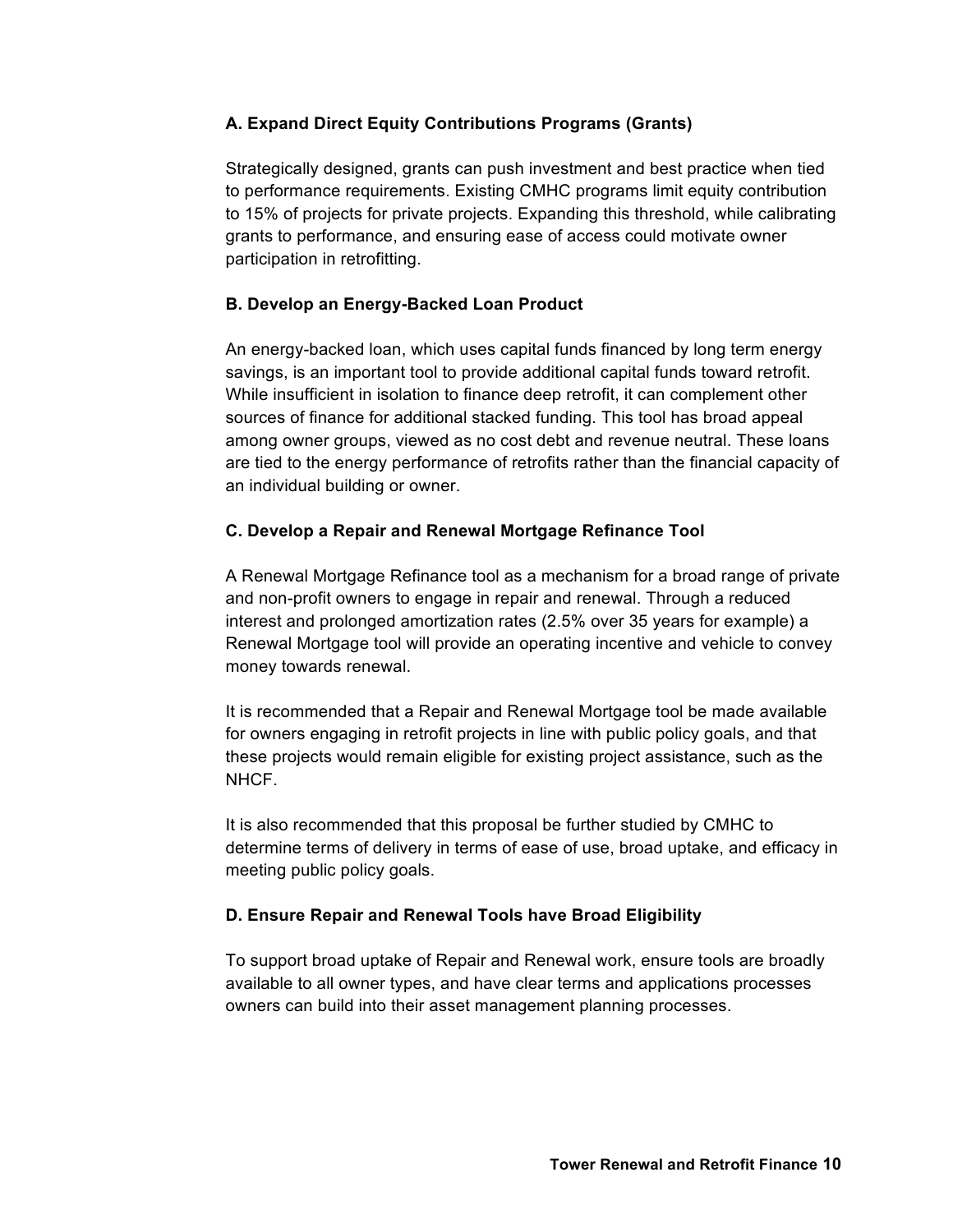### A. Expand Direct Equity Contributions Programs (Grants)

Strategically designed, grants can push investment and best practice when tied to performance requirements. Existing CMHC programs limit equity contribution to 15% of projects for private projects. Expanding this threshold, while calibrating grants to performance, and ensuring ease of access could motivate owner participation in retrofitting.

### B. Develop an Energy-Backed Loan Product

An energy-backed loan, which uses capital funds financed by long term energy savings, is an important tool to provide additional capital funds toward retrofit. While insufficient in isolation to finance deep retrofit, it can complement other sources of finance for additional stacked funding. This tool has broad appeal among owner groups, viewed as no cost debt and revenue neutral. These loans are tied to the energy performance of retrofits rather than the financial capacity of an individual building or owner.

### C. Develop a Repair and Renewal Mortgage Refinance Tool

A Renewal Mortgage Refinance tool as a mechanism for a broad range of private and non-profit owners to engage in repair and renewal. Through a reduced interest and prolonged amortization rates (2.5% over 35 years for example) a Renewal Mortgage tool will provide an operating incentive and vehicle to convey money towards renewal.

It is recommended that a Repair and Renewal Mortgage tool be made available for owners engaging in retrofit projects in line with public policy goals, and that these projects would remain eligible for existing project assistance, such as the NHCF.

It is also recommended that this proposal be further studied by CMHC to determine terms of delivery in terms of ease of use, broad uptake, and efficacy in meeting public policy goals.

### D. Ensure Repair and Renewal Tools have Broad Eligibility

To support broad uptake of Repair and Renewal work, ensure tools are broadly available to all owner types, and have clear terms and applications processes owners can build into their asset management planning processes.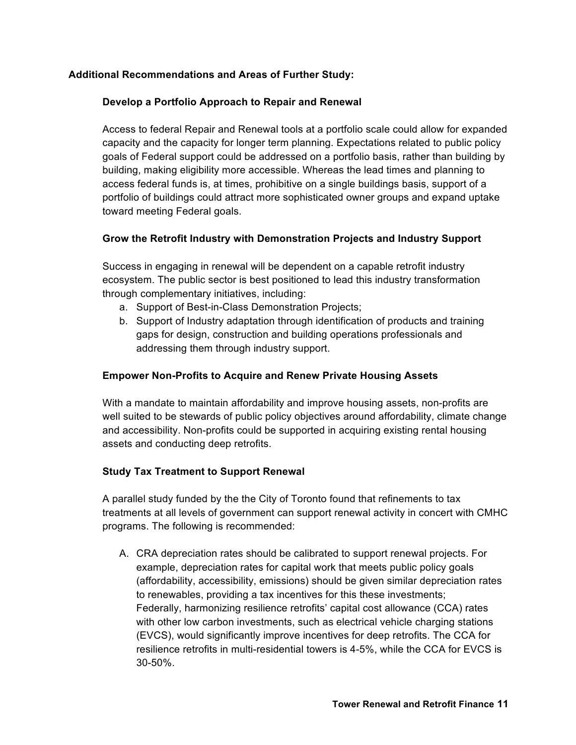**Additional Recommendations and Areas of Further Study:**

**Develop a Portfolio Approach to Repair and Renewal**

Access to federal Repair and Renewal tools at a portfolio scale could allow for expanded capacity and the capacity for longer term planning. Expectations related to public policy goals of Federal support could be addressed on a portfolio basis, rather than building by building, making eligibility more accessible. Whereas the lead times and planning to access federal funds is, at times, prohibitive on a single buildings basis, support of a portfolio of buildings could attract more sophisticated owner groups and expand uptake toward meeting Federal goals.

**Grow the Retrofit Industry with Demonstration Projects and Industry Support**

Success in engaging in renewal will be dependent on a capable retrofit industry ecosystem. The public sector is best positioned to lead this industry transformation through complementary initiatives, including:

a. Support of Best-in-Class Demonstration Projects;
b. Support of Industry adaptation through identification of products and training gaps for design, construction and building operations professionals and addressing them through industry support.

**Empower Non-Profits to Acquire and Renew Private Housing Assets**

With a mandate to maintain affordability and improve housing assets, non-profits are well suited to be stewards of public policy objectives around affordability, climate change and accessibility. Non-profits could be supported in acquiring existing rental housing assets and conducting deep retrofits.

**Study Tax Treatment to Support Renewal**

A parallel study funded by the the City of Toronto found that refinements to tax treatments at all levels of government can support renewal activity in concert with CMHC programs. The following is recommended:

A. CRA depreciation rates should be calibrated to support renewal projects. For example, depreciation rates for capital work that meets public policy goals (affordability, accessibility, emissions) should be given similar depreciation rates to renewables, providing a tax incentives for this these investments; Federally, harmonizing resilience retrofits' capital cost allowance (CCA) rates with other low carbon investments, such as electrical vehicle charging stations (EVCS), would significantly improve incentives for deep retrofits. The CCA for resilience retrofits in multi-residential towers is 4-5%, while the CCA for EVCS is 30-50%.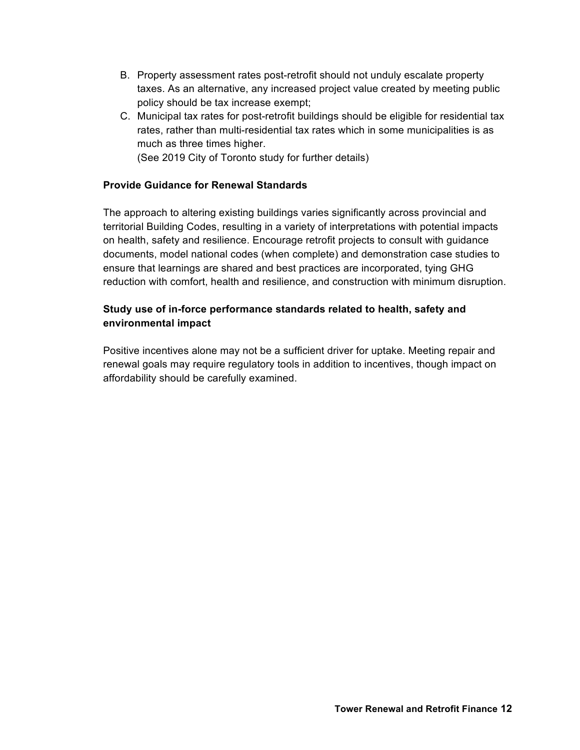B. Property assessment rates post-retrofit should not unduly escalate property taxes. As an alternative, any increased project value created by meeting public policy should be tax increase exempt;
C. Municipal tax rates for post-retrofit buildings should be eligible for residential tax rates, rather than multi-residential tax rates which in some municipalities is as much as three times higher.
   (See 2019 City of Toronto study for further details)

**Provide Guidance for Renewal Standards**

The approach to altering existing buildings varies significantly across provincial and territorial Building Codes, resulting in a variety of interpretations with potential impacts on health, safety and resilience. Encourage retrofit projects to consult with guidance documents, model national codes (when complete) and demonstration case studies to ensure that learnings are shared and best practices are incorporated, tying GHG reduction with comfort, health and resilience, and construction with minimum disruption.

**Study use of in-force performance standards related to health, safety and environmental impact**

Positive incentives alone may not be a sufficient driver for uptake. Meeting repair and renewal goals may require regulatory tools in addition to incentives, though impact on affordability should be carefully examined.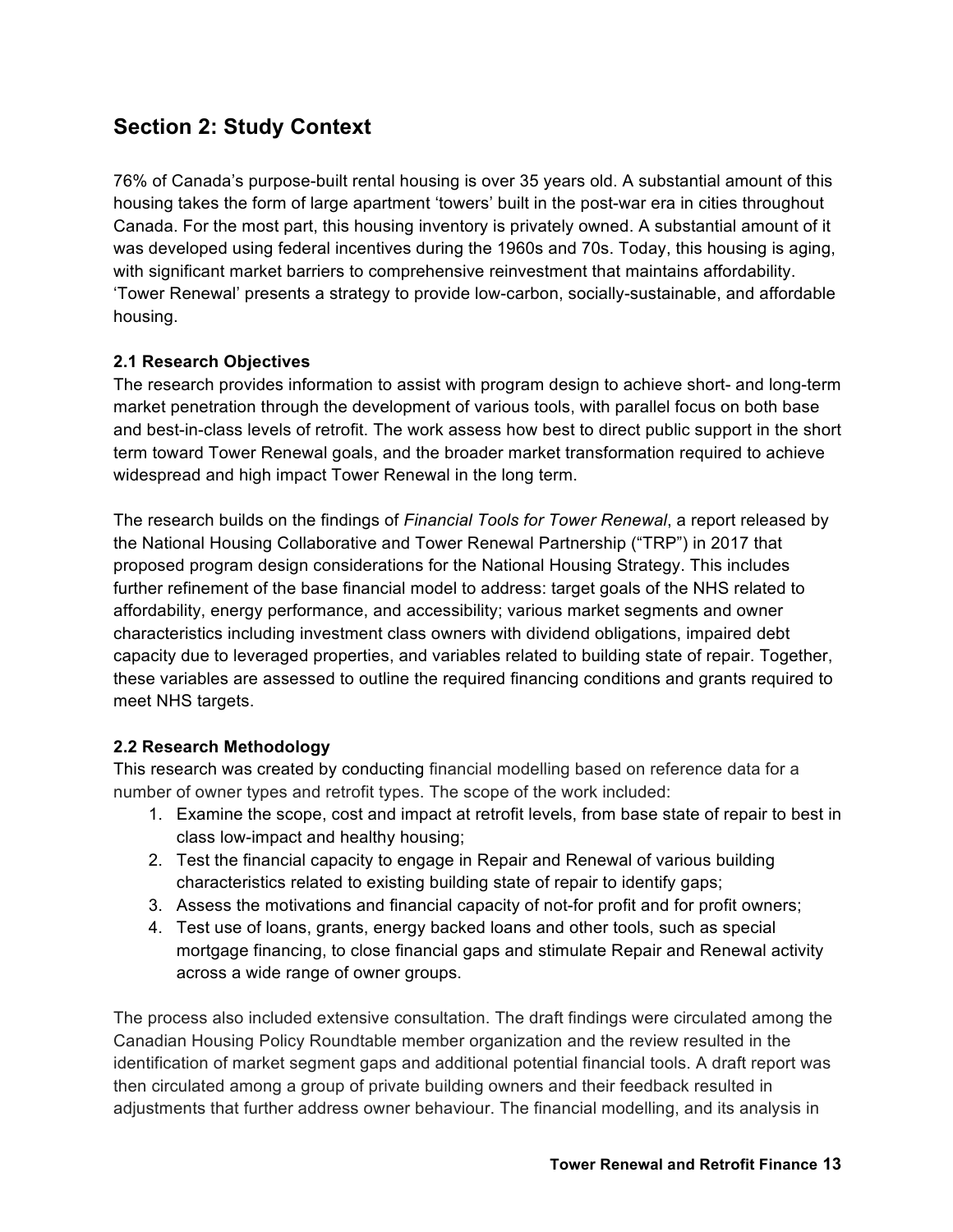## Section 2: Study Context

76% of Canada's purpose-built rental housing is over 35 years old. A substantial amount of this housing takes the form of large apartment 'towers' built in the post-war era in cities throughout Canada. For the most part, this housing inventory is privately owned. A substantial amount of it was developed using federal incentives during the 1960s and 70s. Today, this housing is aging, with significant market barriers to comprehensive reinvestment that maintains affordability. 'Tower Renewal' presents a strategy to provide low-carbon, socially-sustainable, and affordable housing.

### 2.1 Research Objectives

The research provides information to assist with program design to achieve short- and long-term market penetration through the development of various tools, with parallel focus on both base and best-in-class levels of retrofit. The work assess how best to direct public support in the short term toward Tower Renewal goals, and the broader market transformation required to achieve widespread and high impact Tower Renewal in the long term.

The research builds on the findings of *Financial Tools for Tower Renewal*, a report released by the National Housing Collaborative and Tower Renewal Partnership ("TRP") in 2017 that proposed program design considerations for the National Housing Strategy. This includes further refinement of the base financial model to address: target goals of the NHS related to affordability, energy performance, and accessibility; various market segments and owner characteristics including investment class owners with dividend obligations, impaired debt capacity due to leveraged properties, and variables related to building state of repair. Together, these variables are assessed to outline the required financing conditions and grants required to meet NHS targets.

### 2.2 Research Methodology

This research was created by conducting financial modelling based on reference data for a number of owner types and retrofit types. The scope of the work included:

1. Examine the scope, cost and impact at retrofit levels, from base state of repair to best in class low-impact and healthy housing;
2. Test the financial capacity to engage in Repair and Renewal of various building characteristics related to existing building state of repair to identify gaps;
3. Assess the motivations and financial capacity of not-for profit and for profit owners;
4. Test use of loans, grants, energy backed loans and other tools, such as special mortgage financing, to close financial gaps and stimulate Repair and Renewal activity across a wide range of owner groups.

The process also included extensive consultation. The draft findings were circulated among the Canadian Housing Policy Roundtable member organization and the review resulted in the identification of market segment gaps and additional potential financial tools. A draft report was then circulated among a group of private building owners and their feedback resulted in adjustments that further address owner behaviour. The financial modelling, and its analysis in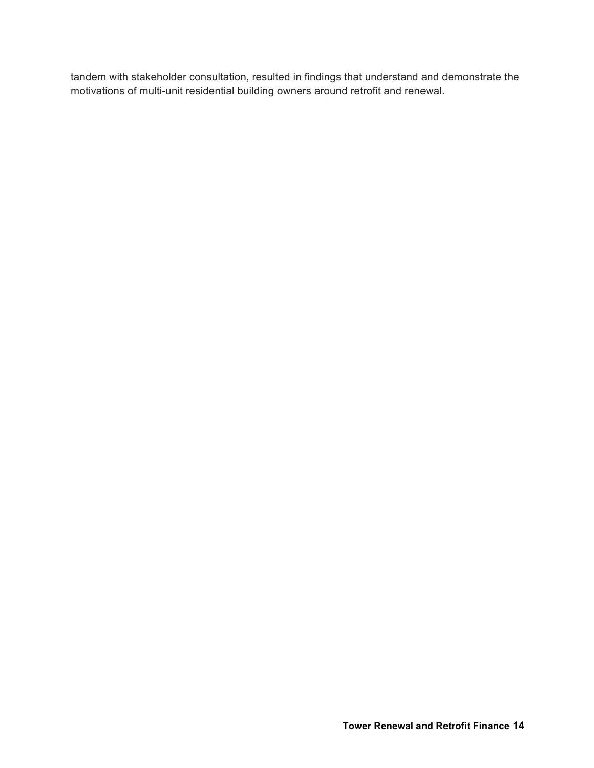tandem with stakeholder consultation, resulted in findings that understand and demonstrate the motivations of multi-unit residential building owners around retrofit and renewal.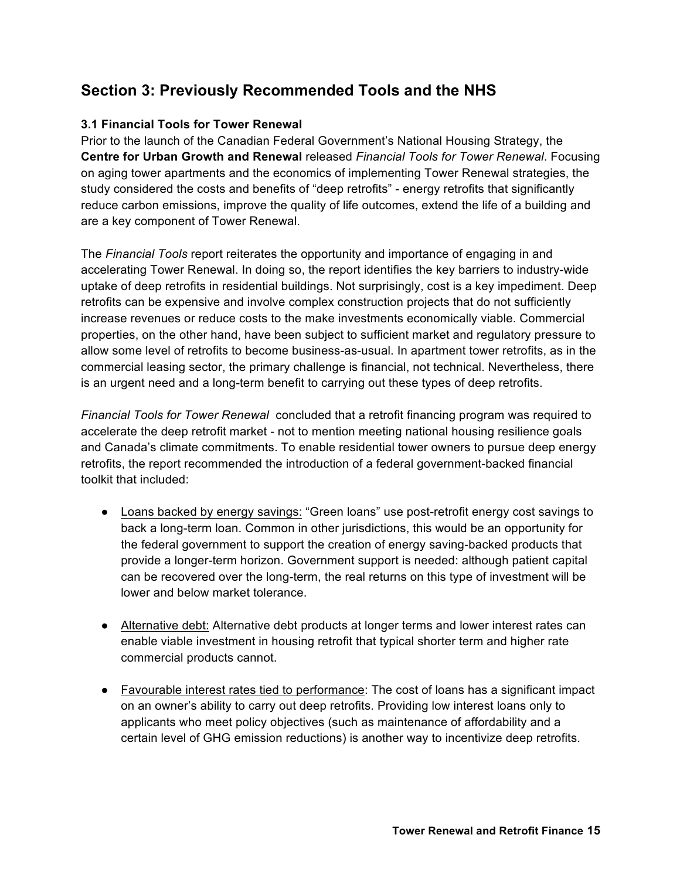## Section 3: Previously Recommended Tools and the NHS

### 3.1 Financial Tools for Tower Renewal

Prior to the launch of the Canadian Federal Government's National Housing Strategy, the **Centre for Urban Growth and Renewal** released *Financial Tools for Tower Renewal*. Focusing on aging tower apartments and the economics of implementing Tower Renewal strategies, the study considered the costs and benefits of "deep retrofits" - energy retrofits that significantly reduce carbon emissions, improve the quality of life outcomes, extend the life of a building and are a key component of Tower Renewal.

The *Financial Tools* report reiterates the opportunity and importance of engaging in and accelerating Tower Renewal. In doing so, the report identifies the key barriers to industry-wide uptake of deep retrofits in residential buildings. Not surprisingly, cost is a key impediment. Deep retrofits can be expensive and involve complex construction projects that do not sufficiently increase revenues or reduce costs to the make investments economically viable. Commercial properties, on the other hand, have been subject to sufficient market and regulatory pressure to allow some level of retrofits to become business-as-usual. In apartment tower retrofits, as in the commercial leasing sector, the primary challenge is financial, not technical. Nevertheless, there is an urgent need and a long-term benefit to carrying out these types of deep retrofits.

*Financial Tools for Tower Renewal* concluded that a retrofit financing program was required to accelerate the deep retrofit market - not to mention meeting national housing resilience goals and Canada's climate commitments. To enable residential tower owners to pursue deep energy retrofits, the report recommended the introduction of a federal government-backed financial toolkit that included:

- <u>Loans backed by energy savings:</u> "Green loans" use post-retrofit energy cost savings to back a long-term loan. Common in other jurisdictions, this would be an opportunity for the federal government to support the creation of energy saving-backed products that provide a longer-term horizon. Government support is needed: although patient capital can be recovered over the long-term, the real returns on this type of investment will be lower and below market tolerance.

- <u>Alternative debt:</u> Alternative debt products at longer terms and lower interest rates can enable viable investment in housing retrofit that typical shorter term and higher rate commercial products cannot.

- <u>Favourable interest rates tied to performance</u>: The cost of loans has a significant impact on an owner's ability to carry out deep retrofits. Providing low interest loans only to applicants who meet policy objectives (such as maintenance of affordability and a certain level of GHG emission reductions) is another way to incentivize deep retrofits.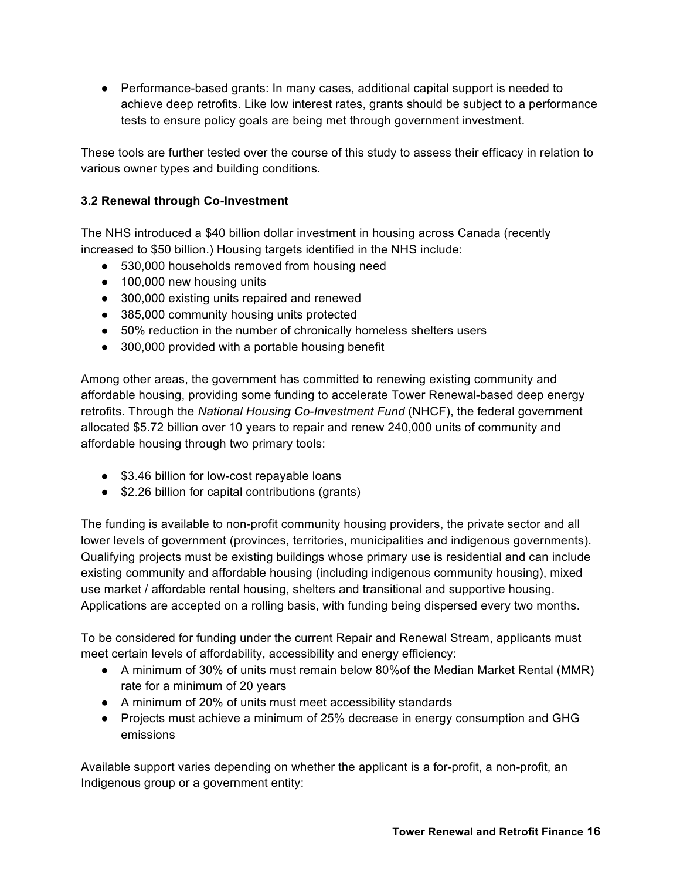- Performance-based grants: In many cases, additional capital support is needed to achieve deep retrofits. Like low interest rates, grants should be subject to a performance tests to ensure policy goals are being met through government investment.

These tools are further tested over the course of this study to assess their efficacy in relation to various owner types and building conditions.

### 3.2 Renewal through Co-Investment

The NHS introduced a $40 billion dollar investment in housing across Canada (recently increased to $50 billion.) Housing targets identified in the NHS include:

- 530,000 households removed from housing need
- 100,000 new housing units
- 300,000 existing units repaired and renewed
- 385,000 community housing units protected
- 50% reduction in the number of chronically homeless shelters users
- 300,000 provided with a portable housing benefit

Among other areas, the government has committed to renewing existing community and affordable housing, providing some funding to accelerate Tower Renewal-based deep energy retrofits. Through the *National Housing Co-Investment Fund* (NHCF), the federal government allocated $5.72 billion over 10 years to repair and renew 240,000 units of community and affordable housing through two primary tools:

- $3.46 billion for low-cost repayable loans
- $2.26 billion for capital contributions (grants)

The funding is available to non-profit community housing providers, the private sector and all lower levels of government (provinces, territories, municipalities and indigenous governments). Qualifying projects must be existing buildings whose primary use is residential and can include existing community and affordable housing (including indigenous community housing), mixed use market / affordable rental housing, shelters and transitional and supportive housing. Applications are accepted on a rolling basis, with funding being dispersed every two months.

To be considered for funding under the current Repair and Renewal Stream, applicants must meet certain levels of affordability, accessibility and energy efficiency:

- A minimum of 30% of units must remain below 80%of the Median Market Rental (MMR) rate for a minimum of 20 years
- A minimum of 20% of units must meet accessibility standards
- Projects must achieve a minimum of 25% decrease in energy consumption and GHG emissions

Available support varies depending on whether the applicant is a for-profit, a non-profit, an Indigenous group or a government entity: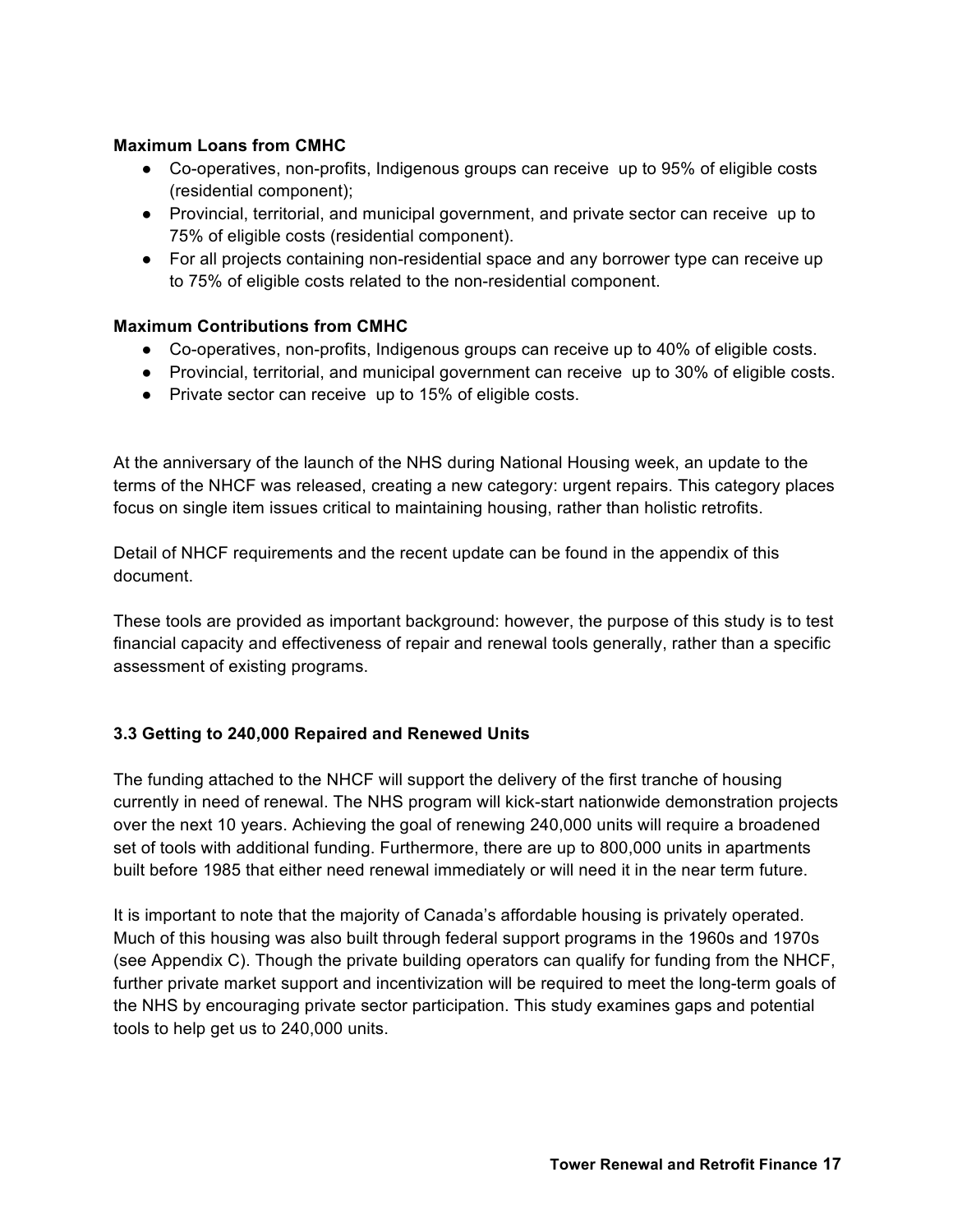**Maximum Loans from CMHC**

- Co-operatives, non-profits, Indigenous groups can receive up to 95% of eligible costs (residential component);
- Provincial, territorial, and municipal government, and private sector can receive up to 75% of eligible costs (residential component).
- For all projects containing non-residential space and any borrower type can receive up to 75% of eligible costs related to the non-residential component.

**Maximum Contributions from CMHC**

- Co-operatives, non-profits, Indigenous groups can receive up to 40% of eligible costs.
- Provincial, territorial, and municipal government can receive up to 30% of eligible costs.
- Private sector can receive up to 15% of eligible costs.

At the anniversary of the launch of the NHS during National Housing week, an update to the terms of the NHCF was released, creating a new category: urgent repairs. This category places focus on single item issues critical to maintaining housing, rather than holistic retrofits.

Detail of NHCF requirements and the recent update can be found in the appendix of this document.

These tools are provided as important background: however, the purpose of this study is to test financial capacity and effectiveness of repair and renewal tools generally, rather than a specific assessment of existing programs.

### 3.3 Getting to 240,000 Repaired and Renewed Units

The funding attached to the NHCF will support the delivery of the first tranche of housing currently in need of renewal. The NHS program will kick-start nationwide demonstration projects over the next 10 years. Achieving the goal of renewing 240,000 units will require a broadened set of tools with additional funding. Furthermore, there are up to 800,000 units in apartments built before 1985 that either need renewal immediately or will need it in the near term future.

It is important to note that the majority of Canada's affordable housing is privately operated. Much of this housing was also built through federal support programs in the 1960s and 1970s (see Appendix C). Though the private building operators can qualify for funding from the NHCF, further private market support and incentivization will be required to meet the long-term goals of the NHS by encouraging private sector participation. This study examines gaps and potential tools to help get us to 240,000 units.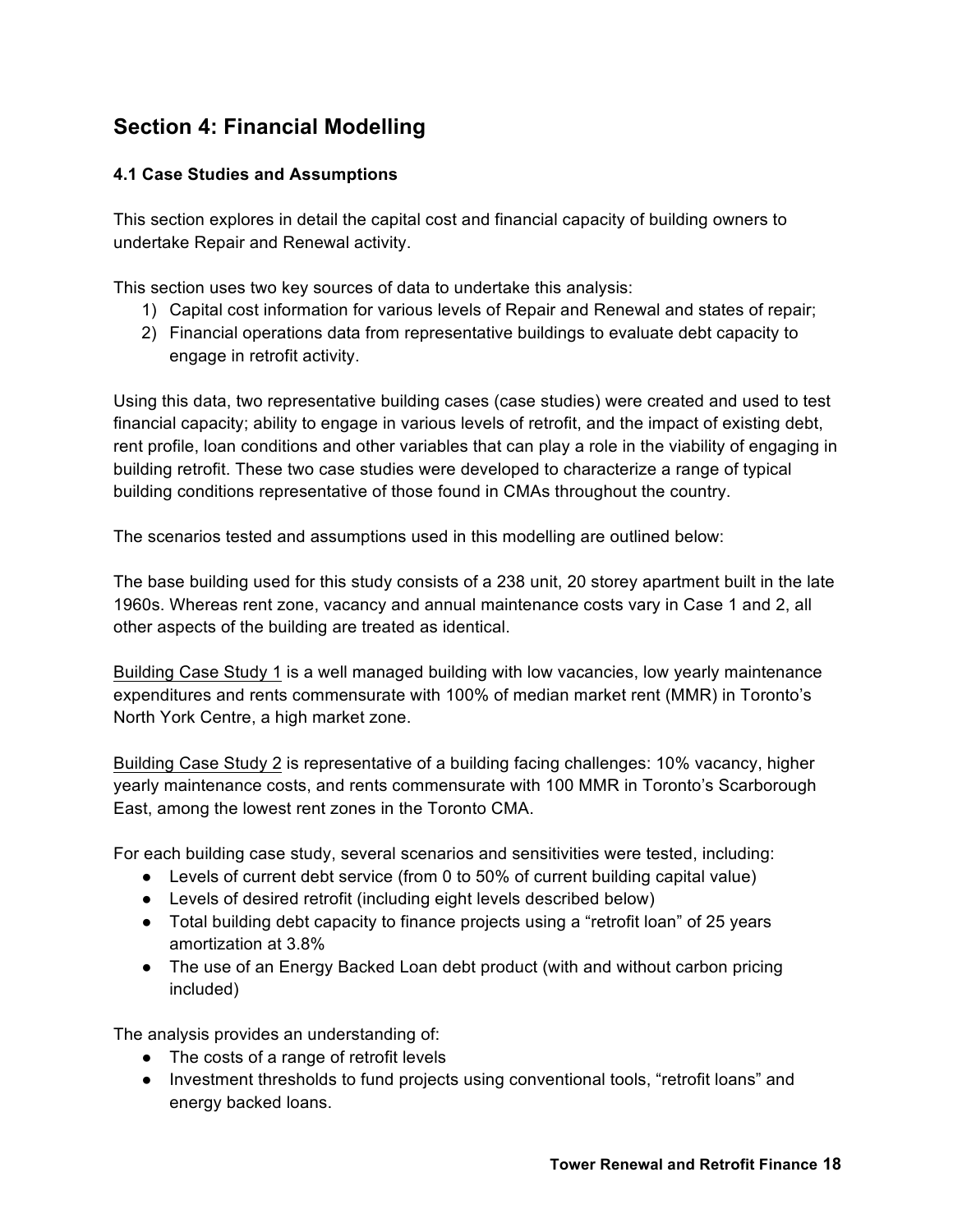## Section 4: Financial Modelling

### 4.1 Case Studies and Assumptions

This section explores in detail the capital cost and financial capacity of building owners to undertake Repair and Renewal activity.

This section uses two key sources of data to undertake this analysis:

1) Capital cost information for various levels of Repair and Renewal and states of repair;
2) Financial operations data from representative buildings to evaluate debt capacity to engage in retrofit activity.

Using this data, two representative building cases (case studies) were created and used to test financial capacity; ability to engage in various levels of retrofit, and the impact of existing debt, rent profile, loan conditions and other variables that can play a role in the viability of engaging in building retrofit. These two case studies were developed to characterize a range of typical building conditions representative of those found in CMAs throughout the country.

The scenarios tested and assumptions used in this modelling are outlined below:

The base building used for this study consists of a 238 unit, 20 storey apartment built in the late 1960s. Whereas rent zone, vacancy and annual maintenance costs vary in Case 1 and 2, all other aspects of the building are treated as identical.

Building Case Study 1 is a well managed building with low vacancies, low yearly maintenance expenditures and rents commensurate with 100% of median market rent (MMR) in Toronto's North York Centre, a high market zone.

Building Case Study 2 is representative of a building facing challenges: 10% vacancy, higher yearly maintenance costs, and rents commensurate with 100 MMR in Toronto's Scarborough East, among the lowest rent zones in the Toronto CMA.

For each building case study, several scenarios and sensitivities were tested, including:

- Levels of current debt service (from 0 to 50% of current building capital value)
- Levels of desired retrofit (including eight levels described below)
- Total building debt capacity to finance projects using a "retrofit loan" of 25 years amortization at 3.8%
- The use of an Energy Backed Loan debt product (with and without carbon pricing included)

The analysis provides an understanding of:

- The costs of a range of retrofit levels
- Investment thresholds to fund projects using conventional tools, "retrofit loans" and energy backed loans.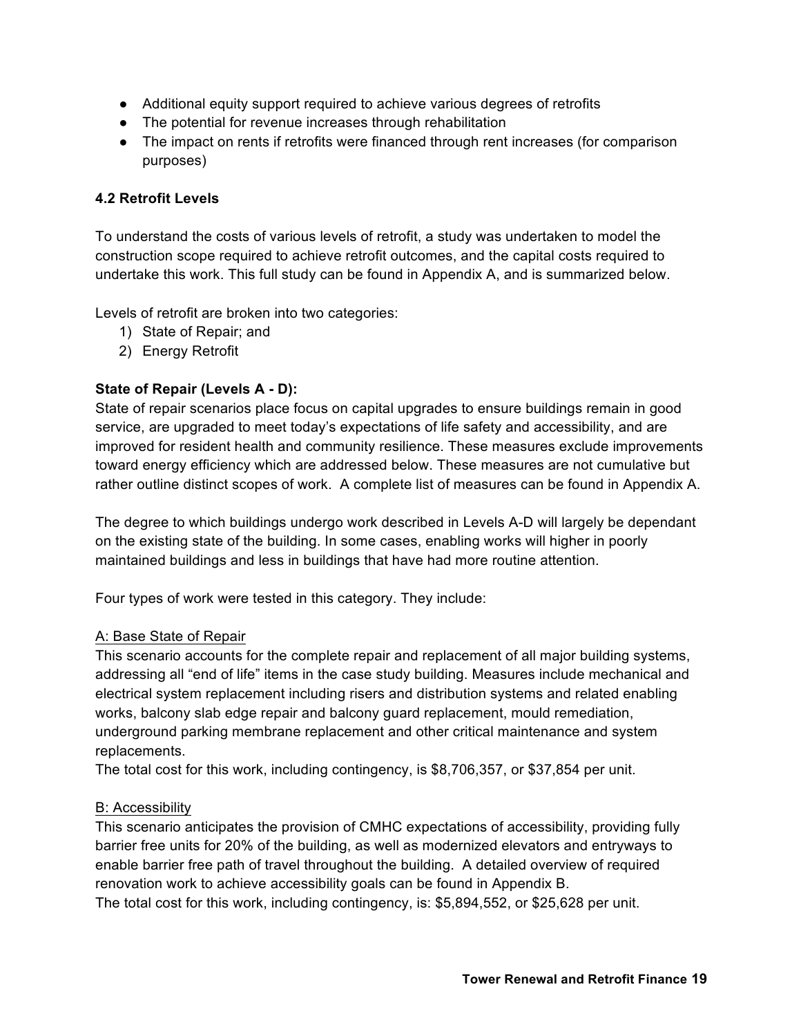- Additional equity support required to achieve various degrees of retrofits
- The potential for revenue increases through rehabilitation
- The impact on rents if retrofits were financed through rent increases (for comparison purposes)

### 4.2 Retrofit Levels

To understand the costs of various levels of retrofit, a study was undertaken to model the construction scope required to achieve retrofit outcomes, and the capital costs required to undertake this work. This full study can be found in Appendix A, and is summarized below.

Levels of retrofit are broken into two categories:

1) State of Repair; and
2) Energy Retrofit

**State of Repair (Levels A - D):**

State of repair scenarios place focus on capital upgrades to ensure buildings remain in good service, are upgraded to meet today's expectations of life safety and accessibility, and are improved for resident health and community resilience. These measures exclude improvements toward energy efficiency which are addressed below. These measures are not cumulative but rather outline distinct scopes of work. A complete list of measures can be found in Appendix A.

The degree to which buildings undergo work described in Levels A-D will largely be dependant on the existing state of the building. In some cases, enabling works will higher in poorly maintained buildings and less in buildings that have had more routine attention.

Four types of work were tested in this category. They include:

<u>A: Base State of Repair</u>

This scenario accounts for the complete repair and replacement of all major building systems, addressing all "end of life" items in the case study building. Measures include mechanical and electrical system replacement including risers and distribution systems and related enabling works, balcony slab edge repair and balcony guard replacement, mould remediation, underground parking membrane replacement and other critical maintenance and system replacements.
The total cost for this work, including contingency, is $8,706,357, or $37,854 per unit.

<u>B: Accessibility</u>

This scenario anticipates the provision of CMHC expectations of accessibility, providing fully barrier free units for 20% of the building, as well as modernized elevators and entryways to enable barrier free path of travel throughout the building. A detailed overview of required renovation work to achieve accessibility goals can be found in Appendix B.
The total cost for this work, including contingency, is: $5,894,552, or $25,628 per unit.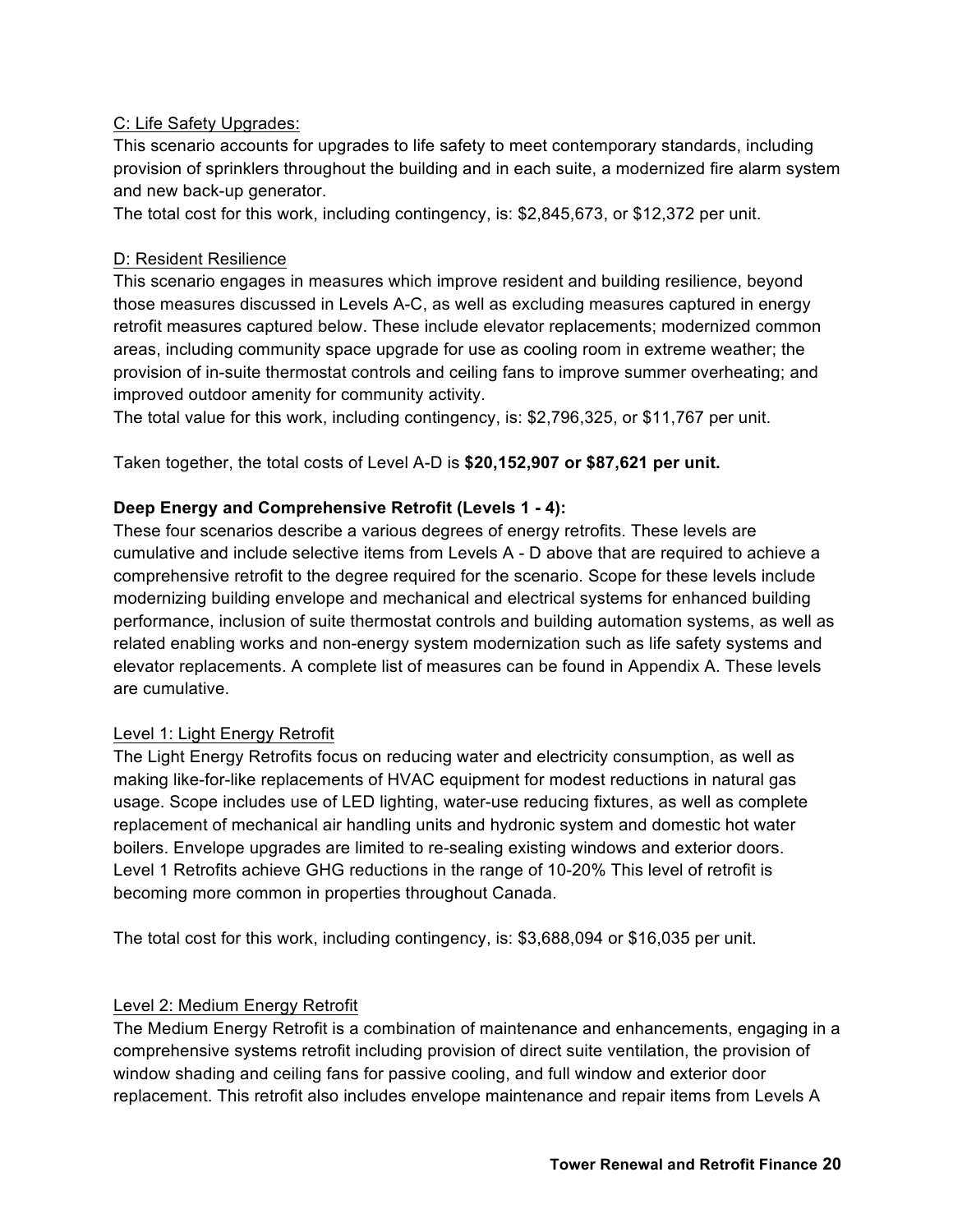C: Life Safety Upgrades:

This scenario accounts for upgrades to life safety to meet contemporary standards, including provision of sprinklers throughout the building and in each suite, a modernized fire alarm system and new back-up generator.

The total cost for this work, including contingency, is: $2,845,673, or $12,372 per unit.

D: Resident Resilience

This scenario engages in measures which improve resident and building resilience, beyond those measures discussed in Levels A-C, as well as excluding measures captured in energy retrofit measures captured below. These include elevator replacements; modernized common areas, including community space upgrade for use as cooling room in extreme weather; the provision of in-suite thermostat controls and ceiling fans to improve summer overheating; and improved outdoor amenity for community activity.

The total value for this work, including contingency, is: $2,796,325, or $11,767 per unit.

Taken together, the total costs of Level A-D is **$20,152,907 or $87,621 per unit.**

**Deep Energy and Comprehensive Retrofit (Levels 1 - 4):**

These four scenarios describe a various degrees of energy retrofits. These levels are cumulative and include selective items from Levels A - D above that are required to achieve a comprehensive retrofit to the degree required for the scenario. Scope for these levels include modernizing building envelope and mechanical and electrical systems for enhanced building performance, inclusion of suite thermostat controls and building automation systems, as well as related enabling works and non-energy system modernization such as life safety systems and elevator replacements. A complete list of measures can be found in Appendix A. These levels are cumulative.

Level 1: Light Energy Retrofit

The Light Energy Retrofits focus on reducing water and electricity consumption, as well as making like-for-like replacements of HVAC equipment for modest reductions in natural gas usage. Scope includes use of LED lighting, water-use reducing fixtures, as well as complete replacement of mechanical air handling units and hydronic system and domestic hot water boilers. Envelope upgrades are limited to re-sealing existing windows and exterior doors. Level 1 Retrofits achieve GHG reductions in the range of 10-20% This level of retrofit is becoming more common in properties throughout Canada.

The total cost for this work, including contingency, is: $3,688,094 or $16,035 per unit.

Level 2: Medium Energy Retrofit

The Medium Energy Retrofit is a combination of maintenance and enhancements, engaging in a comprehensive systems retrofit including provision of direct suite ventilation, the provision of window shading and ceiling fans for passive cooling, and full window and exterior door replacement. This retrofit also includes envelope maintenance and repair items from Levels A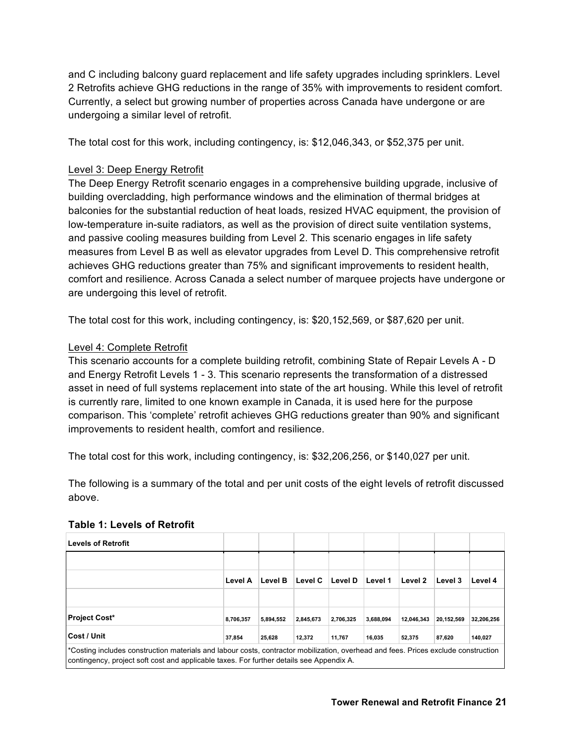and C including balcony guard replacement and life safety upgrades including sprinklers. Level 2 Retrofits achieve GHG reductions in the range of 35% with improvements to resident comfort. Currently, a select but growing number of properties across Canada have undergone or are undergoing a similar level of retrofit.

The total cost for this work, including contingency, is: $12,046,343, or $52,375 per unit.

Level 3: Deep Energy Retrofit

The Deep Energy Retrofit scenario engages in a comprehensive building upgrade, inclusive of building overcladding, high performance windows and the elimination of thermal bridges at balconies for the substantial reduction of heat loads, resized HVAC equipment, the provision of low-temperature in-suite radiators, as well as the provision of direct suite ventilation systems, and passive cooling measures building from Level 2. This scenario engages in life safety measures from Level B as well as elevator upgrades from Level D. This comprehensive retrofit achieves GHG reductions greater than 75% and significant improvements to resident health, comfort and resilience. Across Canada a select number of marquee projects have undergone or are undergoing this level of retrofit.

The total cost for this work, including contingency, is: $20,152,569, or $87,620 per unit.

Level 4: Complete Retrofit

This scenario accounts for a complete building retrofit, combining State of Repair Levels A - D and Energy Retrofit Levels 1 - 3. This scenario represents the transformation of a distressed asset in need of full systems replacement into state of the art housing. While this level of retrofit is currently rare, limited to one known example in Canada, it is used here for the purpose comparison. This 'complete' retrofit achieves GHG reductions greater than 90% and significant improvements to resident health, comfort and resilience.

The total cost for this work, including contingency, is: $32,206,256, or $140,027 per unit.

The following is a summary of the total and per unit costs of the eight levels of retrofit discussed above.

**Table 1: Levels of Retrofit**

| Levels of Retrofit | | | | | | | | |
|---|---|---|---|---|---|---|---|---|
| | Level A | Level B | Level C | Level D | Level 1 | Level 2 | Level 3 | Level 4 |
| Project Cost* | 8,706,357 | 5,894,552 | 2,845,673 | 2,706,325 | 3,688,094 | 12,046,343 | 20,152,569 | 32,206,256 |
| Cost / Unit | 37,854 | 25,628 | 12,372 | 11,767 | 16,035 | 52,375 | 87,620 | 140,027 |

*Costing includes construction materials and labour costs, contractor mobilization, overhead and fees. Prices exclude construction contingency, project soft cost and applicable taxes. For further details see Appendix A.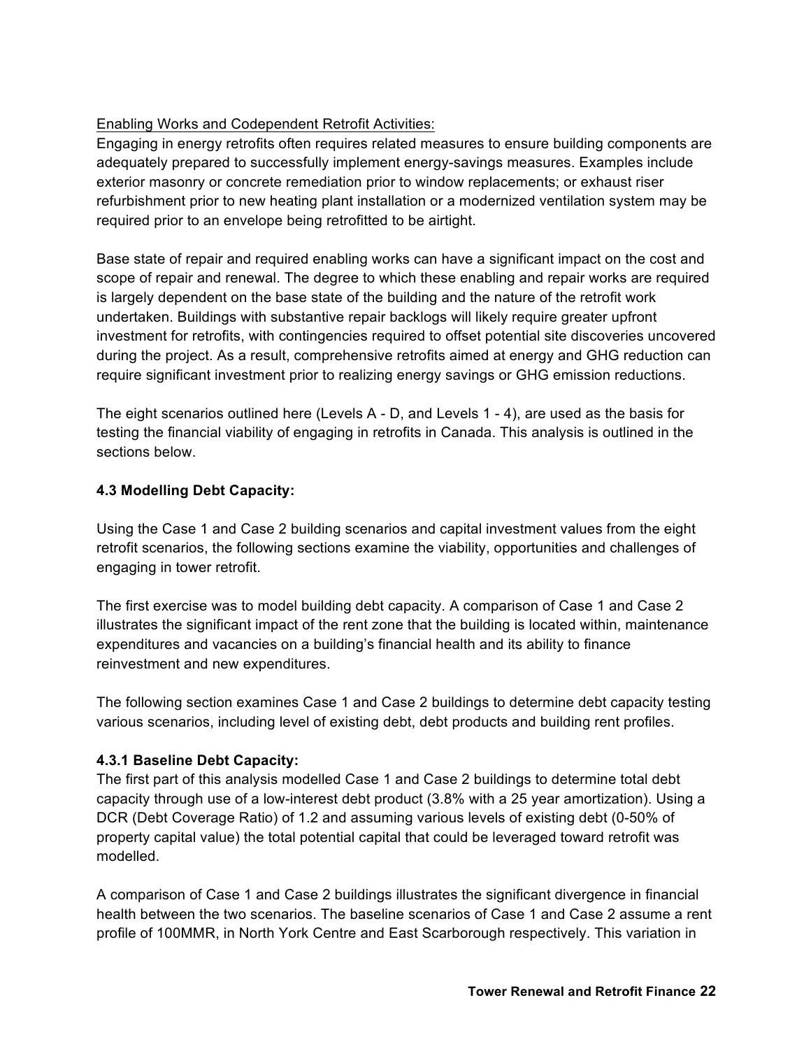Enabling Works and Codependent Retrofit Activities:

Engaging in energy retrofits often requires related measures to ensure building components are adequately prepared to successfully implement energy-savings measures. Examples include exterior masonry or concrete remediation prior to window replacements; or exhaust riser refurbishment prior to new heating plant installation or a modernized ventilation system may be required prior to an envelope being retrofitted to be airtight.

Base state of repair and required enabling works can have a significant impact on the cost and scope of repair and renewal. The degree to which these enabling and repair works are required is largely dependent on the base state of the building and the nature of the retrofit work undertaken. Buildings with substantive repair backlogs will likely require greater upfront investment for retrofits, with contingencies required to offset potential site discoveries uncovered during the project. As a result, comprehensive retrofits aimed at energy and GHG reduction can require significant investment prior to realizing energy savings or GHG emission reductions.

The eight scenarios outlined here (Levels A - D, and Levels 1 - 4), are used as the basis for testing the financial viability of engaging in retrofits in Canada. This analysis is outlined in the sections below.

### 4.3 Modelling Debt Capacity:

Using the Case 1 and Case 2 building scenarios and capital investment values from the eight retrofit scenarios, the following sections examine the viability, opportunities and challenges of engaging in tower retrofit.

The first exercise was to model building debt capacity. A comparison of Case 1 and Case 2 illustrates the significant impact of the rent zone that the building is located within, maintenance expenditures and vacancies on a building's financial health and its ability to finance reinvestment and new expenditures.

The following section examines Case 1 and Case 2 buildings to determine debt capacity testing various scenarios, including level of existing debt, debt products and building rent profiles.

#### 4.3.1 Baseline Debt Capacity:

The first part of this analysis modelled Case 1 and Case 2 buildings to determine total debt capacity through use of a low-interest debt product (3.8% with a 25 year amortization). Using a DCR (Debt Coverage Ratio) of 1.2 and assuming various levels of existing debt (0-50% of property capital value) the total potential capital that could be leveraged toward retrofit was modelled.

A comparison of Case 1 and Case 2 buildings illustrates the significant divergence in financial health between the two scenarios. The baseline scenarios of Case 1 and Case 2 assume a rent profile of 100MMR, in North York Centre and East Scarborough respectively. This variation in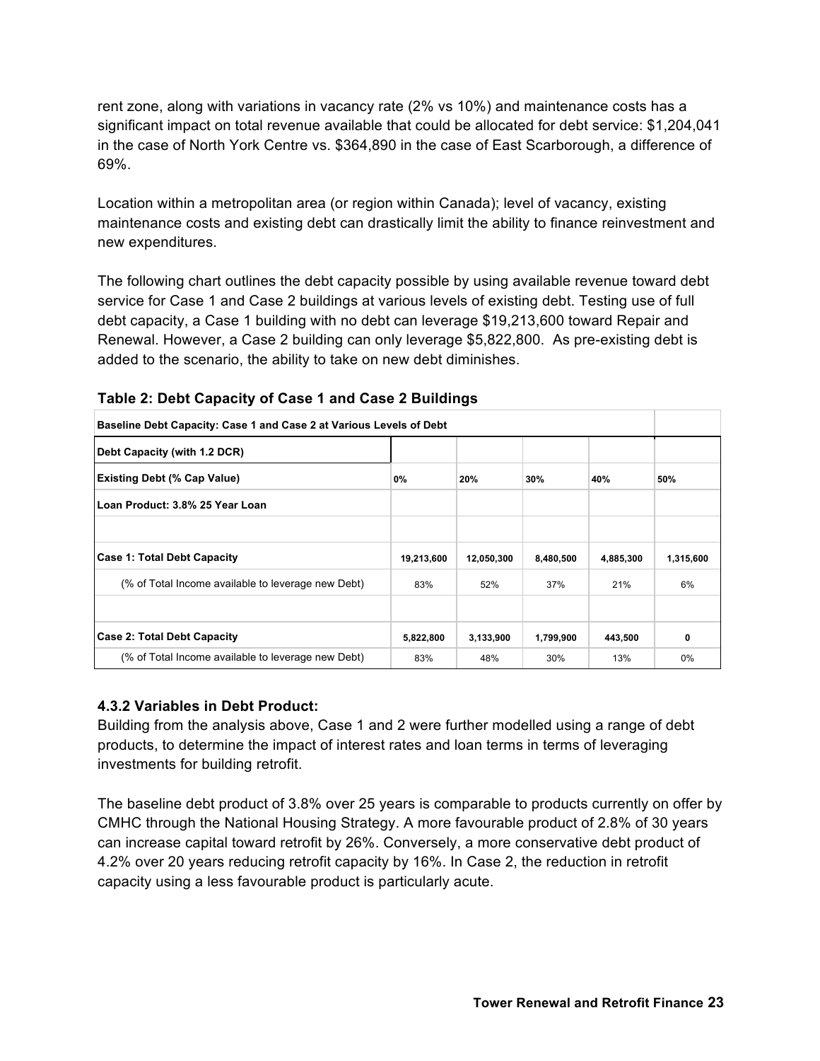rent zone, along with variations in vacancy rate (2% vs 10%) and maintenance costs has a significant impact on total revenue available that could be allocated for debt service: $1,204,041 in the case of North York Centre vs. $364,890 in the case of East Scarborough, a difference of 69%.

Location within a metropolitan area (or region within Canada); level of vacancy, existing maintenance costs and existing debt can drastically limit the ability to finance reinvestment and new expenditures.

The following chart outlines the debt capacity possible by using available revenue toward debt service for Case 1 and Case 2 buildings at various levels of existing debt. Testing use of full debt capacity, a Case 1 building with no debt can leverage $19,213,600 toward Repair and Renewal. However, a Case 2 building can only leverage $5,822,800. As pre-existing debt is added to the scenario, the ability to take on new debt diminishes.

**Table 2: Debt Capacity of Case 1 and Case 2 Buildings**

| Baseline Debt Capacity: Case 1 and Case 2 at Various Levels of Debt | | | | | |
|---|---|---|---|---|---|
| **Debt Capacity (with 1.2 DCR)** | | | | | |
| **Existing Debt (% Cap Value)** | **0%** | **20%** | **30%** | **40%** | **50%** |
| **Loan Product: 3.8% 25 Year Loan** | | | | | |
| | | | | | |
| **Case 1: Total Debt Capacity** | **19,213,600** | **12,050,300** | **8,480,500** | **4,885,300** | **1,315,600** |
| (% of Total Income available to leverage new Debt) | 83% | 52% | 37% | 21% | 6% |
| | | | | | |
| **Case 2: Total Debt Capacity** | **5,822,800** | **3,133,900** | **1,799,900** | **443,500** | **0** |
| (% of Total Income available to leverage new Debt) | 83% | 48% | 30% | 13% | 0% |

### 4.3.2 Variables in Debt Product:

Building from the analysis above, Case 1 and 2 were further modelled using a range of debt products, to determine the impact of interest rates and loan terms in terms of leveraging investments for building retrofit.

The baseline debt product of 3.8% over 25 years is comparable to products currently on offer by CMHC through the National Housing Strategy. A more favourable product of 2.8% of 30 years can increase capital toward retrofit by 26%. Conversely, a more conservative debt product of 4.2% over 20 years reducing retrofit capacity by 16%. In Case 2, the reduction in retrofit capacity using a less favourable product is particularly acute.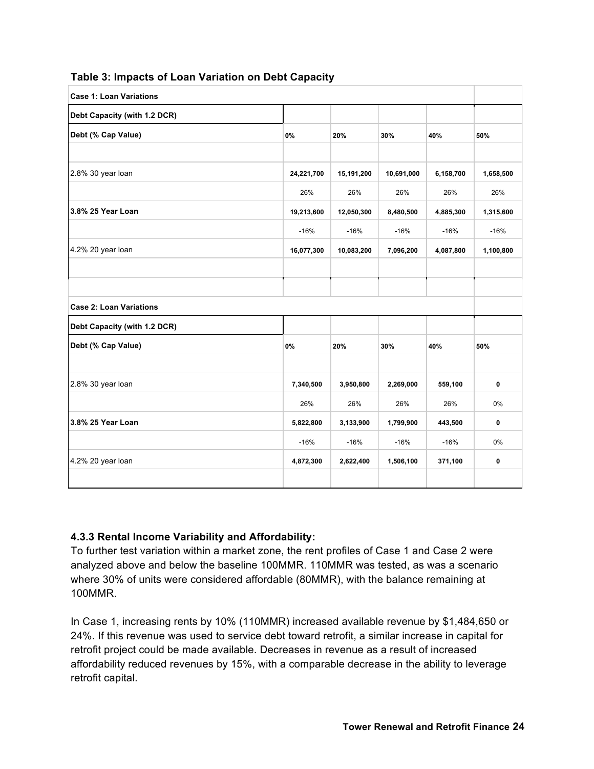**Table 3: Impacts of Loan Variation on Debt Capacity**

| **Case 1: Loan Variations** | | | | | |
|---|---|---|---|---|---|
| **Debt Capacity (with 1.2 DCR)** | | | | | |
| **Debt (% Cap Value)** | **0%** | **20%** | **30%** | **40%** | **50%** |
| | | | | | |
| 2.8% 30 year loan | **24,221,700** | **15,191,200** | **10,691,000** | **6,158,700** | **1,658,500** |
| | 26% | 26% | 26% | 26% | 26% |
| **3.8% 25 Year Loan** | **19,213,600** | **12,050,300** | **8,480,500** | **4,885,300** | **1,315,600** |
| | -16% | -16% | -16% | -16% | -16% |
| 4.2% 20 year loan | **16,077,300** | **10,083,200** | **7,096,200** | **4,087,800** | **1,100,800** |
| | | | | | |
| | | | | | |
| **Case 2: Loan Variations** | | | | | |
| **Debt Capacity (with 1.2 DCR)** | | | | | |
| **Debt (% Cap Value)** | **0%** | **20%** | **30%** | **40%** | **50%** |
| | | | | | |
| 2.8% 30 year loan | **7,340,500** | **3,950,800** | **2,269,000** | **559,100** | **0** |
| | 26% | 26% | 26% | 26% | 0% |
| **3.8% 25 Year Loan** | **5,822,800** | **3,133,900** | **1,799,900** | **443,500** | **0** |
| | -16% | -16% | -16% | -16% | 0% |
| 4.2% 20 year loan | **4,872,300** | **2,622,400** | **1,506,100** | **371,100** | **0** |
| | | | | | |

### 4.3.3 Rental Income Variability and Affordability:

To further test variation within a market zone, the rent profiles of Case 1 and Case 2 were analyzed above and below the baseline 100MMR. 110MMR was tested, as was a scenario where 30% of units were considered affordable (80MMR), with the balance remaining at 100MMR.

In Case 1, increasing rents by 10% (110MMR) increased available revenue by $1,484,650 or 24%. If this revenue was used to service debt toward retrofit, a similar increase in capital for retrofit project could be made available. Decreases in revenue as a result of increased affordability reduced revenues by 15%, with a comparable decrease in the ability to leverage retrofit capital.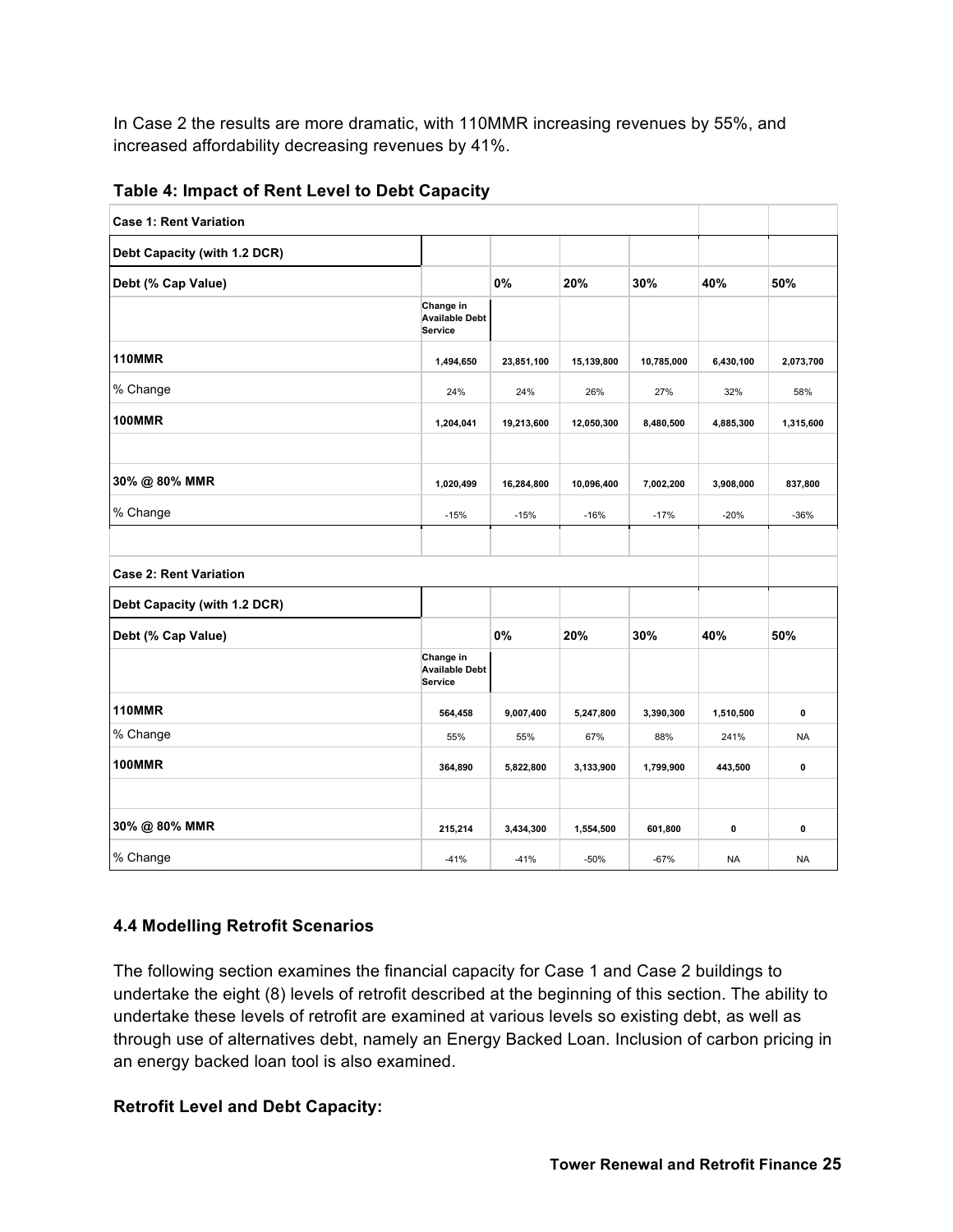In Case 2 the results are more dramatic, with 110MMR increasing revenues by 55%, and increased affordability decreasing revenues by 41%.

**Table 4: Impact of Rent Level to Debt Capacity**

| **Case 1: Rent Variation** | | | | | | |
|---|---|---|---|---|---|---|
| **Debt Capacity (with 1.2 DCR)** | | | | | | |
| **Debt (% Cap Value)** | | **0%** | **20%** | **30%** | **40%** | **50%** |
| | **Change in Available Debt Service** | | | | | |
| **110MMR** | 1,494,650 | 23,851,100 | 15,139,800 | 10,785,000 | 6,430,100 | 2,073,700 |
| % Change | 24% | 24% | 26% | 27% | 32% | 58% |
| **100MMR** | 1,204,041 | 19,213,600 | 12,050,300 | 8,480,500 | 4,885,300 | 1,315,600 |
| | | | | | | |
| **30% @ 80% MMR** | 1,020,499 | 16,284,800 | 10,096,400 | 7,002,200 | 3,908,000 | 837,800 |
| % Change | -15% | -15% | -16% | -17% | -20% | -36% |
| | | | | | | |
| **Case 2: Rent Variation** | | | | | | |
| **Debt Capacity (with 1.2 DCR)** | | | | | | |
| **Debt (% Cap Value)** | | **0%** | **20%** | **30%** | **40%** | **50%** |
| | **Change in Available Debt Service** | | | | | |
| **110MMR** | 564,458 | 9,007,400 | 5,247,800 | 3,390,300 | 1,510,500 | 0 |
| % Change | 55% | 55% | 67% | 88% | 241% | NA |
| **100MMR** | 364,890 | 5,822,800 | 3,133,900 | 1,799,900 | 443,500 | 0 |
| | | | | | | |
| **30% @ 80% MMR** | 215,214 | 3,434,300 | 1,554,500 | 601,800 | 0 | 0 |
| % Change | -41% | -41% | -50% | -67% | NA | NA |

### 4.4 Modelling Retrofit Scenarios

The following section examines the financial capacity for Case 1 and Case 2 buildings to undertake the eight (8) levels of retrofit described at the beginning of this section. The ability to undertake these levels of retrofit are examined at various levels so existing debt, as well as through use of alternatives debt, namely an Energy Backed Loan. Inclusion of carbon pricing in an energy backed loan tool is also examined.

**Retrofit Level and Debt Capacity:**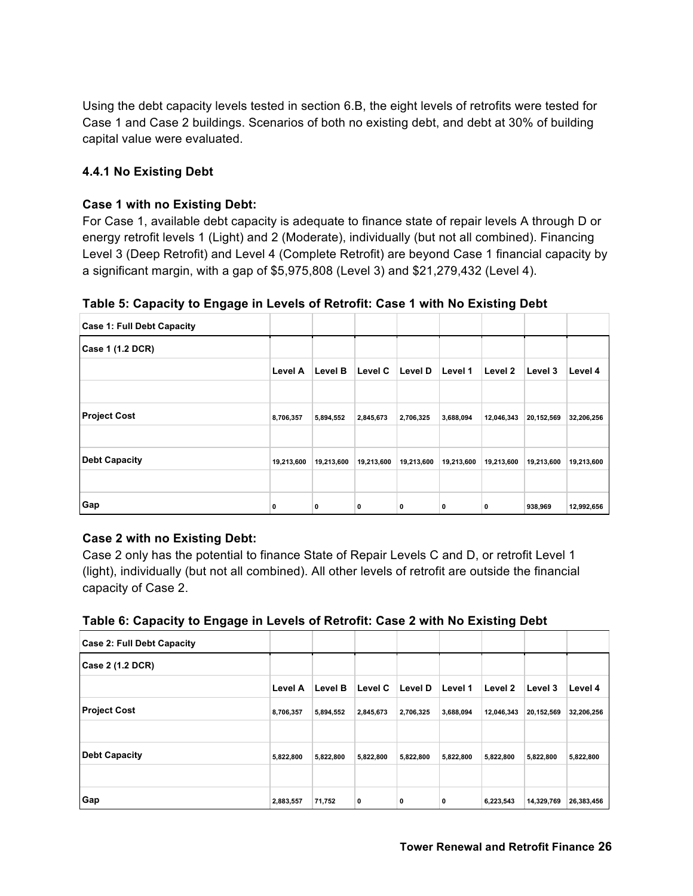Using the debt capacity levels tested in section 6.B, the eight levels of retrofits were tested for Case 1 and Case 2 buildings. Scenarios of both no existing debt, and debt at 30% of building capital value were evaluated.

### 4.4.1 No Existing Debt

**Case 1 with no Existing Debt:**
For Case 1, available debt capacity is adequate to finance state of repair levels A through D or energy retrofit levels 1 (Light) and 2 (Moderate), individually (but not all combined). Financing Level 3 (Deep Retrofit) and Level 4 (Complete Retrofit) are beyond Case 1 financial capacity by a significant margin, with a gap of $5,975,808 (Level 3) and $21,279,432 (Level 4).

**Table 5: Capacity to Engage in Levels of Retrofit: Case 1 with No Existing Debt**

| Case 1: Full Debt Capacity | | | | | | | | |
|---|---|---|---|---|---|---|---|---|
| **Case 1 (1.2 DCR)** | | | | | | | | |
| | **Level A** | **Level B** | **Level C** | **Level D** | **Level 1** | **Level 2** | **Level 3** | **Level 4** |
| | | | | | | | | |
| **Project Cost** | 8,706,357 | 5,894,552 | 2,845,673 | 2,706,325 | 3,688,094 | 12,046,343 | 20,152,569 | 32,206,256 |
| | | | | | | | | |
| **Debt Capacity** | 19,213,600 | 19,213,600 | 19,213,600 | 19,213,600 | 19,213,600 | 19,213,600 | 19,213,600 | 19,213,600 |
| | | | | | | | | |
| **Gap** | 0 | 0 | 0 | 0 | 0 | 0 | 938,969 | 12,992,656 |

**Case 2 with no Existing Debt:**
Case 2 only has the potential to finance State of Repair Levels C and D, or retrofit Level 1 (light), individually (but not all combined). All other levels of retrofit are outside the financial capacity of Case 2.

**Table 6: Capacity to Engage in Levels of Retrofit: Case 2 with No Existing Debt**

| Case 2: Full Debt Capacity | | | | | | | | |
|---|---|---|---|---|---|---|---|---|
| **Case 2 (1.2 DCR)** | | | | | | | | |
| | **Level A** | **Level B** | **Level C** | **Level D** | **Level 1** | **Level 2** | **Level 3** | **Level 4** |
| **Project Cost** | 8,706,357 | 5,894,552 | 2,845,673 | 2,706,325 | 3,688,094 | 12,046,343 | 20,152,569 | 32,206,256 |
| | | | | | | | | |
| **Debt Capacity** | 5,822,800 | 5,822,800 | 5,822,800 | 5,822,800 | 5,822,800 | 5,822,800 | 5,822,800 | 5,822,800 |
| | | | | | | | | |
| **Gap** | 2,883,557 | 71,752 | 0 | 0 | 0 | 6,223,543 | 14,329,769 | 26,383,456 |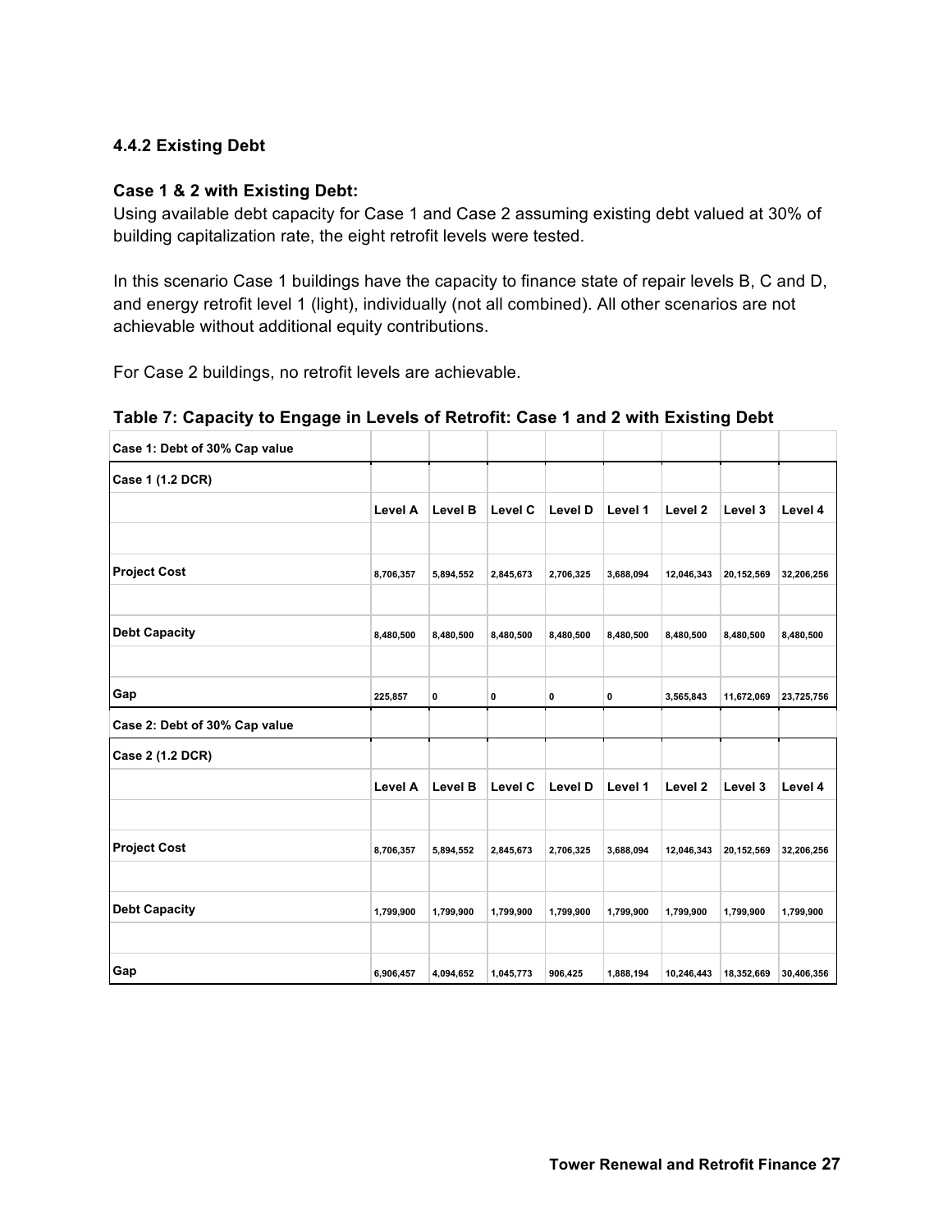### 4.4.2 Existing Debt

**Case 1 & 2 with Existing Debt:**
Using available debt capacity for Case 1 and Case 2 assuming existing debt valued at 30% of building capitalization rate, the eight retrofit levels were tested.

In this scenario Case 1 buildings have the capacity to finance state of repair levels B, C and D, and energy retrofit level 1 (light), individually (not all combined). All other scenarios are not achievable without additional equity contributions.

For Case 2 buildings, no retrofit levels are achievable.

**Table 7: Capacity to Engage in Levels of Retrofit: Case 1 and 2 with Existing Debt**

| Case 1: Debt of 30% Cap value | | | | | | | | |
|---|---|---|---|---|---|---|---|---|
| **Case 1 (1.2 DCR)** | | | | | | | | |
| | **Level A** | **Level B** | **Level C** | **Level D** | **Level 1** | **Level 2** | **Level 3** | **Level 4** |
| | | | | | | | | |
| **Project Cost** | 8,706,357 | 5,894,552 | 2,845,673 | 2,706,325 | 3,688,094 | 12,046,343 | 20,152,569 | 32,206,256 |
| | | | | | | | | |
| **Debt Capacity** | 8,480,500 | 8,480,500 | 8,480,500 | 8,480,500 | 8,480,500 | 8,480,500 | 8,480,500 | 8,480,500 |
| | | | | | | | | |
| **Gap** | 225,857 | 0 | 0 | 0 | 0 | 3,565,843 | 11,672,069 | 23,725,756 |
| **Case 2: Debt of 30% Cap value** | | | | | | | | |
| **Case 2 (1.2 DCR)** | | | | | | | | |
| | **Level A** | **Level B** | **Level C** | **Level D** | **Level 1** | **Level 2** | **Level 3** | **Level 4** |
| | | | | | | | | |
| **Project Cost** | 8,706,357 | 5,894,552 | 2,845,673 | 2,706,325 | 3,688,094 | 12,046,343 | 20,152,569 | 32,206,256 |
| | | | | | | | | |
| **Debt Capacity** | 1,799,900 | 1,799,900 | 1,799,900 | 1,799,900 | 1,799,900 | 1,799,900 | 1,799,900 | 1,799,900 |
| | | | | | | | | |
| **Gap** | 6,906,457 | 4,094,652 | 1,045,773 | 906,425 | 1,888,194 | 10,246,443 | 18,352,669 | 30,406,356 |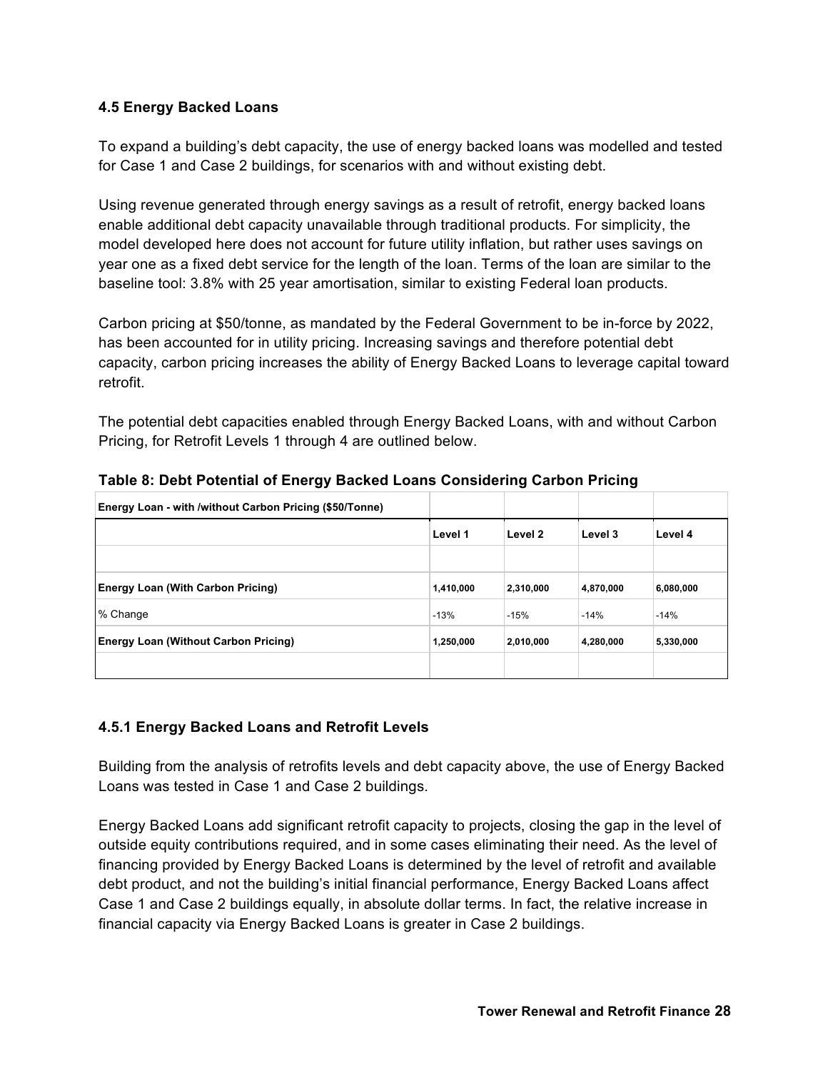### 4.5 Energy Backed Loans

To expand a building's debt capacity, the use of energy backed loans was modelled and tested for Case 1 and Case 2 buildings, for scenarios with and without existing debt.

Using revenue generated through energy savings as a result of retrofit, energy backed loans enable additional debt capacity unavailable through traditional products. For simplicity, the model developed here does not account for future utility inflation, but rather uses savings on year one as a fixed debt service for the length of the loan. Terms of the loan are similar to the baseline tool: 3.8% with 25 year amortisation, similar to existing Federal loan products.

Carbon pricing at $50/tonne, as mandated by the Federal Government to be in-force by 2022, has been accounted for in utility pricing. Increasing savings and therefore potential debt capacity, carbon pricing increases the ability of Energy Backed Loans to leverage capital toward retrofit.

The potential debt capacities enabled through Energy Backed Loans, with and without Carbon Pricing, for Retrofit Levels 1 through 4 are outlined below.

**Table 8: Debt Potential of Energy Backed Loans Considering Carbon Pricing**

| Energy Loan - with /without Carbon Pricing ($50/Tonne) | | | | |
|---|---|---|---|---|
| | Level 1 | Level 2 | Level 3 | Level 4 |
| | | | | |
| **Energy Loan (With Carbon Pricing)** | 1,410,000 | 2,310,000 | 4,870,000 | 6,080,000 |
| % Change | -13% | -15% | -14% | -14% |
| **Energy Loan (Without Carbon Pricing)** | 1,250,000 | 2,010,000 | 4,280,000 | 5,330,000 |
| | | | | |

### 4.5.1 Energy Backed Loans and Retrofit Levels

Building from the analysis of retrofits levels and debt capacity above, the use of Energy Backed Loans was tested in Case 1 and Case 2 buildings.

Energy Backed Loans add significant retrofit capacity to projects, closing the gap in the level of outside equity contributions required, and in some cases eliminating their need. As the level of financing provided by Energy Backed Loans is determined by the level of retrofit and available debt product, and not the building's initial financial performance, Energy Backed Loans affect Case 1 and Case 2 buildings equally, in absolute dollar terms. In fact, the relative increase in financial capacity via Energy Backed Loans is greater in Case 2 buildings.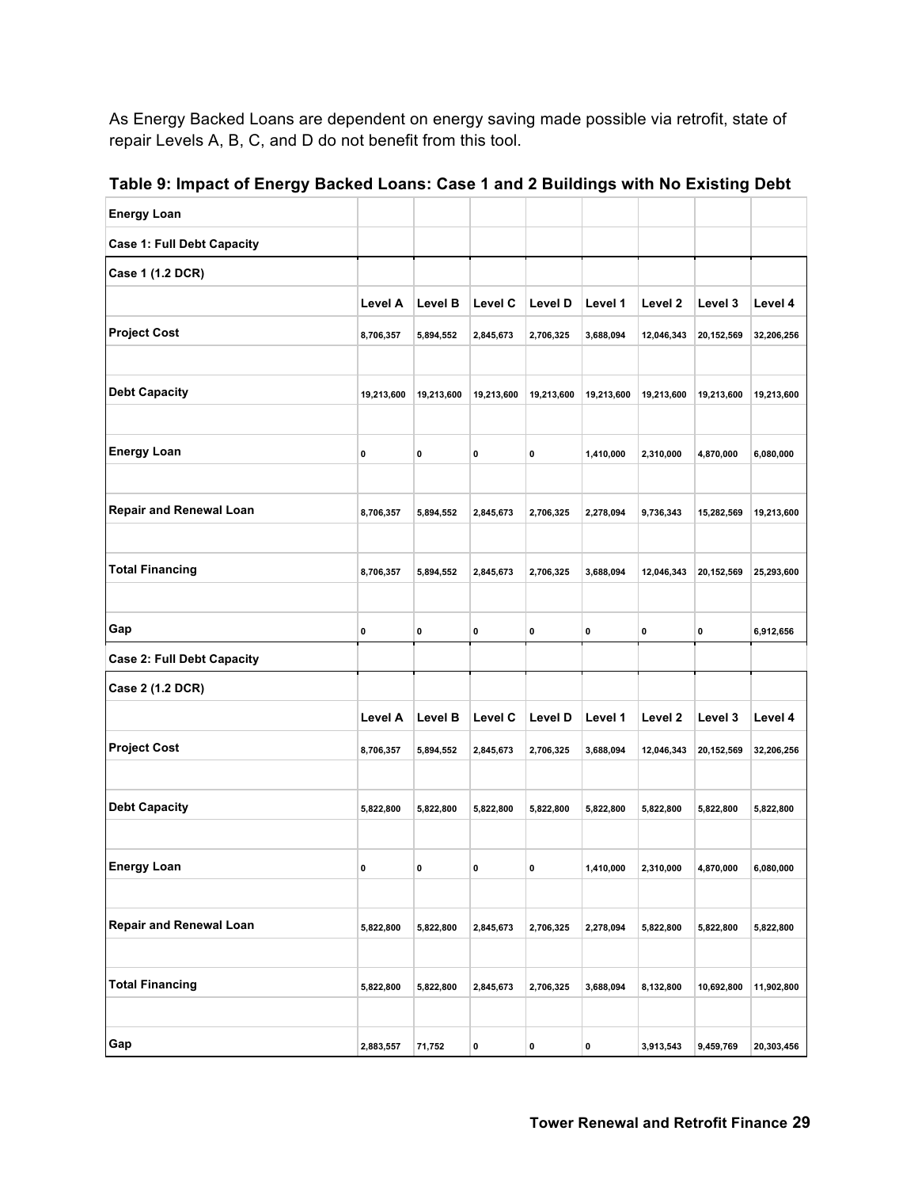As Energy Backed Loans are dependent on energy saving made possible via retrofit, state of repair Levels A, B, C, and D do not benefit from this tool.

**Table 9: Impact of Energy Backed Loans: Case 1 and 2 Buildings with No Existing Debt**

| **Energy Loan** | | | | | | | | |
|---|---|---|---|---|---|---|---|---|
| **Case 1: Full Debt Capacity** | | | | | | | | |
| **Case 1 (1.2 DCR)** | | | | | | | | |
| | **Level A** | **Level B** | **Level C** | **Level D** | **Level 1** | **Level 2** | **Level 3** | **Level 4** |
| **Project Cost** | 8,706,357 | 5,894,552 | 2,845,673 | 2,706,325 | 3,688,094 | 12,046,343 | 20,152,569 | 32,206,256 |
| **Debt Capacity** | 19,213,600 | 19,213,600 | 19,213,600 | 19,213,600 | 19,213,600 | 19,213,600 | 19,213,600 | 19,213,600 |
| **Energy Loan** | 0 | 0 | 0 | 0 | 1,410,000 | 2,310,000 | 4,870,000 | 6,080,000 |
| **Repair and Renewal Loan** | 8,706,357 | 5,894,552 | 2,845,673 | 2,706,325 | 2,278,094 | 9,736,343 | 15,282,569 | 19,213,600 |
| **Total Financing** | 8,706,357 | 5,894,552 | 2,845,673 | 2,706,325 | 3,688,094 | 12,046,343 | 20,152,569 | 25,293,600 |
| **Gap** | 0 | 0 | 0 | 0 | 0 | 0 | 0 | 6,912,656 |
| **Case 2: Full Debt Capacity** | | | | | | | | |
| **Case 2 (1.2 DCR)** | | | | | | | | |
| | **Level A** | **Level B** | **Level C** | **Level D** | **Level 1** | **Level 2** | **Level 3** | **Level 4** |
| **Project Cost** | 8,706,357 | 5,894,552 | 2,845,673 | 2,706,325 | 3,688,094 | 12,046,343 | 20,152,569 | 32,206,256 |
| **Debt Capacity** | 5,822,800 | 5,822,800 | 5,822,800 | 5,822,800 | 5,822,800 | 5,822,800 | 5,822,800 | 5,822,800 |
| **Energy Loan** | 0 | 0 | 0 | 0 | 1,410,000 | 2,310,000 | 4,870,000 | 6,080,000 |
| **Repair and Renewal Loan** | 5,822,800 | 5,822,800 | 2,845,673 | 2,706,325 | 2,278,094 | 5,822,800 | 5,822,800 | 5,822,800 |
| **Total Financing** | 5,822,800 | 5,822,800 | 2,845,673 | 2,706,325 | 3,688,094 | 8,132,800 | 10,692,800 | 11,902,800 |
| **Gap** | 2,883,557 | 71,752 | 0 | 0 | 0 | 3,913,543 | 9,459,769 | 20,303,456 |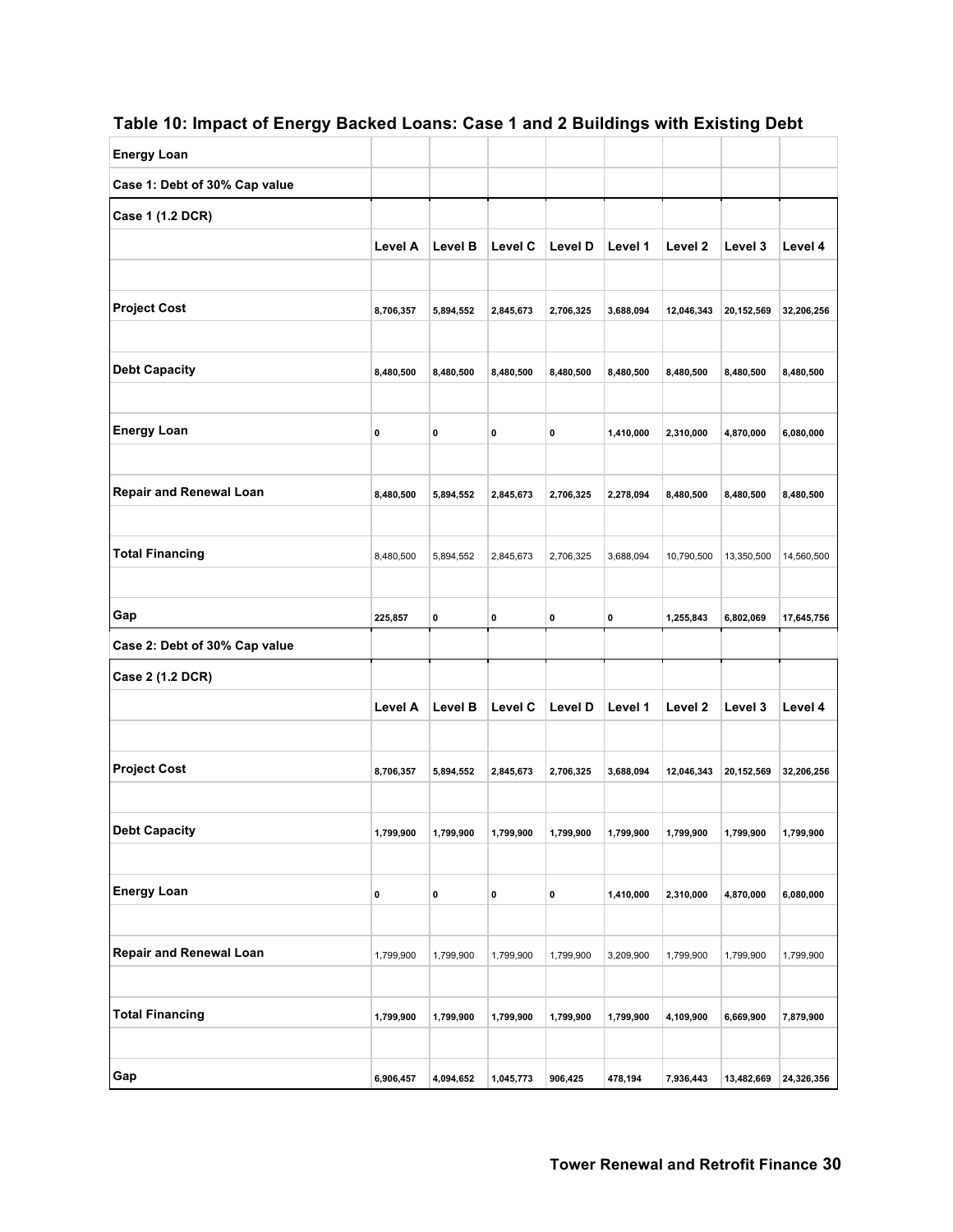## Table 10: Impact of Energy Backed Loans: Case 1 and 2 Buildings with Existing Debt

| Energy Loan | | | | | | | | |
|---|---|---|---|---|---|---|---|---|
| Case 1: Debt of 30% Cap value | | | | | | | | |
| **Case 1 (1.2 DCR)** | | | | | | | | |
| | **Level A** | **Level B** | **Level C** | **Level D** | **Level 1** | **Level 2** | **Level 3** | **Level 4** |
| **Project Cost** | 8,706,357 | 5,894,552 | 2,845,673 | 2,706,325 | 3,688,094 | 12,046,343 | 20,152,569 | 32,206,256 |
| **Debt Capacity** | 8,480,500 | 8,480,500 | 8,480,500 | 8,480,500 | 8,480,500 | 8,480,500 | 8,480,500 | 8,480,500 |
| **Energy Loan** | 0 | 0 | 0 | 0 | 1,410,000 | 2,310,000 | 4,870,000 | 6,080,000 |
| **Repair and Renewal Loan** | 8,480,500 | 5,894,552 | 2,845,673 | 2,706,325 | 2,278,094 | 8,480,500 | 8,480,500 | 8,480,500 |
| **Total Financing** | 8,480,500 | 5,894,552 | 2,845,673 | 2,706,325 | 3,688,094 | 10,790,500 | 13,350,500 | 14,560,500 |
| **Gap** | 225,857 | 0 | 0 | 0 | 0 | 1,255,843 | 6,802,069 | 17,645,756 |
| Case 2: Debt of 30% Cap value | | | | | | | | |
| **Case 2 (1.2 DCR)** | | | | | | | | |
| | **Level A** | **Level B** | **Level C** | **Level D** | **Level 1** | **Level 2** | **Level 3** | **Level 4** |
| **Project Cost** | 8,706,357 | 5,894,552 | 2,845,673 | 2,706,325 | 3,688,094 | 12,046,343 | 20,152,569 | 32,206,256 |
| **Debt Capacity** | 1,799,900 | 1,799,900 | 1,799,900 | 1,799,900 | 1,799,900 | 1,799,900 | 1,799,900 | 1,799,900 |
| **Energy Loan** | 0 | 0 | 0 | 0 | 1,410,000 | 2,310,000 | 4,870,000 | 6,080,000 |
| **Repair and Renewal Loan** | 1,799,900 | 1,799,900 | 1,799,900 | 1,799,900 | 3,209,900 | 1,799,900 | 1,799,900 | 1,799,900 |
| **Total Financing** | 1,799,900 | 1,799,900 | 1,799,900 | 1,799,900 | 1,799,900 | 4,109,900 | 6,669,900 | 7,879,900 |
| **Gap** | 6,906,457 | 4,094,652 | 1,045,773 | 906,425 | 478,194 | 7,936,443 | 13,482,669 | 24,326,356 |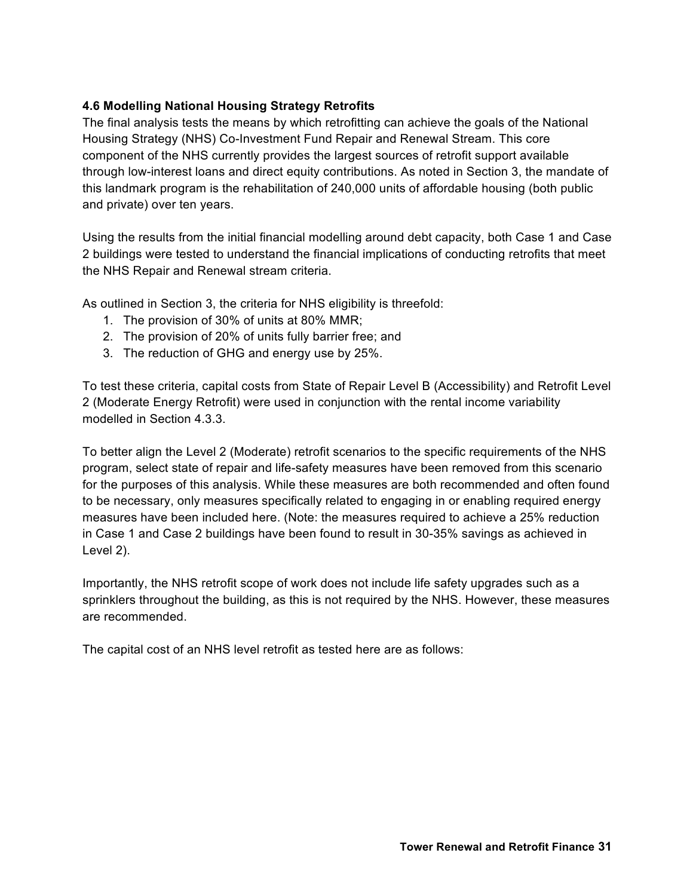### 4.6 Modelling National Housing Strategy Retrofits

The final analysis tests the means by which retrofitting can achieve the goals of the National Housing Strategy (NHS) Co-Investment Fund Repair and Renewal Stream. This core component of the NHS currently provides the largest sources of retrofit support available through low-interest loans and direct equity contributions. As noted in Section 3, the mandate of this landmark program is the rehabilitation of 240,000 units of affordable housing (both public and private) over ten years.

Using the results from the initial financial modelling around debt capacity, both Case 1 and Case 2 buildings were tested to understand the financial implications of conducting retrofits that meet the NHS Repair and Renewal stream criteria.

As outlined in Section 3, the criteria for NHS eligibility is threefold:

1. The provision of 30% of units at 80% MMR;
2. The provision of 20% of units fully barrier free; and
3. The reduction of GHG and energy use by 25%.

To test these criteria, capital costs from State of Repair Level B (Accessibility) and Retrofit Level 2 (Moderate Energy Retrofit) were used in conjunction with the rental income variability modelled in Section 4.3.3.

To better align the Level 2 (Moderate) retrofit scenarios to the specific requirements of the NHS program, select state of repair and life-safety measures have been removed from this scenario for the purposes of this analysis. While these measures are both recommended and often found to be necessary, only measures specifically related to engaging in or enabling required energy measures have been included here. (Note: the measures required to achieve a 25% reduction in Case 1 and Case 2 buildings have been found to result in 30-35% savings as achieved in Level 2).

Importantly, the NHS retrofit scope of work does not include life safety upgrades such as a sprinklers throughout the building, as this is not required by the NHS. However, these measures are recommended.

The capital cost of an NHS level retrofit as tested here are as follows: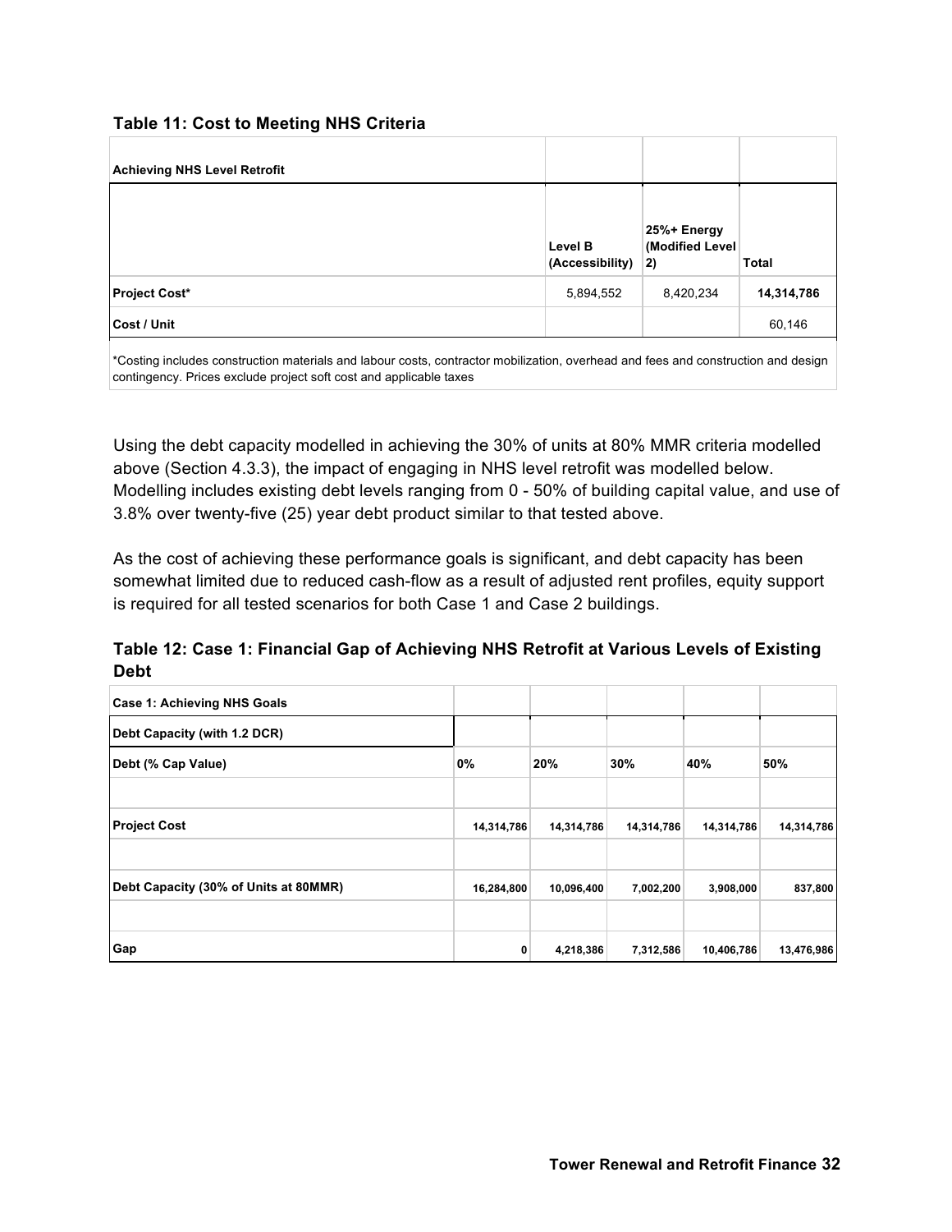**Table 11: Cost to Meeting NHS Criteria**

| Achieving NHS Level Retrofit | | | |
|---|---|---|---|
| | Level B (Accessibility) | 25%+ Energy (Modified Level 2) | Total |
| **Project Cost*** | 5,894,552 | 8,420,234 | **14,314,786** |
| **Cost / Unit** | | | 60,146 |

*Costing includes construction materials and labour costs, contractor mobilization, overhead and fees and construction and design contingency. Prices exclude project soft cost and applicable taxes

Using the debt capacity modelled in achieving the 30% of units at 80% MMR criteria modelled above (Section 4.3.3), the impact of engaging in NHS level retrofit was modelled below. Modelling includes existing debt levels ranging from 0 - 50% of building capital value, and use of 3.8% over twenty-five (25) year debt product similar to that tested above.

As the cost of achieving these performance goals is significant, and debt capacity has been somewhat limited due to reduced cash-flow as a result of adjusted rent profiles, equity support is required for all tested scenarios for both Case 1 and Case 2 buildings.

**Table 12: Case 1: Financial Gap of Achieving NHS Retrofit at Various Levels of Existing Debt**

| Case 1: Achieving NHS Goals | | | | | |
|---|---|---|---|---|---|
| **Debt Capacity (with 1.2 DCR)** | | | | | |
| **Debt (% Cap Value)** | **0%** | **20%** | **30%** | **40%** | **50%** |
| | | | | | |
| **Project Cost** | **14,314,786** | **14,314,786** | **14,314,786** | **14,314,786** | **14,314,786** |
| | | | | | |
| **Debt Capacity (30% of Units at 80MMR)** | **16,284,800** | **10,096,400** | **7,002,200** | **3,908,000** | **837,800** |
| | | | | | |
| **Gap** | **0** | **4,218,386** | **7,312,586** | **10,406,786** | **13,476,986** |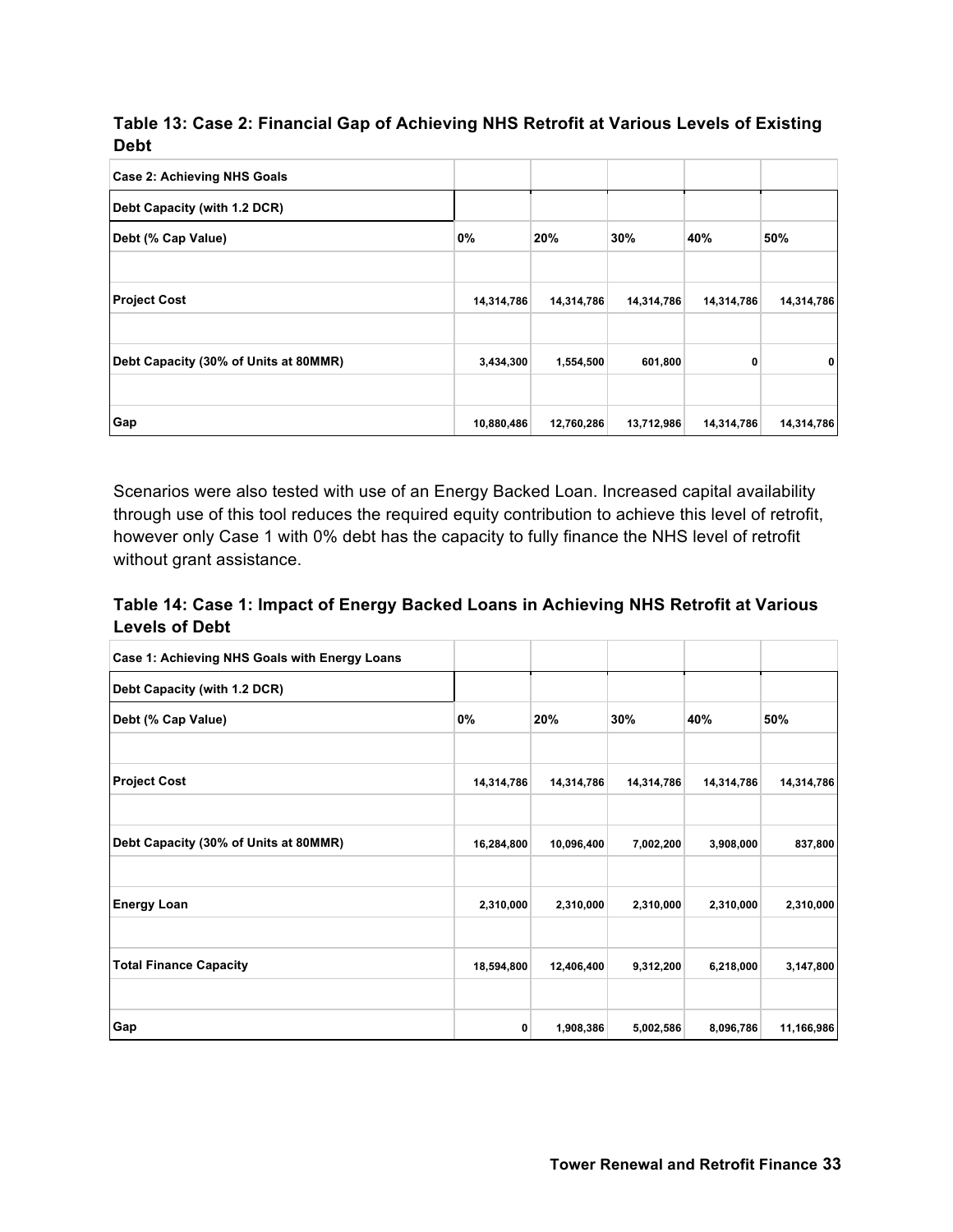**Table 13: Case 2: Financial Gap of Achieving NHS Retrofit at Various Levels of Existing Debt**

| Case 2: Achieving NHS Goals | | | | | |
|---|---|---|---|---|---|
| Debt Capacity (with 1.2 DCR) | | | | | |
| Debt (% Cap Value) | 0% | 20% | 30% | 40% | 50% |
| | | | | | |
| Project Cost | 14,314,786 | 14,314,786 | 14,314,786 | 14,314,786 | 14,314,786 |
| | | | | | |
| Debt Capacity (30% of Units at 80MMR) | 3,434,300 | 1,554,500 | 601,800 | 0 | 0 |
| | | | | | |
| Gap | 10,880,486 | 12,760,286 | 13,712,986 | 14,314,786 | 14,314,786 |

Scenarios were also tested with use of an Energy Backed Loan. Increased capital availability through use of this tool reduces the required equity contribution to achieve this level of retrofit, however only Case 1 with 0% debt has the capacity to fully finance the NHS level of retrofit without grant assistance.

**Table 14: Case 1: Impact of Energy Backed Loans in Achieving NHS Retrofit at Various Levels of Debt**

| Case 1: Achieving NHS Goals with Energy Loans | | | | | |
|---|---|---|---|---|---|
| Debt Capacity (with 1.2 DCR) | | | | | |
| Debt (% Cap Value) | 0% | 20% | 30% | 40% | 50% |
| | | | | | |
| Project Cost | 14,314,786 | 14,314,786 | 14,314,786 | 14,314,786 | 14,314,786 |
| | | | | | |
| Debt Capacity (30% of Units at 80MMR) | 16,284,800 | 10,096,400 | 7,002,200 | 3,908,000 | 837,800 |
| | | | | | |
| Energy Loan | 2,310,000 | 2,310,000 | 2,310,000 | 2,310,000 | 2,310,000 |
| | | | | | |
| Total Finance Capacity | 18,594,800 | 12,406,400 | 9,312,200 | 6,218,000 | 3,147,800 |
| | | | | | |
| Gap | 0 | 1,908,386 | 5,002,586 | 8,096,786 | 11,166,986 |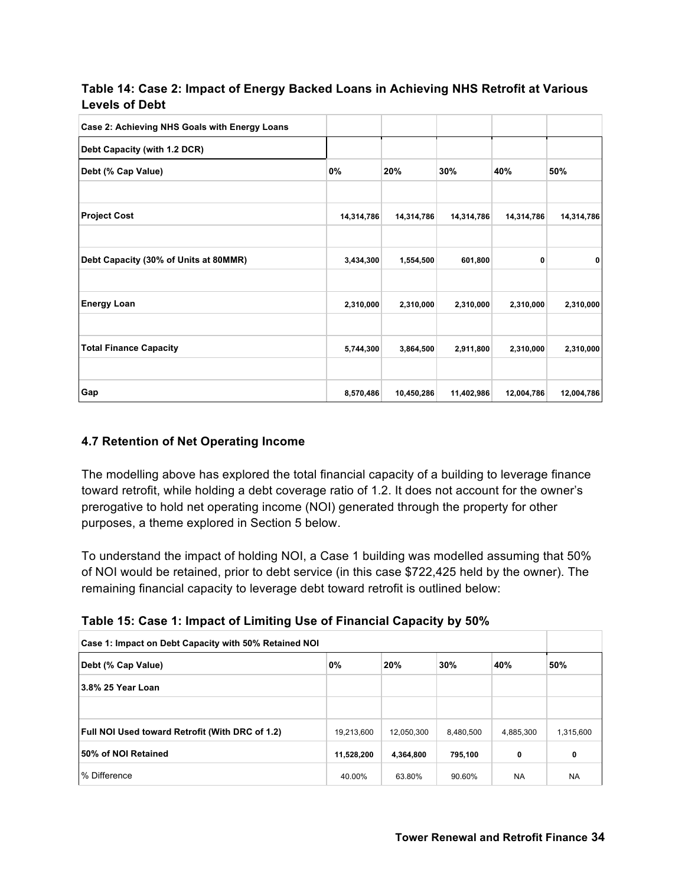**Table 14: Case 2: Impact of Energy Backed Loans in Achieving NHS Retrofit at Various Levels of Debt**

| Case 2: Achieving NHS Goals with Energy Loans | | | | | |
|---|---|---|---|---|---|
| Debt Capacity (with 1.2 DCR) | | | | | |
| Debt (% Cap Value) | 0% | 20% | 30% | 40% | 50% |
| | | | | | |
| Project Cost | 14,314,786 | 14,314,786 | 14,314,786 | 14,314,786 | 14,314,786 |
| | | | | | |
| Debt Capacity (30% of Units at 80MMR) | 3,434,300 | 1,554,500 | 601,800 | 0 | 0 |
| | | | | | |
| Energy Loan | 2,310,000 | 2,310,000 | 2,310,000 | 2,310,000 | 2,310,000 |
| | | | | | |
| Total Finance Capacity | 5,744,300 | 3,864,500 | 2,911,800 | 2,310,000 | 2,310,000 |
| | | | | | |
| Gap | 8,570,486 | 10,450,286 | 11,402,986 | 12,004,786 | 12,004,786 |

### 4.7 Retention of Net Operating Income

The modelling above has explored the total financial capacity of a building to leverage finance toward retrofit, while holding a debt coverage ratio of 1.2. It does not account for the owner's prerogative to hold net operating income (NOI) generated through the property for other purposes, a theme explored in Section 5 below.

To understand the impact of holding NOI, a Case 1 building was modelled assuming that 50% of NOI would be retained, prior to debt service (in this case $722,425 held by the owner). The remaining financial capacity to leverage debt toward retrofit is outlined below:

**Table 15: Case 1: Impact of Limiting Use of Financial Capacity by 50%**

| Case 1: Impact on Debt Capacity with 50% Retained NOI | | | | | |
|---|---|---|---|---|---|
| Debt (% Cap Value) | 0% | 20% | 30% | 40% | 50% |
| 3.8% 25 Year Loan | | | | | |
| | | | | | |
| Full NOI Used toward Retrofit (With DRC of 1.2) | 19,213,600 | 12,050,300 | 8,480,500 | 4,885,300 | 1,315,600 |
| 50% of NOI Retained | 11,528,200 | 4,364,800 | 795,100 | 0 | 0 |
| % Difference | 40.00% | 63.80% | 90.60% | NA | NA |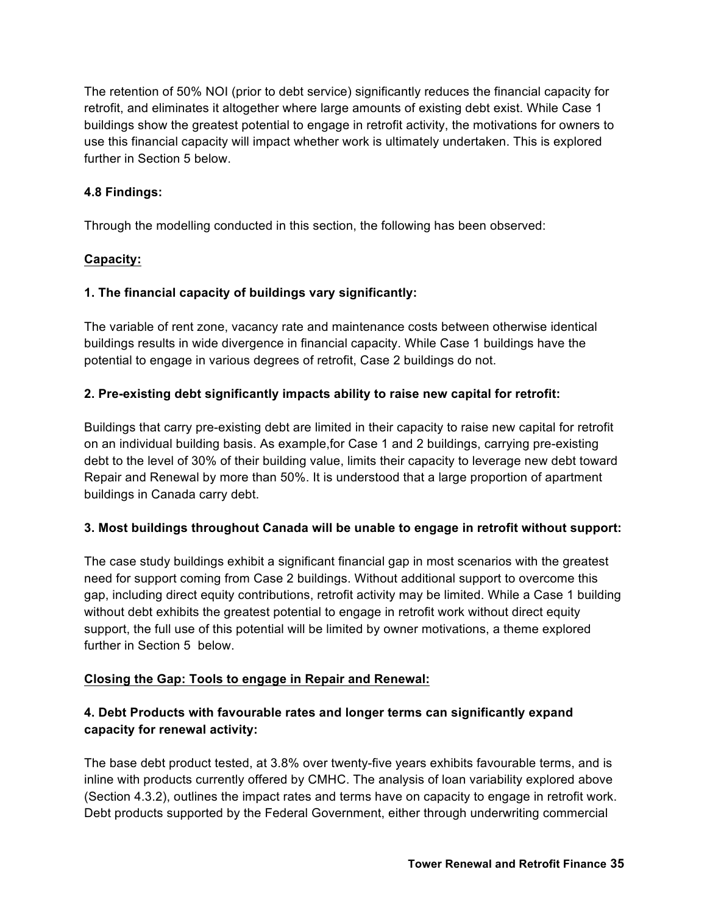The retention of 50% NOI (prior to debt service) significantly reduces the financial capacity for retrofit, and eliminates it altogether where large amounts of existing debt exist. While Case 1 buildings show the greatest potential to engage in retrofit activity, the motivations for owners to use this financial capacity will impact whether work is ultimately undertaken. This is explored further in Section 5 below.

### 4.8 Findings:

Through the modelling conducted in this section, the following has been observed:

<u>**Capacity:**</u>

**1. The financial capacity of buildings vary significantly:**

The variable of rent zone, vacancy rate and maintenance costs between otherwise identical buildings results in wide divergence in financial capacity. While Case 1 buildings have the potential to engage in various degrees of retrofit, Case 2 buildings do not.

**2. Pre-existing debt significantly impacts ability to raise new capital for retrofit:**

Buildings that carry pre-existing debt are limited in their capacity to raise new capital for retrofit on an individual building basis. As example,for Case 1 and 2 buildings, carrying pre-existing debt to the level of 30% of their building value, limits their capacity to leverage new debt toward Repair and Renewal by more than 50%. It is understood that a large proportion of apartment buildings in Canada carry debt.

**3. Most buildings throughout Canada will be unable to engage in retrofit without support:**

The case study buildings exhibit a significant financial gap in most scenarios with the greatest need for support coming from Case 2 buildings. Without additional support to overcome this gap, including direct equity contributions, retrofit activity may be limited. While a Case 1 building without debt exhibits the greatest potential to engage in retrofit work without direct equity support, the full use of this potential will be limited by owner motivations, a theme explored further in Section 5 below.

<u>**Closing the Gap: Tools to engage in Repair and Renewal:**</u>

**4. Debt Products with favourable rates and longer terms can significantly expand capacity for renewal activity:**

The base debt product tested, at 3.8% over twenty-five years exhibits favourable terms, and is inline with products currently offered by CMHC. The analysis of loan variability explored above (Section 4.3.2), outlines the impact rates and terms have on capacity to engage in retrofit work. Debt products supported by the Federal Government, either through underwriting commercial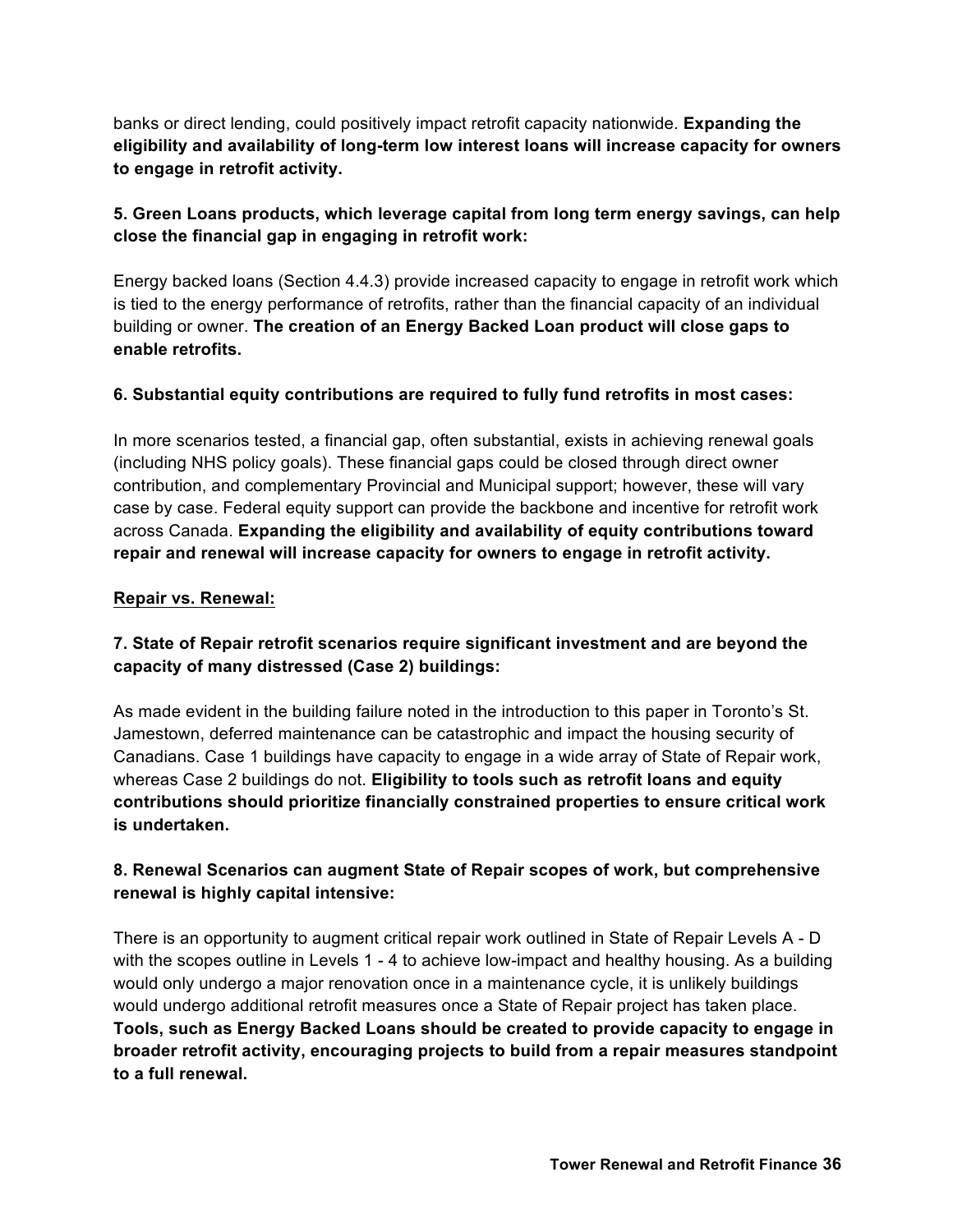banks or direct lending, could positively impact retrofit capacity nationwide. **Expanding the eligibility and availability of long-term low interest loans will increase capacity for owners to engage in retrofit activity.**

**5. Green Loans products, which leverage capital from long term energy savings, can help close the financial gap in engaging in retrofit work:**

Energy backed loans (Section 4.4.3) provide increased capacity to engage in retrofit work which is tied to the energy performance of retrofits, rather than the financial capacity of an individual building or owner. **The creation of an Energy Backed Loan product will close gaps to enable retrofits.**

**6. Substantial equity contributions are required to fully fund retrofits in most cases:**

In more scenarios tested, a financial gap, often substantial, exists in achieving renewal goals (including NHS policy goals). These financial gaps could be closed through direct owner contribution, and complementary Provincial and Municipal support; however, these will vary case by case. Federal equity support can provide the backbone and incentive for retrofit work across Canada. **Expanding the eligibility and availability of equity contributions toward repair and renewal will increase capacity for owners to engage in retrofit activity.**

<u>**Repair vs. Renewal:**</u>

**7. State of Repair retrofit scenarios require significant investment and are beyond the capacity of many distressed (Case 2) buildings:**

As made evident in the building failure noted in the introduction to this paper in Toronto's St. Jamestown, deferred maintenance can be catastrophic and impact the housing security of Canadians. Case 1 buildings have capacity to engage in a wide array of State of Repair work, whereas Case 2 buildings do not. **Eligibility to tools such as retrofit loans and equity contributions should prioritize financially constrained properties to ensure critical work is undertaken.**

**8. Renewal Scenarios can augment State of Repair scopes of work, but comprehensive renewal is highly capital intensive:**

There is an opportunity to augment critical repair work outlined in State of Repair Levels A - D with the scopes outline in Levels 1 - 4 to achieve low-impact and healthy housing. As a building would only undergo a major renovation once in a maintenance cycle, it is unlikely buildings would undergo additional retrofit measures once a State of Repair project has taken place. **Tools, such as Energy Backed Loans should be created to provide capacity to engage in broader retrofit activity, encouraging projects to build from a repair measures standpoint to a full renewal.**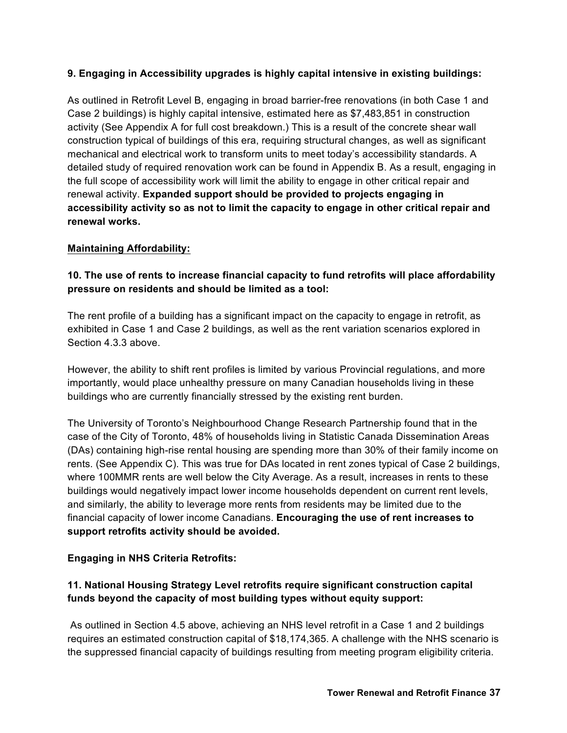**9. Engaging in Accessibility upgrades is highly capital intensive in existing buildings:**

As outlined in Retrofit Level B, engaging in broad barrier-free renovations (in both Case 1 and Case 2 buildings) is highly capital intensive, estimated here as $7,483,851 in construction activity (See Appendix A for full cost breakdown.) This is a result of the concrete shear wall construction typical of buildings of this era, requiring structural changes, as well as significant mechanical and electrical work to transform units to meet today's accessibility standards. A detailed study of required renovation work can be found in Appendix B. As a result, engaging in the full scope of accessibility work will limit the ability to engage in other critical repair and renewal activity. **Expanded support should be provided to projects engaging in accessibility activity so as not to limit the capacity to engage in other critical repair and renewal works.**

**Maintaining Affordability:**

**10. The use of rents to increase financial capacity to fund retrofits will place affordability pressure on residents and should be limited as a tool:**

The rent profile of a building has a significant impact on the capacity to engage in retrofit, as exhibited in Case 1 and Case 2 buildings, as well as the rent variation scenarios explored in Section 4.3.3 above.

However, the ability to shift rent profiles is limited by various Provincial regulations, and more importantly, would place unhealthy pressure on many Canadian households living in these buildings who are currently financially stressed by the existing rent burden.

The University of Toronto's Neighbourhood Change Research Partnership found that in the case of the City of Toronto, 48% of households living in Statistic Canada Dissemination Areas (DAs) containing high-rise rental housing are spending more than 30% of their family income on rents. (See Appendix C). This was true for DAs located in rent zones typical of Case 2 buildings, where 100MMR rents are well below the City Average. As a result, increases in rents to these buildings would negatively impact lower income households dependent on current rent levels, and similarly, the ability to leverage more rents from residents may be limited due to the financial capacity of lower income Canadians. **Encouraging the use of rent increases to support retrofits activity should be avoided.**

**Engaging in NHS Criteria Retrofits:**

**11. National Housing Strategy Level retrofits require significant construction capital funds beyond the capacity of most building types without equity support:**

As outlined in Section 4.5 above, achieving an NHS level retrofit in a Case 1 and 2 buildings requires an estimated construction capital of $18,174,365. A challenge with the NHS scenario is the suppressed financial capacity of buildings resulting from meeting program eligibility criteria.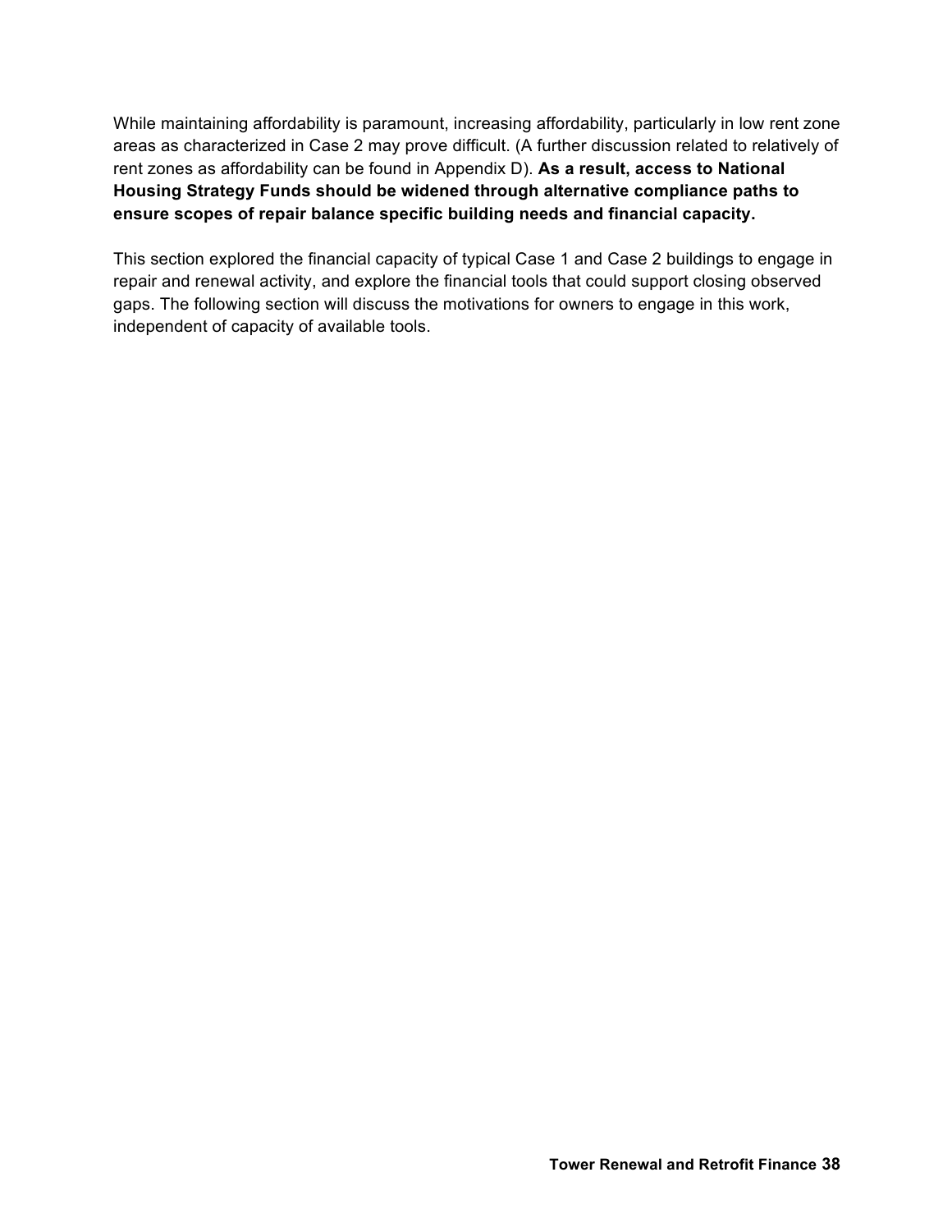While maintaining affordability is paramount, increasing affordability, particularly in low rent zone areas as characterized in Case 2 may prove difficult. (A further discussion related to relatively of rent zones as affordability can be found in Appendix D). **As a result, access to National Housing Strategy Funds should be widened through alternative compliance paths to ensure scopes of repair balance specific building needs and financial capacity.**

This section explored the financial capacity of typical Case 1 and Case 2 buildings to engage in repair and renewal activity, and explore the financial tools that could support closing observed gaps. The following section will discuss the motivations for owners to engage in this work, independent of capacity of available tools.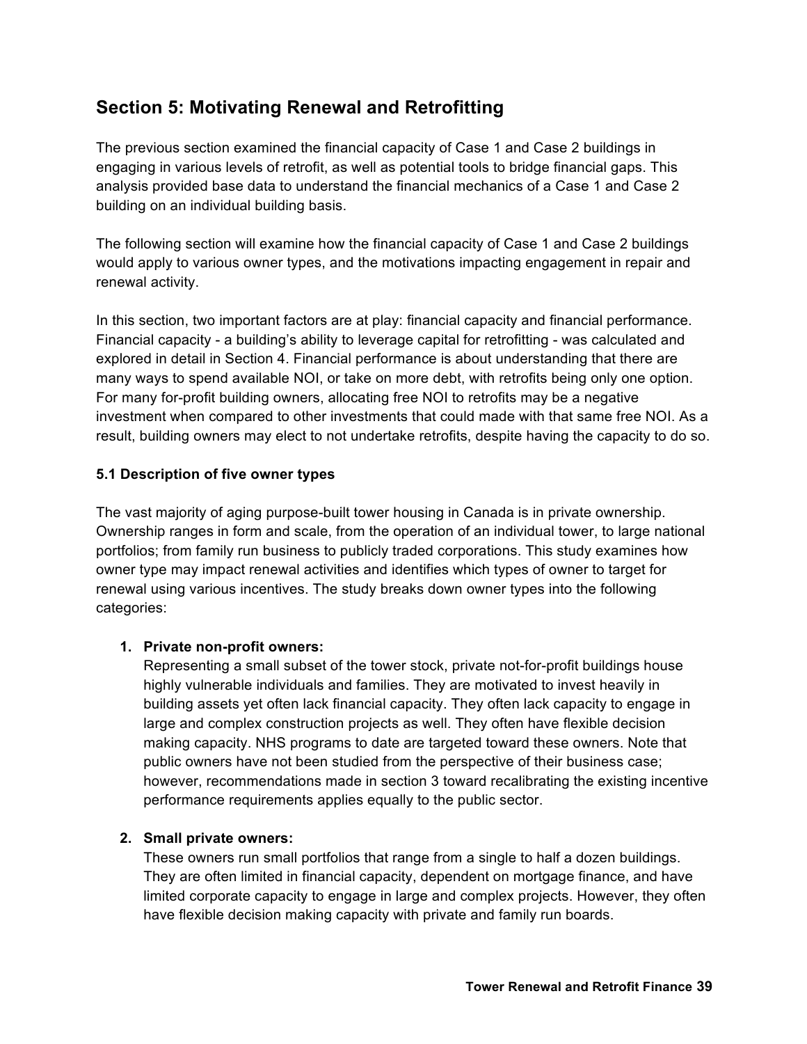## Section 5: Motivating Renewal and Retrofitting

The previous section examined the financial capacity of Case 1 and Case 2 buildings in engaging in various levels of retrofit, as well as potential tools to bridge financial gaps. This analysis provided base data to understand the financial mechanics of a Case 1 and Case 2 building on an individual building basis.

The following section will examine how the financial capacity of Case 1 and Case 2 buildings would apply to various owner types, and the motivations impacting engagement in repair and renewal activity.

In this section, two important factors are at play: financial capacity and financial performance. Financial capacity - a building's ability to leverage capital for retrofitting - was calculated and explored in detail in Section 4. Financial performance is about understanding that there are many ways to spend available NOI, or take on more debt, with retrofits being only one option. For many for-profit building owners, allocating free NOI to retrofits may be a negative investment when compared to other investments that could made with that same free NOI. As a result, building owners may elect to not undertake retrofits, despite having the capacity to do so.

### 5.1 Description of five owner types

The vast majority of aging purpose-built tower housing in Canada is in private ownership. Ownership ranges in form and scale, from the operation of an individual tower, to large national portfolios; from family run business to publicly traded corporations. This study examines how owner type may impact renewal activities and identifies which types of owner to target for renewal using various incentives. The study breaks down owner types into the following categories:

1. **Private non-profit owners:**
   Representing a small subset of the tower stock, private not-for-profit buildings house highly vulnerable individuals and families. They are motivated to invest heavily in building assets yet often lack financial capacity. They often lack capacity to engage in large and complex construction projects as well. They often have flexible decision making capacity. NHS programs to date are targeted toward these owners. Note that public owners have not been studied from the perspective of their business case; however, recommendations made in section 3 toward recalibrating the existing incentive performance requirements applies equally to the public sector.

2. **Small private owners:**
   These owners run small portfolios that range from a single to half a dozen buildings. They are often limited in financial capacity, dependent on mortgage finance, and have limited corporate capacity to engage in large and complex projects. However, they often have flexible decision making capacity with private and family run boards.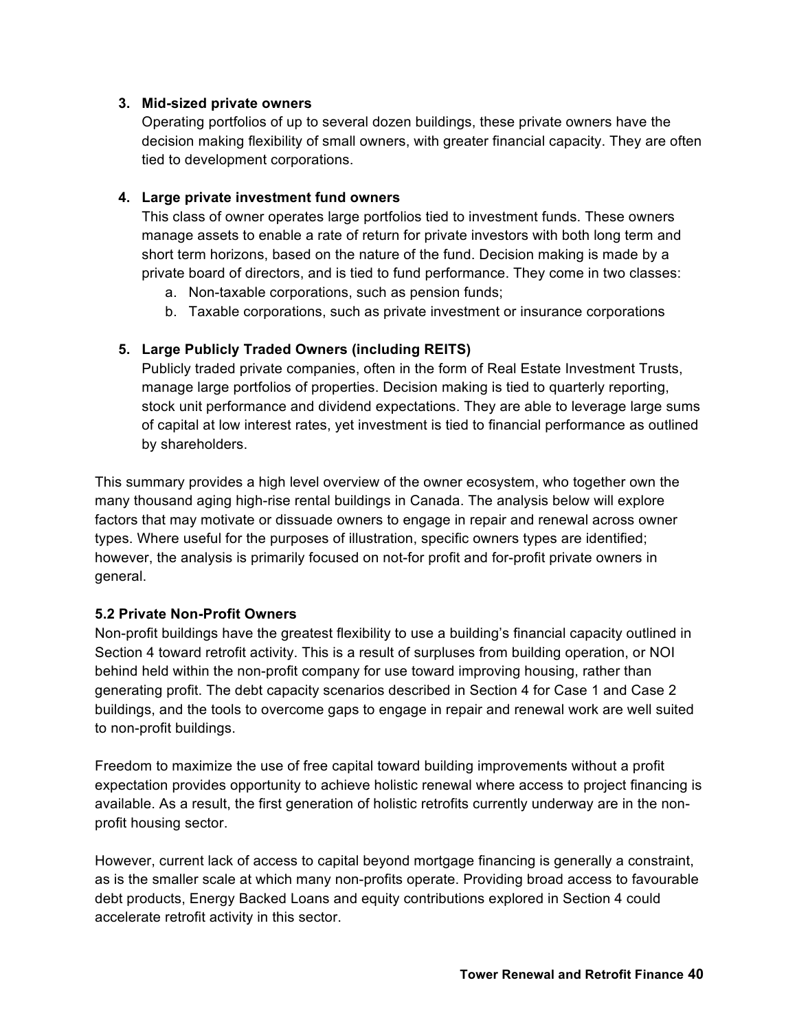3. **Mid-sized private owners**
   Operating portfolios of up to several dozen buildings, these private owners have the decision making flexibility of small owners, with greater financial capacity. They are often tied to development corporations.

4. **Large private investment fund owners**
   This class of owner operates large portfolios tied to investment funds. These owners manage assets to enable a rate of return for private investors with both long term and short term horizons, based on the nature of the fund. Decision making is made by a private board of directors, and is tied to fund performance. They come in two classes:
   a. Non-taxable corporations, such as pension funds;
   b. Taxable corporations, such as private investment or insurance corporations

5. **Large Publicly Traded Owners (including REITS)**
   Publicly traded private companies, often in the form of Real Estate Investment Trusts, manage large portfolios of properties. Decision making is tied to quarterly reporting, stock unit performance and dividend expectations. They are able to leverage large sums of capital at low interest rates, yet investment is tied to financial performance as outlined by shareholders.

This summary provides a high level overview of the owner ecosystem, who together own the many thousand aging high-rise rental buildings in Canada. The analysis below will explore factors that may motivate or dissuade owners to engage in repair and renewal across owner types. Where useful for the purposes of illustration, specific owners types are identified; however, the analysis is primarily focused on not-for profit and for-profit private owners in general.

### 5.2 Private Non-Profit Owners

Non-profit buildings have the greatest flexibility to use a building's financial capacity outlined in Section 4 toward retrofit activity. This is a result of surpluses from building operation, or NOI behind held within the non-profit company for use toward improving housing, rather than generating profit. The debt capacity scenarios described in Section 4 for Case 1 and Case 2 buildings, and the tools to overcome gaps to engage in repair and renewal work are well suited to non-profit buildings.

Freedom to maximize the use of free capital toward building improvements without a profit expectation provides opportunity to achieve holistic renewal where access to project financing is available. As a result, the first generation of holistic retrofits currently underway are in the non-profit housing sector.

However, current lack of access to capital beyond mortgage financing is generally a constraint, as is the smaller scale at which many non-profits operate. Providing broad access to favourable debt products, Energy Backed Loans and equity contributions explored in Section 4 could accelerate retrofit activity in this sector.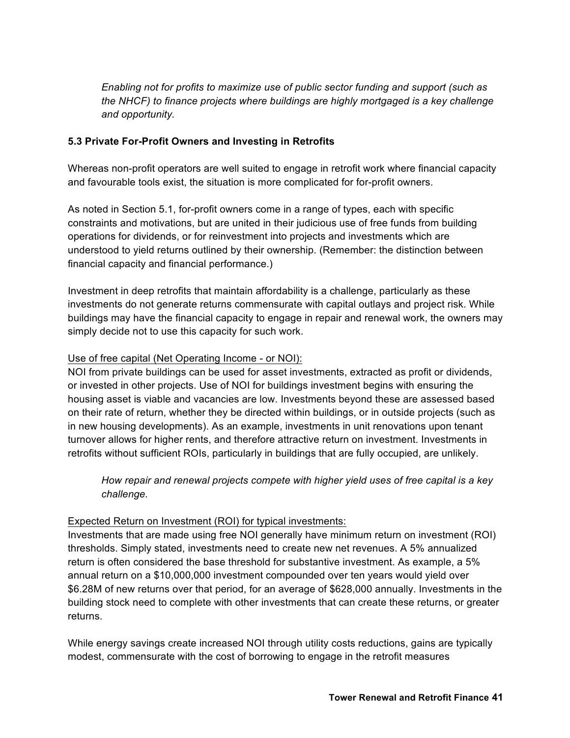*Enabling not for profits to maximize use of public sector funding and support (such as the NHCF) to finance projects where buildings are highly mortgaged is a key challenge and opportunity.*

### 5.3 Private For-Profit Owners and Investing in Retrofits

Whereas non-profit operators are well suited to engage in retrofit work where financial capacity and favourable tools exist, the situation is more complicated for for-profit owners.

As noted in Section 5.1, for-profit owners come in a range of types, each with specific constraints and motivations, but are united in their judicious use of free funds from building operations for dividends, or for reinvestment into projects and investments which are understood to yield returns outlined by their ownership. (Remember: the distinction between financial capacity and financial performance.)

Investment in deep retrofits that maintain affordability is a challenge, particularly as these investments do not generate returns commensurate with capital outlays and project risk. While buildings may have the financial capacity to engage in repair and renewal work, the owners may simply decide not to use this capacity for such work.

<u>Use of free capital (Net Operating Income - or NOI):</u>
NOI from private buildings can be used for asset investments, extracted as profit or dividends, or invested in other projects. Use of NOI for buildings investment begins with ensuring the housing asset is viable and vacancies are low. Investments beyond these are assessed based on their rate of return, whether they be directed within buildings, or in outside projects (such as in new housing developments). As an example, investments in unit renovations upon tenant turnover allows for higher rents, and therefore attractive return on investment. Investments in retrofits without sufficient ROIs, particularly in buildings that are fully occupied, are unlikely.

*How repair and renewal projects compete with higher yield uses of free capital is a key challenge.*

<u>Expected Return on Investment (ROI) for typical investments:</u>
Investments that are made using free NOI generally have minimum return on investment (ROI) thresholds. Simply stated, investments need to create new net revenues. A 5% annualized return is often considered the base threshold for substantive investment. As example, a 5% annual return on a $10,000,000 investment compounded over ten years would yield over $6.28M of new returns over that period, for an average of $628,000 annually. Investments in the building stock need to complete with other investments that can create these returns, or greater returns.

While energy savings create increased NOI through utility costs reductions, gains are typically modest, commensurate with the cost of borrowing to engage in the retrofit measures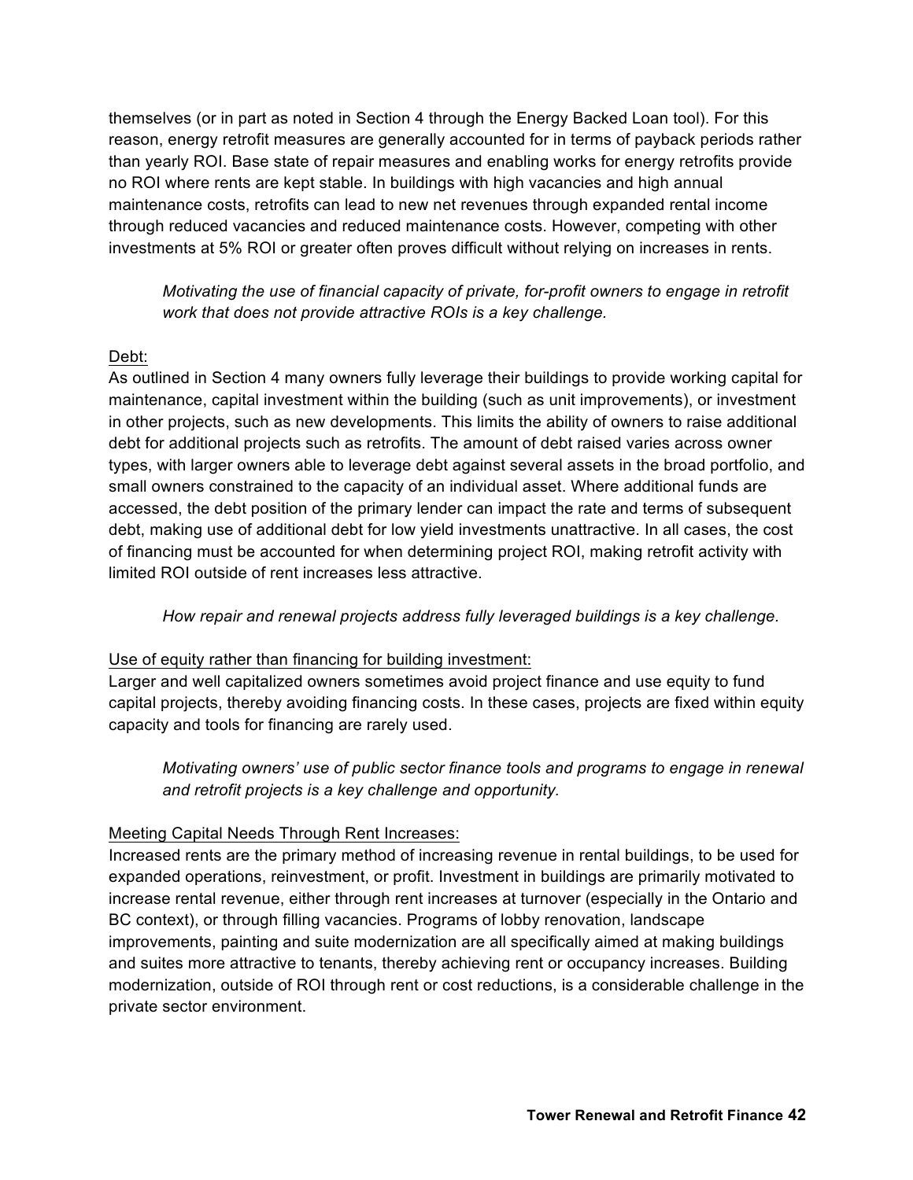themselves (or in part as noted in Section 4 through the Energy Backed Loan tool). For this reason, energy retrofit measures are generally accounted for in terms of payback periods rather than yearly ROI. Base state of repair measures and enabling works for energy retrofits provide no ROI where rents are kept stable. In buildings with high vacancies and high annual maintenance costs, retrofits can lead to new net revenues through expanded rental income through reduced vacancies and reduced maintenance costs. However, competing with other investments at 5% ROI or greater often proves difficult without relying on increases in rents.

> *Motivating the use of financial capacity of private, for-profit owners to engage in retrofit work that does not provide attractive ROIs is a key challenge.*

<u>Debt:</u>
As outlined in Section 4 many owners fully leverage their buildings to provide working capital for maintenance, capital investment within the building (such as unit improvements), or investment in other projects, such as new developments. This limits the ability of owners to raise additional debt for additional projects such as retrofits. The amount of debt raised varies across owner types, with larger owners able to leverage debt against several assets in the broad portfolio, and small owners constrained to the capacity of an individual asset. Where additional funds are accessed, the debt position of the primary lender can impact the rate and terms of subsequent debt, making use of additional debt for low yield investments unattractive. In all cases, the cost of financing must be accounted for when determining project ROI, making retrofit activity with limited ROI outside of rent increases less attractive.

> *How repair and renewal projects address fully leveraged buildings is a key challenge.*

<u>Use of equity rather than financing for building investment:</u>
Larger and well capitalized owners sometimes avoid project finance and use equity to fund capital projects, thereby avoiding financing costs. In these cases, projects are fixed within equity capacity and tools for financing are rarely used.

> *Motivating owners' use of public sector finance tools and programs to engage in renewal and retrofit projects is a key challenge and opportunity.*

<u>Meeting Capital Needs Through Rent Increases:</u>
Increased rents are the primary method of increasing revenue in rental buildings, to be used for expanded operations, reinvestment, or profit. Investment in buildings are primarily motivated to increase rental revenue, either through rent increases at turnover (especially in the Ontario and BC context), or through filling vacancies. Programs of lobby renovation, landscape improvements, painting and suite modernization are all specifically aimed at making buildings and suites more attractive to tenants, thereby achieving rent or occupancy increases. Building modernization, outside of ROI through rent or cost reductions, is a considerable challenge in the private sector environment.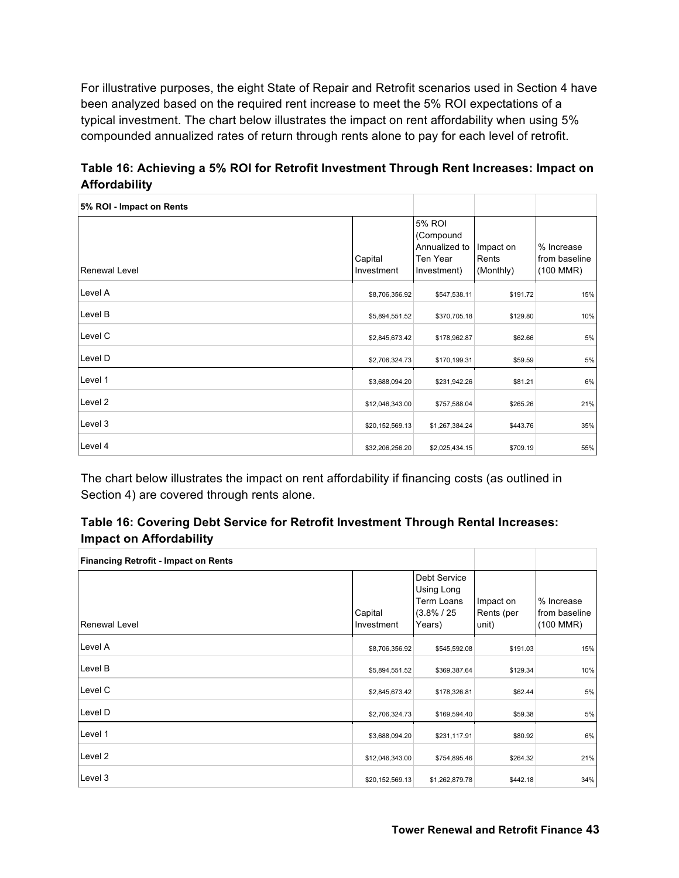For illustrative purposes, the eight State of Repair and Retrofit scenarios used in Section 4 have been analyzed based on the required rent increase to meet the 5% ROI expectations of a typical investment. The chart below illustrates the impact on rent affordability when using 5% compounded annualized rates of return through rents alone to pay for each level of retrofit.

**Table 16: Achieving a 5% ROI for Retrofit Investment Through Rent Increases: Impact on Affordability**

| 5% ROI - Impact on Rents | | | | |
|---|---|---|---|---|
| Renewal Level | Capital Investment | 5% ROI (Compound Annualized to Ten Year Investment) | Impact on Rents (Monthly) | % Increase from baseline (100 MMR) |
| Level A | $8,706,356.92 | $547,538.11 | $191.72 | 15% |
| Level B | $5,894,551.52 | $370,705.18 | $129.80 | 10% |
| Level C | $2,845,673.42 | $178,962.87 | $62.66 | 5% |
| Level D | $2,706,324.73 | $170,199.31 | $59.59 | 5% |
| Level 1 | $3,688,094.20 | $231,942.26 | $81.21 | 6% |
| Level 2 | $12,046,343.00 | $757,588.04 | $265.26 | 21% |
| Level 3 | $20,152,569.13 | $1,267,384.24 | $443.76 | 35% |
| Level 4 | $32,206,256.20 | $2,025,434.15 | $709.19 | 55% |

The chart below illustrates the impact on rent affordability if financing costs (as outlined in Section 4) are covered through rents alone.

**Table 16: Covering Debt Service for Retrofit Investment Through Rental Increases: Impact on Affordability**

| Financing Retrofit - Impact on Rents | | | | |
|---|---|---|---|---|
| Renewal Level | Capital Investment | Debt Service Using Long Term Loans (3.8% / 25 Years) | Impact on Rents (per unit) | % Increase from baseline (100 MMR) |
| Level A | $8,706,356.92 | $545,592.08 | $191.03 | 15% |
| Level B | $5,894,551.52 | $369,387.64 | $129.34 | 10% |
| Level C | $2,845,673.42 | $178,326.81 | $62.44 | 5% |
| Level D | $2,706,324.73 | $169,594.40 | $59.38 | 5% |
| Level 1 | $3,688,094.20 | $231,117.91 | $80.92 | 6% |
| Level 2 | $12,046,343.00 | $754,895.46 | $264.32 | 21% |
| Level 3 | $20,152,569.13 | $1,262,879.78 | $442.18 | 34% |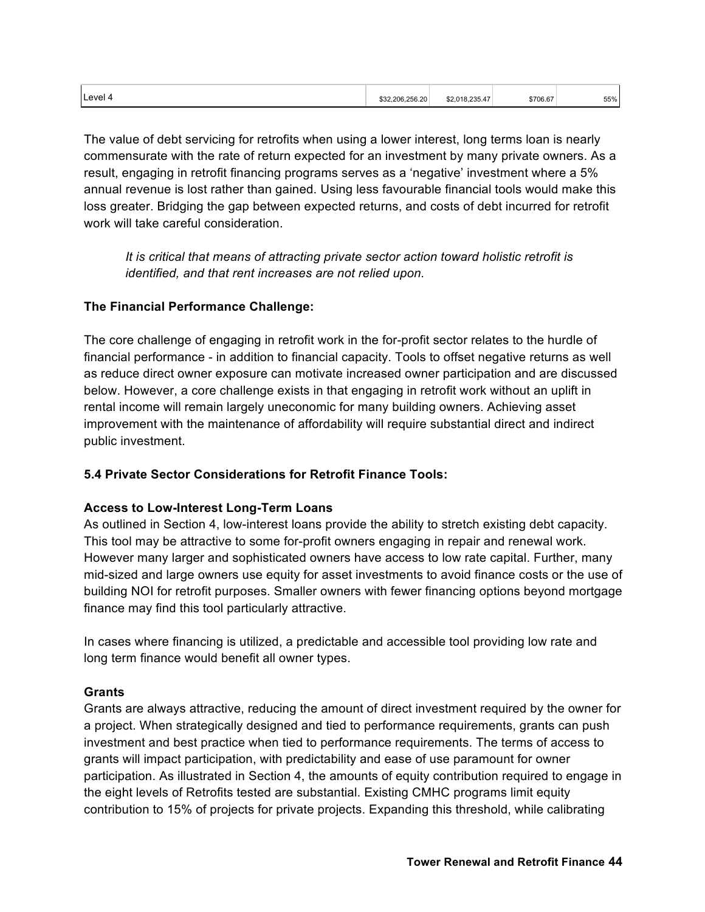| Level 4 | $32,206,256.20 | $2,018,235.47 | $706.67 | 55% |
|---|---|---|---|---|

The value of debt servicing for retrofits when using a lower interest, long terms loan is nearly commensurate with the rate of return expected for an investment by many private owners. As a result, engaging in retrofit financing programs serves as a 'negative' investment where a 5% annual revenue is lost rather than gained. Using less favourable financial tools would make this loss greater. Bridging the gap between expected returns, and costs of debt incurred for retrofit work will take careful consideration.

> *It is critical that means of attracting private sector action toward holistic retrofit is identified, and that rent increases are not relied upon.*

**The Financial Performance Challenge:**

The core challenge of engaging in retrofit work in the for-profit sector relates to the hurdle of financial performance - in addition to financial capacity. Tools to offset negative returns as well as reduce direct owner exposure can motivate increased owner participation and are discussed below. However, a core challenge exists in that engaging in retrofit work without an uplift in rental income will remain largely uneconomic for many building owners. Achieving asset improvement with the maintenance of affordability will require substantial direct and indirect public investment.

### 5.4 Private Sector Considerations for Retrofit Finance Tools:

**Access to Low-Interest Long-Term Loans**
As outlined in Section 4, low-interest loans provide the ability to stretch existing debt capacity. This tool may be attractive to some for-profit owners engaging in repair and renewal work. However many larger and sophisticated owners have access to low rate capital. Further, many mid-sized and large owners use equity for asset investments to avoid finance costs or the use of building NOI for retrofit purposes. Smaller owners with fewer financing options beyond mortgage finance may find this tool particularly attractive.

In cases where financing is utilized, a predictable and accessible tool providing low rate and long term finance would benefit all owner types.

**Grants**
Grants are always attractive, reducing the amount of direct investment required by the owner for a project. When strategically designed and tied to performance requirements, grants can push investment and best practice when tied to performance requirements. The terms of access to grants will impact participation, with predictability and ease of use paramount for owner participation. As illustrated in Section 4, the amounts of equity contribution required to engage in the eight levels of Retrofits tested are substantial. Existing CMHC programs limit equity contribution to 15% of projects for private projects. Expanding this threshold, while calibrating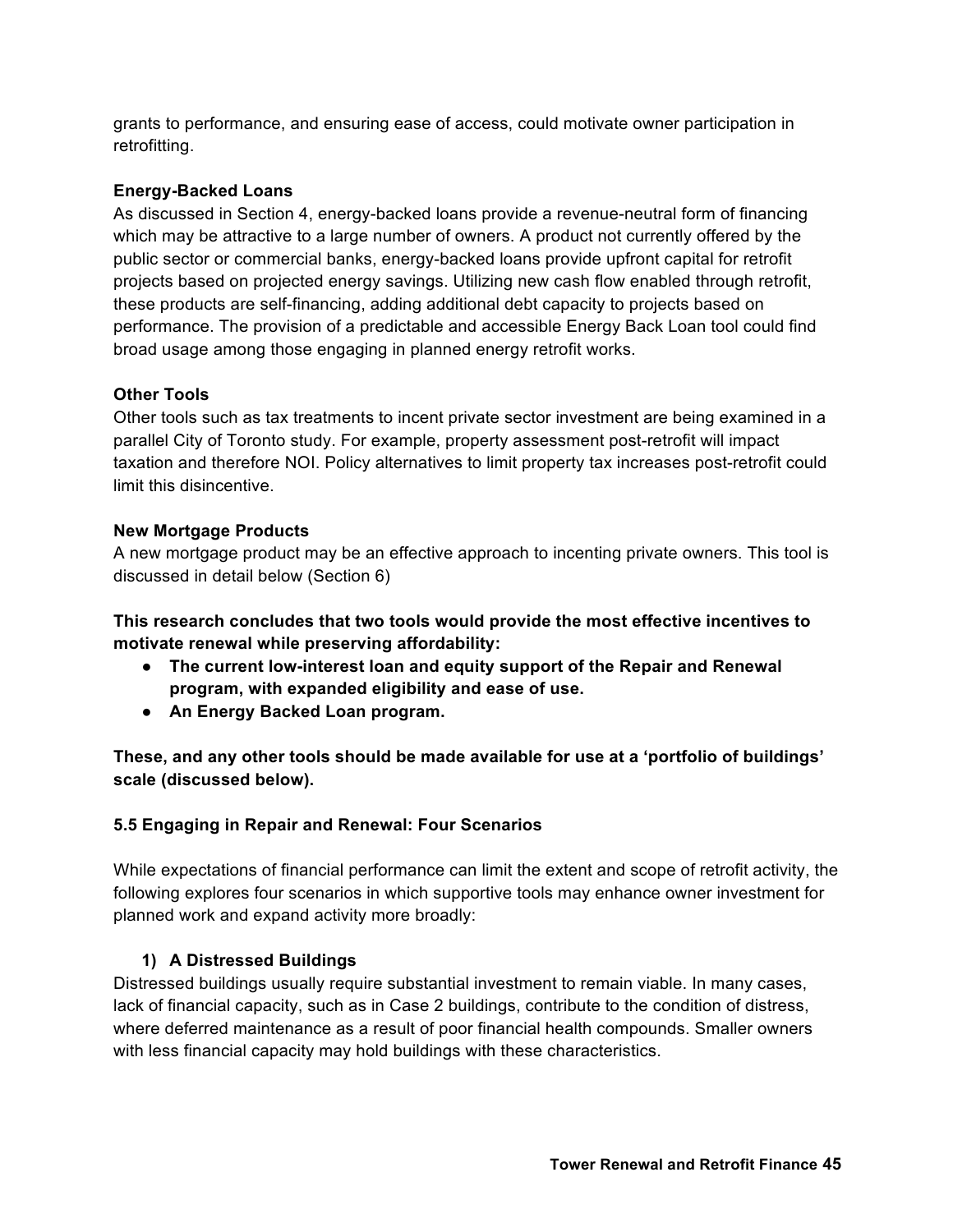grants to performance, and ensuring ease of access, could motivate owner participation in retrofitting.

**Energy-Backed Loans**

As discussed in Section 4, energy-backed loans provide a revenue-neutral form of financing which may be attractive to a large number of owners. A product not currently offered by the public sector or commercial banks, energy-backed loans provide upfront capital for retrofit projects based on projected energy savings. Utilizing new cash flow enabled through retrofit, these products are self-financing, adding additional debt capacity to projects based on performance. The provision of a predictable and accessible Energy Back Loan tool could find broad usage among those engaging in planned energy retrofit works.

**Other Tools**

Other tools such as tax treatments to incent private sector investment are being examined in a parallel City of Toronto study. For example, property assessment post-retrofit will impact taxation and therefore NOI. Policy alternatives to limit property tax increases post-retrofit could limit this disincentive.

**New Mortgage Products**

A new mortgage product may be an effective approach to incenting private owners. This tool is discussed in detail below (Section 6)

**This research concludes that two tools would provide the most effective incentives to motivate renewal while preserving affordability:**

- **The current low-interest loan and equity support of the Repair and Renewal program, with expanded eligibility and ease of use.**
- **An Energy Backed Loan program.**

**These, and any other tools should be made available for use at a 'portfolio of buildings' scale (discussed below).**

### 5.5 Engaging in Repair and Renewal: Four Scenarios

While expectations of financial performance can limit the extent and scope of retrofit activity, the following explores four scenarios in which supportive tools may enhance owner investment for planned work and expand activity more broadly:

1) **A Distressed Buildings**

Distressed buildings usually require substantial investment to remain viable. In many cases, lack of financial capacity, such as in Case 2 buildings, contribute to the condition of distress, where deferred maintenance as a result of poor financial health compounds. Smaller owners with less financial capacity may hold buildings with these characteristics.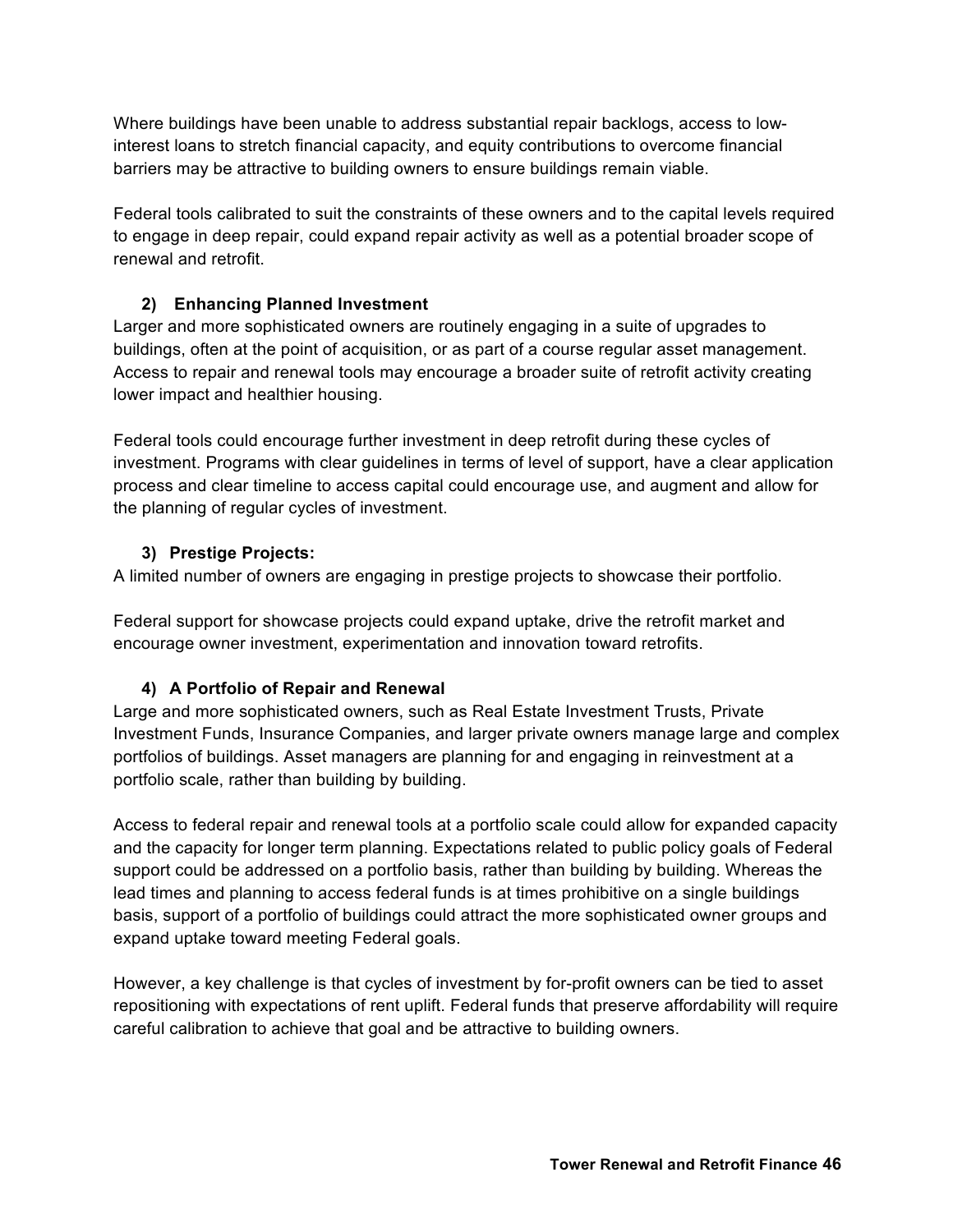Where buildings have been unable to address substantial repair backlogs, access to low-interest loans to stretch financial capacity, and equity contributions to overcome financial barriers may be attractive to building owners to ensure buildings remain viable.

Federal tools calibrated to suit the constraints of these owners and to the capital levels required to engage in deep repair, could expand repair activity as well as a potential broader scope of renewal and retrofit.

### 2) Enhancing Planned Investment

Larger and more sophisticated owners are routinely engaging in a suite of upgrades to buildings, often at the point of acquisition, or as part of a course regular asset management. Access to repair and renewal tools may encourage a broader suite of retrofit activity creating lower impact and healthier housing.

Federal tools could encourage further investment in deep retrofit during these cycles of investment. Programs with clear guidelines in terms of level of support, have a clear application process and clear timeline to access capital could encourage use, and augment and allow for the planning of regular cycles of investment.

### 3) Prestige Projects:

A limited number of owners are engaging in prestige projects to showcase their portfolio.

Federal support for showcase projects could expand uptake, drive the retrofit market and encourage owner investment, experimentation and innovation toward retrofits.

### 4) A Portfolio of Repair and Renewal

Large and more sophisticated owners, such as Real Estate Investment Trusts, Private Investment Funds, Insurance Companies, and larger private owners manage large and complex portfolios of buildings. Asset managers are planning for and engaging in reinvestment at a portfolio scale, rather than building by building.

Access to federal repair and renewal tools at a portfolio scale could allow for expanded capacity and the capacity for longer term planning. Expectations related to public policy goals of Federal support could be addressed on a portfolio basis, rather than building by building. Whereas the lead times and planning to access federal funds is at times prohibitive on a single buildings basis, support of a portfolio of buildings could attract the more sophisticated owner groups and expand uptake toward meeting Federal goals.

However, a key challenge is that cycles of investment by for-profit owners can be tied to asset repositioning with expectations of rent uplift. Federal funds that preserve affordability will require careful calibration to achieve that goal and be attractive to building owners.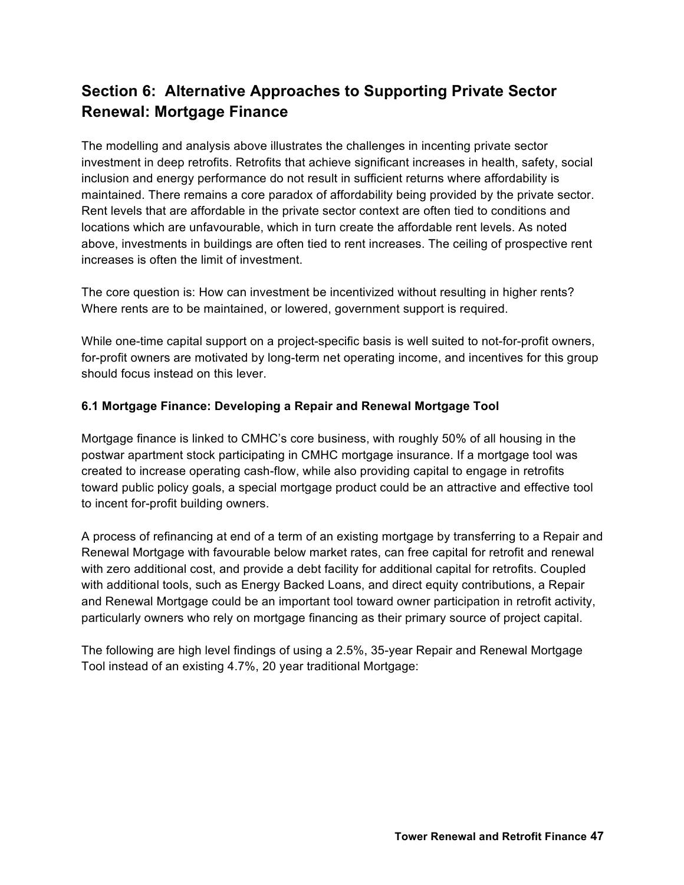## Section 6: Alternative Approaches to Supporting Private Sector Renewal: Mortgage Finance

The modelling and analysis above illustrates the challenges in incenting private sector investment in deep retrofits. Retrofits that achieve significant increases in health, safety, social inclusion and energy performance do not result in sufficient returns where affordability is maintained. There remains a core paradox of affordability being provided by the private sector. Rent levels that are affordable in the private sector context are often tied to conditions and locations which are unfavourable, which in turn create the affordable rent levels. As noted above, investments in buildings are often tied to rent increases. The ceiling of prospective rent increases is often the limit of investment.

The core question is: How can investment be incentivized without resulting in higher rents? Where rents are to be maintained, or lowered, government support is required.

While one-time capital support on a project-specific basis is well suited to not-for-profit owners, for-profit owners are motivated by long-term net operating income, and incentives for this group should focus instead on this lever.

### 6.1 Mortgage Finance: Developing a Repair and Renewal Mortgage Tool

Mortgage finance is linked to CMHC's core business, with roughly 50% of all housing in the postwar apartment stock participating in CMHC mortgage insurance. If a mortgage tool was created to increase operating cash-flow, while also providing capital to engage in retrofits toward public policy goals, a special mortgage product could be an attractive and effective tool to incent for-profit building owners.

A process of refinancing at end of a term of an existing mortgage by transferring to a Repair and Renewal Mortgage with favourable below market rates, can free capital for retrofit and renewal with zero additional cost, and provide a debt facility for additional capital for retrofits. Coupled with additional tools, such as Energy Backed Loans, and direct equity contributions, a Repair and Renewal Mortgage could be an important tool toward owner participation in retrofit activity, particularly owners who rely on mortgage financing as their primary source of project capital.

The following are high level findings of using a 2.5%, 35-year Repair and Renewal Mortgage Tool instead of an existing 4.7%, 20 year traditional Mortgage: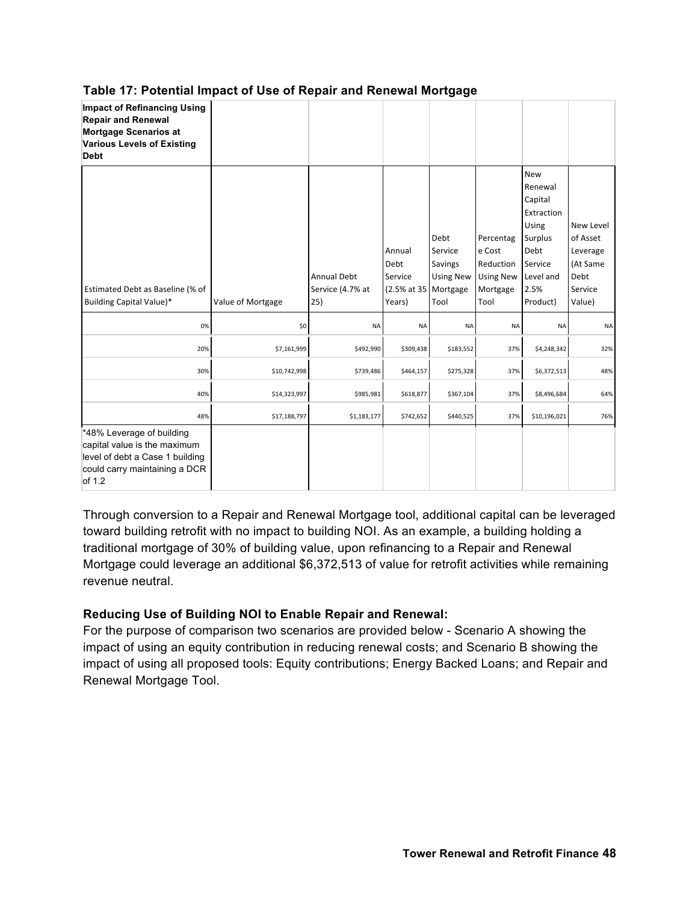**Table 17: Potential Impact of Use of Repair and Renewal Mortgage**

| **Impact of Refinancing Using Repair and Renewal Mortgage Scenarios at Various Levels of Existing Debt** | | | | | | | |
|---|---|---|---|---|---|---|---|
| Estimated Debt as Baseline (% of Building Capital Value)* | Value of Mortgage | Annual Debt Service (4.7% at 25) | Annual Debt Service (2.5% at 35 Years) | Debt Service Savings Using New Mortgage Tool | Percentage Cost Reduction Using New Mortgage Tool | New Renewal Capital Extraction Using Surplus Debt Service Level and 2.5% Product) | New Level of Asset Leverage (At Same Debt Service Value) |
| 0% | $0 | NA | NA | NA | NA | NA | NA |
| 20% | $7,161,999 | $492,990 | $309,438 | $183,552 | 37% | $4,248,342 | 32% |
| 30% | $10,742,998 | $739,486 | $464,157 | $275,328 | 37% | $6,372,513 | 48% |
| 40% | $14,323,997 | $985,981 | $618,877 | $367,104 | 37% | $8,496,684 | 64% |
| 48% | $17,188,797 | $1,183,177 | $742,652 | $440,525 | 37% | $10,196,021 | 76% |
| *48% Leverage of building capital value is the maximum level of debt a Case 1 building could carry maintaining a DCR of 1.2 | | | | | | | |

Through conversion to a Repair and Renewal Mortgage tool, additional capital can be leveraged toward building retrofit with no impact to building NOI. As an example, a building holding a traditional mortgage of 30% of building value, upon refinancing to a Repair and Renewal Mortgage could leverage an additional $6,372,513 of value for retrofit activities while remaining revenue neutral.

### Reducing Use of Building NOI to Enable Repair and Renewal:

For the purpose of comparison two scenarios are provided below - Scenario A showing the impact of using an equity contribution in reducing renewal costs; and Scenario B showing the impact of using all proposed tools: Equity contributions; Energy Backed Loans; and Repair and Renewal Mortgage Tool.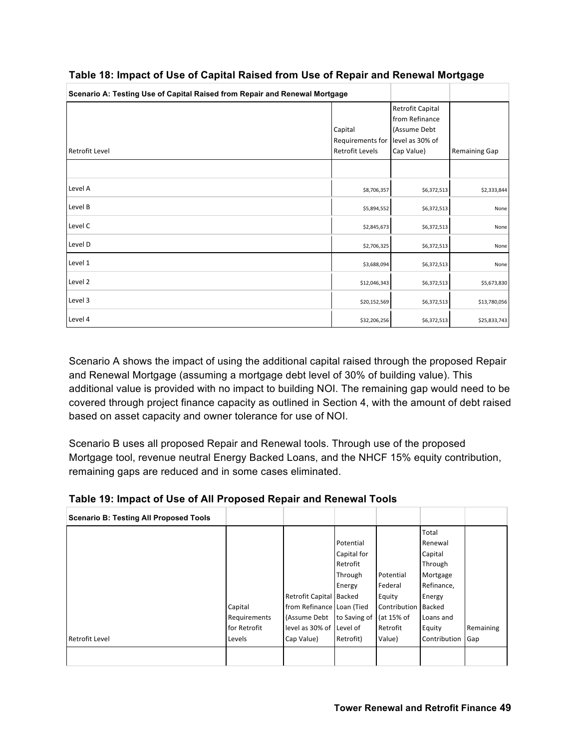**Table 18: Impact of Use of Capital Raised from Use of Repair and Renewal Mortgage**

| Scenario A: Testing Use of Capital Raised from Repair and Renewal Mortgage | | | |
|---|---|---|---|
| Retrofit Level | Capital Requirements for Retrofit Levels | Retrofit Capital from Refinance (Assume Debt level as 30% of Cap Value) | Remaining Gap |
| | | | |
| Level A | $8,706,357 | $6,372,513 | $2,333,844 |
| Level B | $5,894,552 | $6,372,513 | None |
| Level C | $2,845,673 | $6,372,513 | None |
| Level D | $2,706,325 | $6,372,513 | None |
| Level 1 | $3,688,094 | $6,372,513 | None |
| Level 2 | $12,046,343 | $6,372,513 | $5,673,830 |
| Level 3 | $20,152,569 | $6,372,513 | $13,780,056 |
| Level 4 | $32,206,256 | $6,372,513 | $25,833,743 |

Scenario A shows the impact of using the additional capital raised through the proposed Repair and Renewal Mortgage (assuming a mortgage debt level of 30% of building value). This additional value is provided with no impact to building NOI. The remaining gap would need to be covered through project finance capacity as outlined in Section 4, with the amount of debt raised based on asset capacity and owner tolerance for use of NOI.

Scenario B uses all proposed Repair and Renewal tools. Through use of the proposed Mortgage tool, revenue neutral Energy Backed Loans, and the NHCF 15% equity contribution, remaining gaps are reduced and in some cases eliminated.

**Table 19: Impact of Use of All Proposed Repair and Renewal Tools**

| Scenario B: Testing All Proposed Tools | | | | | | |
|---|---|---|---|---|---|---|
| Retrofit Level | Capital Requirements for Retrofit Levels | Retrofit Capital from Refinance (Assume Debt level as 30% of Cap Value) | Potential Capital for Retrofit Through Energy Backed Loan (Tied to Saving of Level of Retrofit) | Potential Federal Equity Contribution (at 15% of Retrofit Value) | Total Renewal Capital Through Mortgage Refinance, Energy Backed Loans and Equity Contribution | Remaining Gap |
| | | | | | | |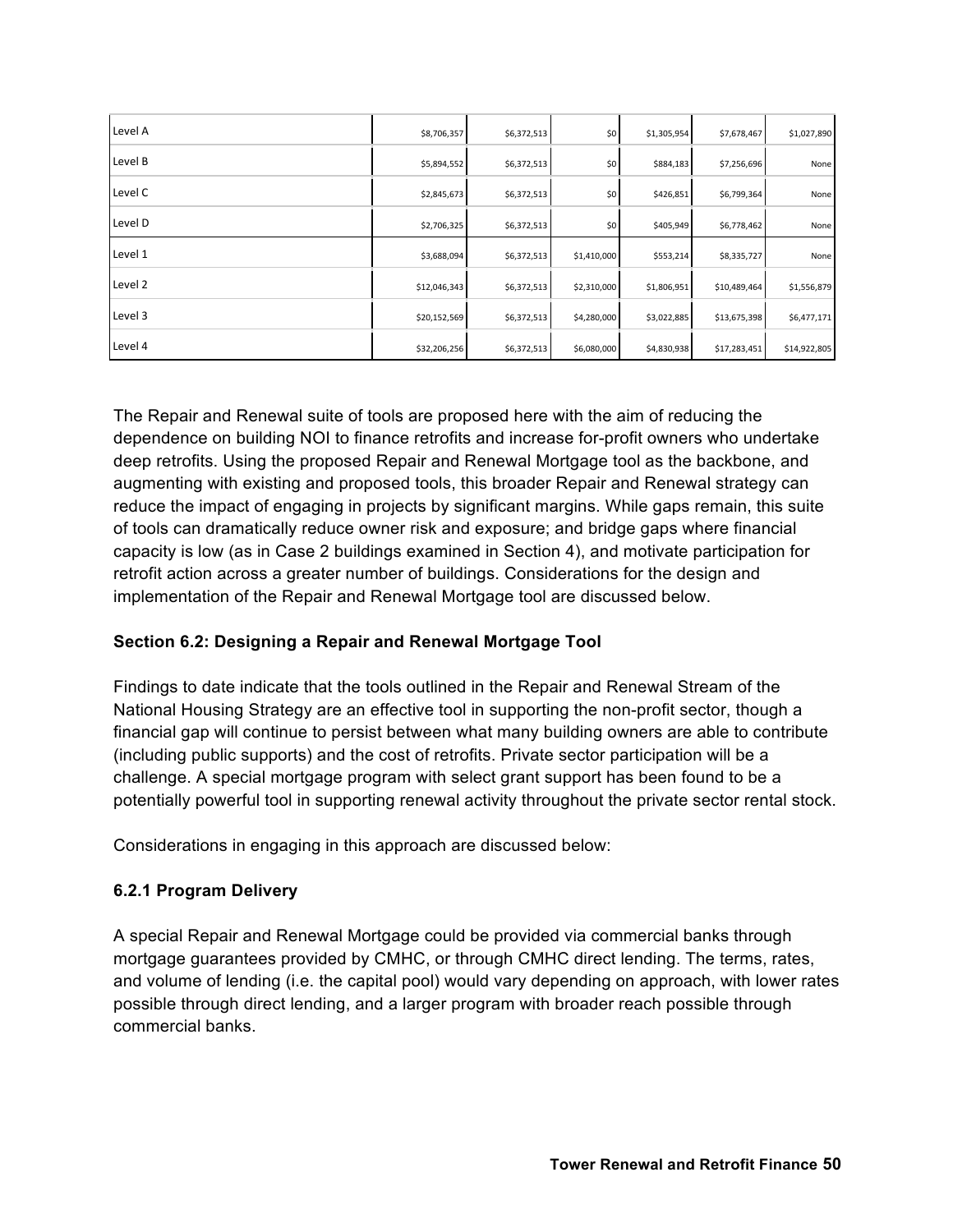| | | | | | | |
|---|---|---|---|---|---|---|
| Level A | $8,706,357 | $6,372,513 | $0 | $1,305,954 | $7,678,467 | $1,027,890 |
| Level B | $5,894,552 | $6,372,513 | $0 | $884,183 | $7,256,696 | None |
| Level C | $2,845,673 | $6,372,513 | $0 | $426,851 | $6,799,364 | None |
| Level D | $2,706,325 | $6,372,513 | $0 | $405,949 | $6,778,462 | None |
| Level 1 | $3,688,094 | $6,372,513 | $1,410,000 | $553,214 | $8,335,727 | None |
| Level 2 | $12,046,343 | $6,372,513 | $2,310,000 | $1,806,951 | $10,489,464 | $1,556,879 |
| Level 3 | $20,152,569 | $6,372,513 | $4,280,000 | $3,022,885 | $13,675,398 | $6,477,171 |
| Level 4 | $32,206,256 | $6,372,513 | $6,080,000 | $4,830,938 | $17,283,451 | $14,922,805 |

The Repair and Renewal suite of tools are proposed here with the aim of reducing the dependence on building NOI to finance retrofits and increase for-profit owners who undertake deep retrofits. Using the proposed Repair and Renewal Mortgage tool as the backbone, and augmenting with existing and proposed tools, this broader Repair and Renewal strategy can reduce the impact of engaging in projects by significant margins. While gaps remain, this suite of tools can dramatically reduce owner risk and exposure; and bridge gaps where financial capacity is low (as in Case 2 buildings examined in Section 4), and motivate participation for retrofit action across a greater number of buildings. Considerations for the design and implementation of the Repair and Renewal Mortgage tool are discussed below.

### Section 6.2: Designing a Repair and Renewal Mortgage Tool

Findings to date indicate that the tools outlined in the Repair and Renewal Stream of the National Housing Strategy are an effective tool in supporting the non-profit sector, though a financial gap will continue to persist between what many building owners are able to contribute (including public supports) and the cost of retrofits. Private sector participation will be a challenge. A special mortgage program with select grant support has been found to be a potentially powerful tool in supporting renewal activity throughout the private sector rental stock.

Considerations in engaging in this approach are discussed below:

#### 6.2.1 Program Delivery

A special Repair and Renewal Mortgage could be provided via commercial banks through mortgage guarantees provided by CMHC, or through CMHC direct lending. The terms, rates, and volume of lending (i.e. the capital pool) would vary depending on approach, with lower rates possible through direct lending, and a larger program with broader reach possible through commercial banks.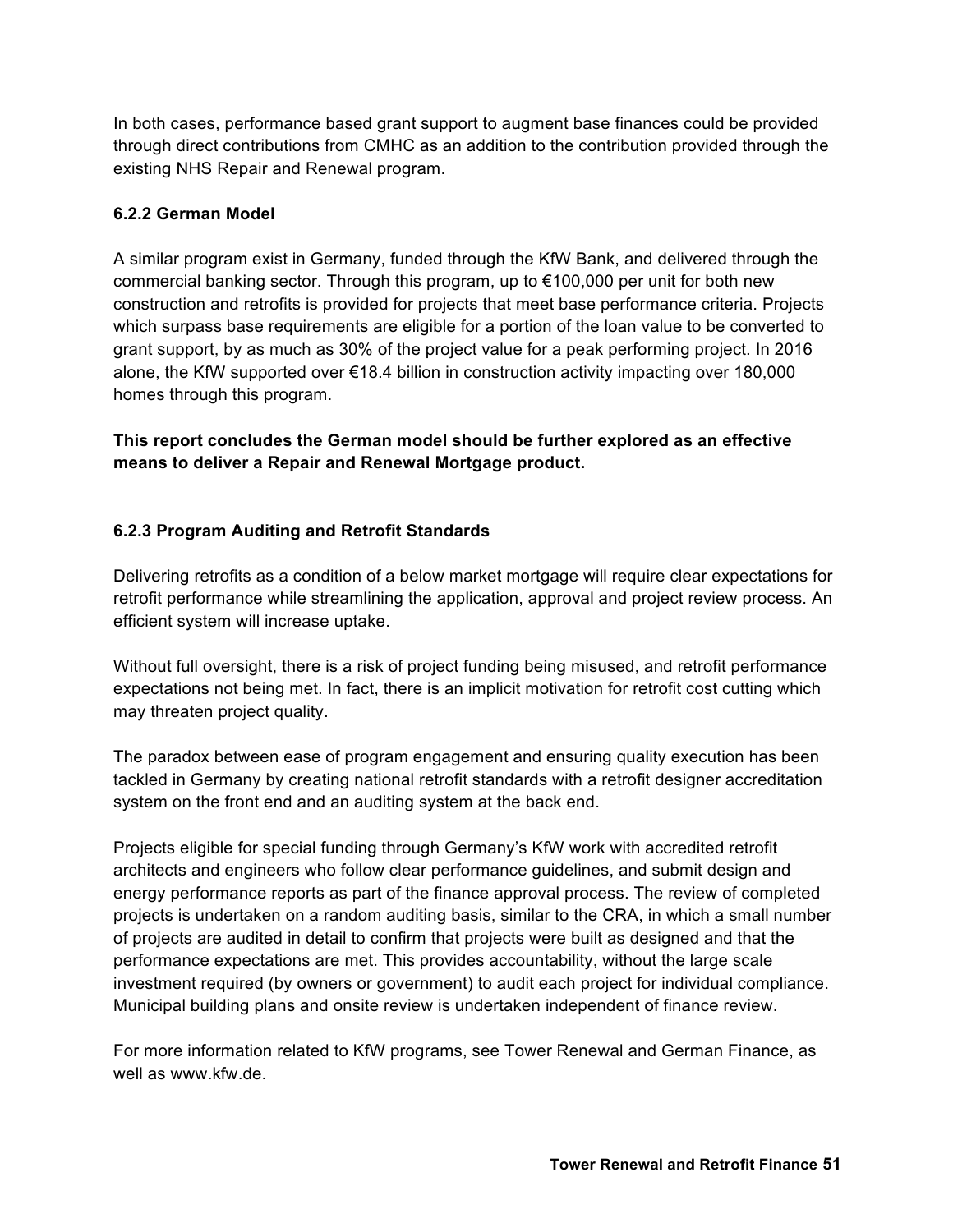In both cases, performance based grant support to augment base finances could be provided through direct contributions from CMHC as an addition to the contribution provided through the existing NHS Repair and Renewal program.

### 6.2.2 German Model

A similar program exist in Germany, funded through the KfW Bank, and delivered through the commercial banking sector. Through this program, up to €100,000 per unit for both new construction and retrofits is provided for projects that meet base performance criteria. Projects which surpass base requirements are eligible for a portion of the loan value to be converted to grant support, by as much as 30% of the project value for a peak performing project. In 2016 alone, the KfW supported over €18.4 billion in construction activity impacting over 180,000 homes through this program.

**This report concludes the German model should be further explored as an effective means to deliver a Repair and Renewal Mortgage product.**

### 6.2.3 Program Auditing and Retrofit Standards

Delivering retrofits as a condition of a below market mortgage will require clear expectations for retrofit performance while streamlining the application, approval and project review process. An efficient system will increase uptake.

Without full oversight, there is a risk of project funding being misused, and retrofit performance expectations not being met. In fact, there is an implicit motivation for retrofit cost cutting which may threaten project quality.

The paradox between ease of program engagement and ensuring quality execution has been tackled in Germany by creating national retrofit standards with a retrofit designer accreditation system on the front end and an auditing system at the back end.

Projects eligible for special funding through Germany's KfW work with accredited retrofit architects and engineers who follow clear performance guidelines, and submit design and energy performance reports as part of the finance approval process. The review of completed projects is undertaken on a random auditing basis, similar to the CRA, in which a small number of projects are audited in detail to confirm that projects were built as designed and that the performance expectations are met. This provides accountability, without the large scale investment required (by owners or government) to audit each project for individual compliance. Municipal building plans and onsite review is undertaken independent of finance review.

For more information related to KfW programs, see Tower Renewal and German Finance, as well as www.kfw.de.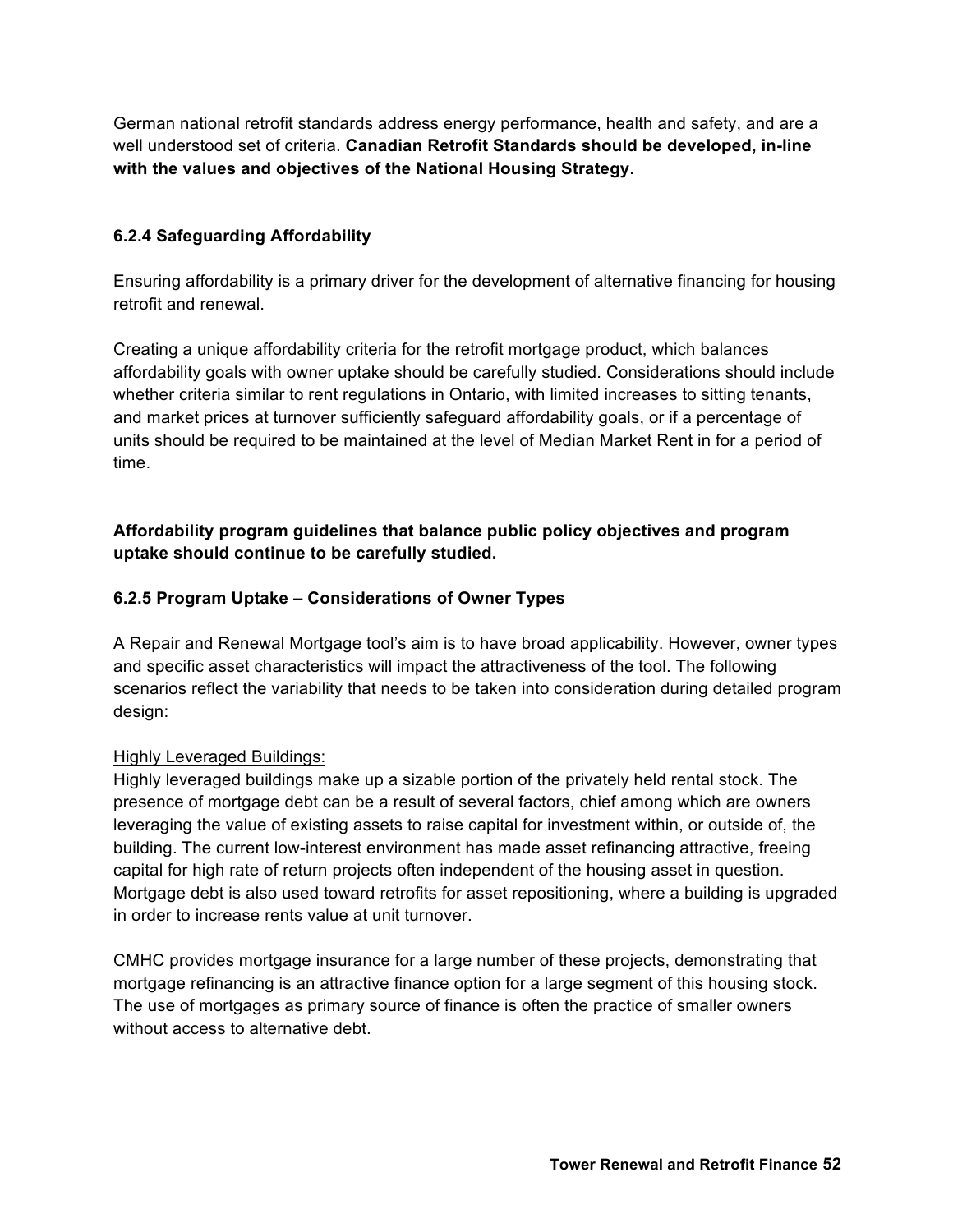German national retrofit standards address energy performance, health and safety, and are a well understood set of criteria. **Canadian Retrofit Standards should be developed, in-line with the values and objectives of the National Housing Strategy.**

### 6.2.4 Safeguarding Affordability

Ensuring affordability is a primary driver for the development of alternative financing for housing retrofit and renewal.

Creating a unique affordability criteria for the retrofit mortgage product, which balances affordability goals with owner uptake should be carefully studied. Considerations should include whether criteria similar to rent regulations in Ontario, with limited increases to sitting tenants, and market prices at turnover sufficiently safeguard affordability goals, or if a percentage of units should be required to be maintained at the level of Median Market Rent in for a period of time.

**Affordability program guidelines that balance public policy objectives and program uptake should continue to be carefully studied.**

### 6.2.5 Program Uptake – Considerations of Owner Types

A Repair and Renewal Mortgage tool's aim is to have broad applicability. However, owner types and specific asset characteristics will impact the attractiveness of the tool. The following scenarios reflect the variability that needs to be taken into consideration during detailed program design:

<u>Highly Leveraged Buildings:</u>
Highly leveraged buildings make up a sizable portion of the privately held rental stock. The presence of mortgage debt can be a result of several factors, chief among which are owners leveraging the value of existing assets to raise capital for investment within, or outside of, the building. The current low-interest environment has made asset refinancing attractive, freeing capital for high rate of return projects often independent of the housing asset in question. Mortgage debt is also used toward retrofits for asset repositioning, where a building is upgraded in order to increase rents value at unit turnover.

CMHC provides mortgage insurance for a large number of these projects, demonstrating that mortgage refinancing is an attractive finance option for a large segment of this housing stock. The use of mortgages as primary source of finance is often the practice of smaller owners without access to alternative debt.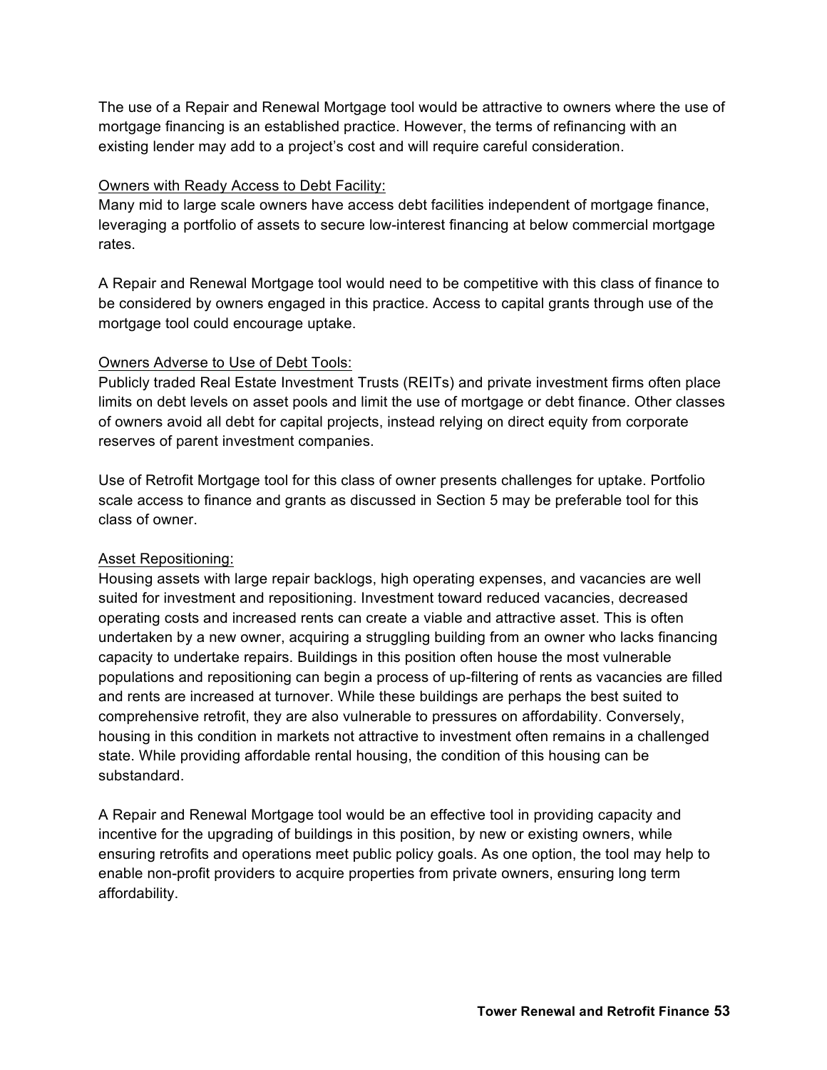The use of a Repair and Renewal Mortgage tool would be attractive to owners where the use of mortgage financing is an established practice. However, the terms of refinancing with an existing lender may add to a project's cost and will require careful consideration.

<u>Owners with Ready Access to Debt Facility:</u>
Many mid to large scale owners have access debt facilities independent of mortgage finance, leveraging a portfolio of assets to secure low-interest financing at below commercial mortgage rates.

A Repair and Renewal Mortgage tool would need to be competitive with this class of finance to be considered by owners engaged in this practice. Access to capital grants through use of the mortgage tool could encourage uptake.

<u>Owners Adverse to Use of Debt Tools:</u>
Publicly traded Real Estate Investment Trusts (REITs) and private investment firms often place limits on debt levels on asset pools and limit the use of mortgage or debt finance. Other classes of owners avoid all debt for capital projects, instead relying on direct equity from corporate reserves of parent investment companies.

Use of Retrofit Mortgage tool for this class of owner presents challenges for uptake. Portfolio scale access to finance and grants as discussed in Section 5 may be preferable tool for this class of owner.

<u>Asset Repositioning:</u>
Housing assets with large repair backlogs, high operating expenses, and vacancies are well suited for investment and repositioning. Investment toward reduced vacancies, decreased operating costs and increased rents can create a viable and attractive asset. This is often undertaken by a new owner, acquiring a struggling building from an owner who lacks financing capacity to undertake repairs. Buildings in this position often house the most vulnerable populations and repositioning can begin a process of up-filtering of rents as vacancies are filled and rents are increased at turnover. While these buildings are perhaps the best suited to comprehensive retrofit, they are also vulnerable to pressures on affordability. Conversely, housing in this condition in markets not attractive to investment often remains in a challenged state. While providing affordable rental housing, the condition of this housing can be substandard.

A Repair and Renewal Mortgage tool would be an effective tool in providing capacity and incentive for the upgrading of buildings in this position, by new or existing owners, while ensuring retrofits and operations meet public policy goals. As one option, the tool may help to enable non-profit providers to acquire properties from private owners, ensuring long term affordability.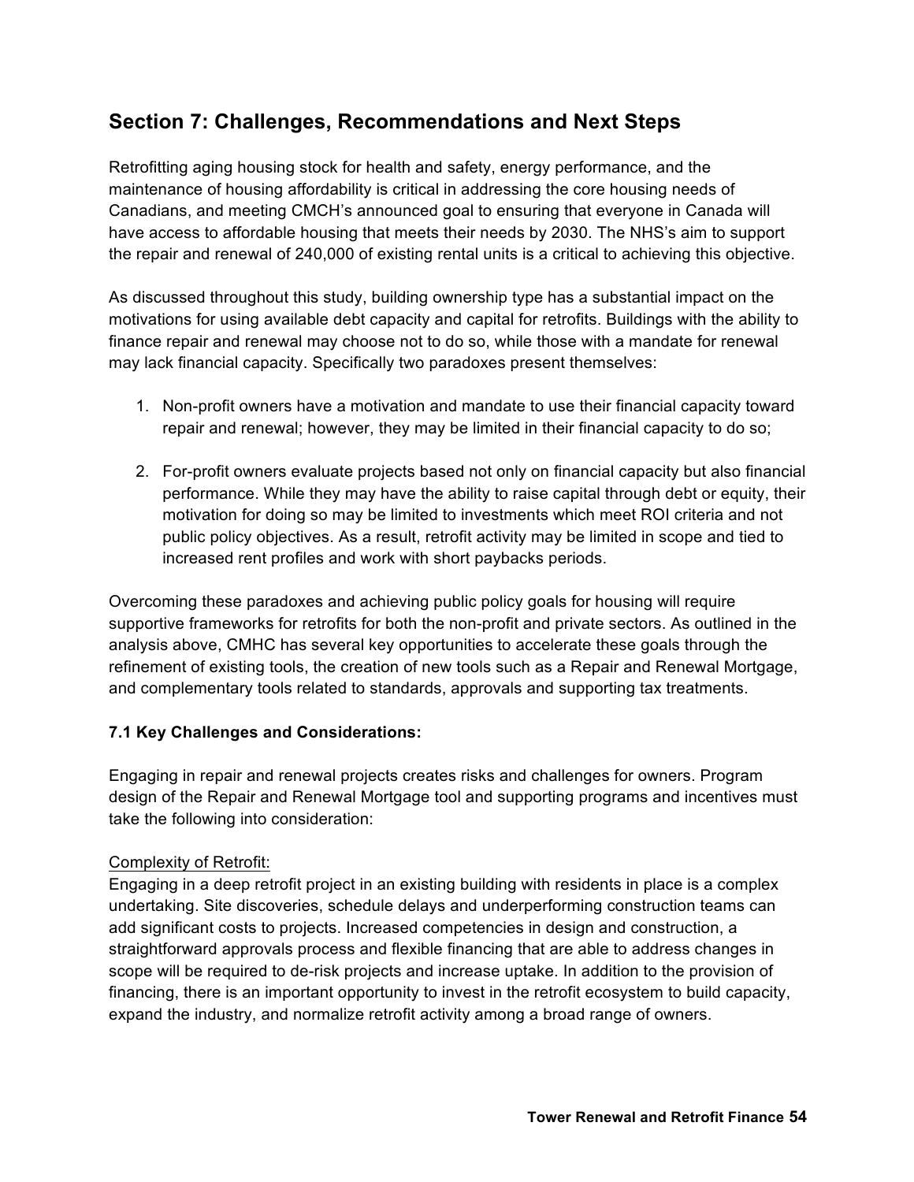## Section 7: Challenges, Recommendations and Next Steps

Retrofitting aging housing stock for health and safety, energy performance, and the maintenance of housing affordability is critical in addressing the core housing needs of Canadians, and meeting CMCH's announced goal to ensuring that everyone in Canada will have access to affordable housing that meets their needs by 2030. The NHS's aim to support the repair and renewal of 240,000 of existing rental units is a critical to achieving this objective.

As discussed throughout this study, building ownership type has a substantial impact on the motivations for using available debt capacity and capital for retrofits. Buildings with the ability to finance repair and renewal may choose not to do so, while those with a mandate for renewal may lack financial capacity. Specifically two paradoxes present themselves:

1. Non-profit owners have a motivation and mandate to use their financial capacity toward repair and renewal; however, they may be limited in their financial capacity to do so;

2. For-profit owners evaluate projects based not only on financial capacity but also financial performance. While they may have the ability to raise capital through debt or equity, their motivation for doing so may be limited to investments which meet ROI criteria and not public policy objectives. As a result, retrofit activity may be limited in scope and tied to increased rent profiles and work with short paybacks periods.

Overcoming these paradoxes and achieving public policy goals for housing will require supportive frameworks for retrofits for both the non-profit and private sectors. As outlined in the analysis above, CMHC has several key opportunities to accelerate these goals through the refinement of existing tools, the creation of new tools such as a Repair and Renewal Mortgage, and complementary tools related to standards, approvals and supporting tax treatments.

### 7.1 Key Challenges and Considerations:

Engaging in repair and renewal projects creates risks and challenges for owners. Program design of the Repair and Renewal Mortgage tool and supporting programs and incentives must take the following into consideration:

Complexity of Retrofit:

Engaging in a deep retrofit project in an existing building with residents in place is a complex undertaking. Site discoveries, schedule delays and underperforming construction teams can add significant costs to projects. Increased competencies in design and construction, a straightforward approvals process and flexible financing that are able to address changes in scope will be required to de-risk projects and increase uptake. In addition to the provision of financing, there is an important opportunity to invest in the retrofit ecosystem to build capacity, expand the industry, and normalize retrofit activity among a broad range of owners.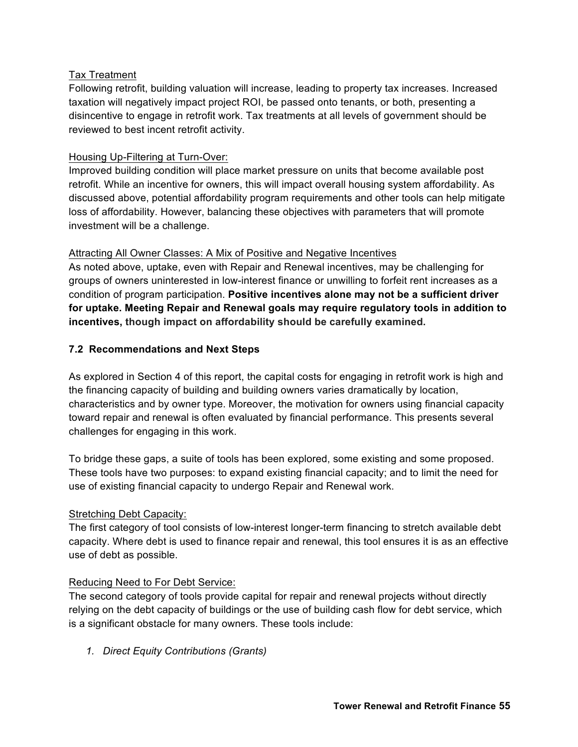Tax Treatment

Following retrofit, building valuation will increase, leading to property tax increases. Increased taxation will negatively impact project ROI, be passed onto tenants, or both, presenting a disincentive to engage in retrofit work. Tax treatments at all levels of government should be reviewed to best incent retrofit activity.

Housing Up-Filtering at Turn-Over:

Improved building condition will place market pressure on units that become available post retrofit. While an incentive for owners, this will impact overall housing system affordability. As discussed above, potential affordability program requirements and other tools can help mitigate loss of affordability. However, balancing these objectives with parameters that will promote investment will be a challenge.

Attracting All Owner Classes: A Mix of Positive and Negative Incentives

As noted above, uptake, even with Repair and Renewal incentives, may be challenging for groups of owners uninterested in low-interest finance or unwilling to forfeit rent increases as a condition of program participation. **Positive incentives alone may not be a sufficient driver for uptake. Meeting Repair and Renewal goals may require regulatory tools in addition to incentives, though impact on affordability should be carefully examined.**

### 7.2 Recommendations and Next Steps

As explored in Section 4 of this report, the capital costs for engaging in retrofit work is high and the financing capacity of building and building owners varies dramatically by location, characteristics and by owner type. Moreover, the motivation for owners using financial capacity toward repair and renewal is often evaluated by financial performance. This presents several challenges for engaging in this work.

To bridge these gaps, a suite of tools has been explored, some existing and some proposed. These tools have two purposes: to expand existing financial capacity; and to limit the need for use of existing financial capacity to undergo Repair and Renewal work.

Stretching Debt Capacity:

The first category of tool consists of low-interest longer-term financing to stretch available debt capacity. Where debt is used to finance repair and renewal, this tool ensures it is as an effective use of debt as possible.

Reducing Need to For Debt Service:

The second category of tools provide capital for repair and renewal projects without directly relying on the debt capacity of buildings or the use of building cash flow for debt service, which is a significant obstacle for many owners. These tools include:

1. *Direct Equity Contributions (Grants)*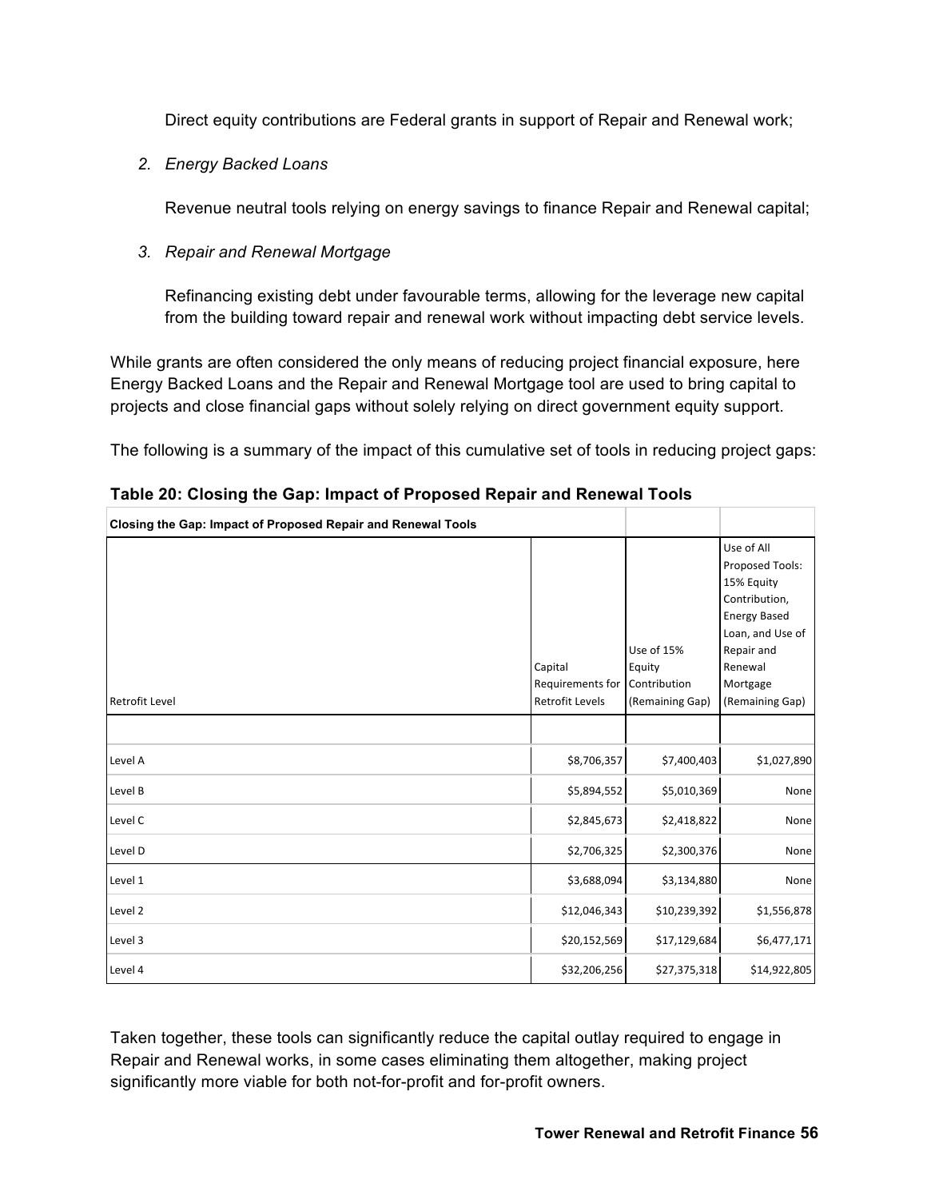Direct equity contributions are Federal grants in support of Repair and Renewal work;

2. *Energy Backed Loans*

   Revenue neutral tools relying on energy savings to finance Repair and Renewal capital;

3. *Repair and Renewal Mortgage*

   Refinancing existing debt under favourable terms, allowing for the leverage new capital from the building toward repair and renewal work without impacting debt service levels.

While grants are often considered the only means of reducing project financial exposure, here Energy Backed Loans and the Repair and Renewal Mortgage tool are used to bring capital to projects and close financial gaps without solely relying on direct government equity support.

The following is a summary of the impact of this cumulative set of tools in reducing project gaps:

**Table 20: Closing the Gap: Impact of Proposed Repair and Renewal Tools**

| **Closing the Gap: Impact of Proposed Repair and Renewal Tools** | | | |
|---|---|---|---|
| Retrofit Level | Capital Requirements for Retrofit Levels | Use of 15% Equity Contribution (Remaining Gap) | Use of All Proposed Tools: 15% Equity Contribution, Energy Based Loan, and Use of Repair and Renewal Mortgage (Remaining Gap) |
| | | | |
| Level A | $8,706,357 | $7,400,403 | $1,027,890 |
| Level B | $5,894,552 | $5,010,369 | None |
| Level C | $2,845,673 | $2,418,822 | None |
| Level D | $2,706,325 | $2,300,376 | None |
| Level 1 | $3,688,094 | $3,134,880 | None |
| Level 2 | $12,046,343 | $10,239,392 | $1,556,878 |
| Level 3 | $20,152,569 | $17,129,684 | $6,477,171 |
| Level 4 | $32,206,256 | $27,375,318 | $14,922,805 |

Taken together, these tools can significantly reduce the capital outlay required to engage in Repair and Renewal works, in some cases eliminating them altogether, making project significantly more viable for both not-for-profit and for-profit owners.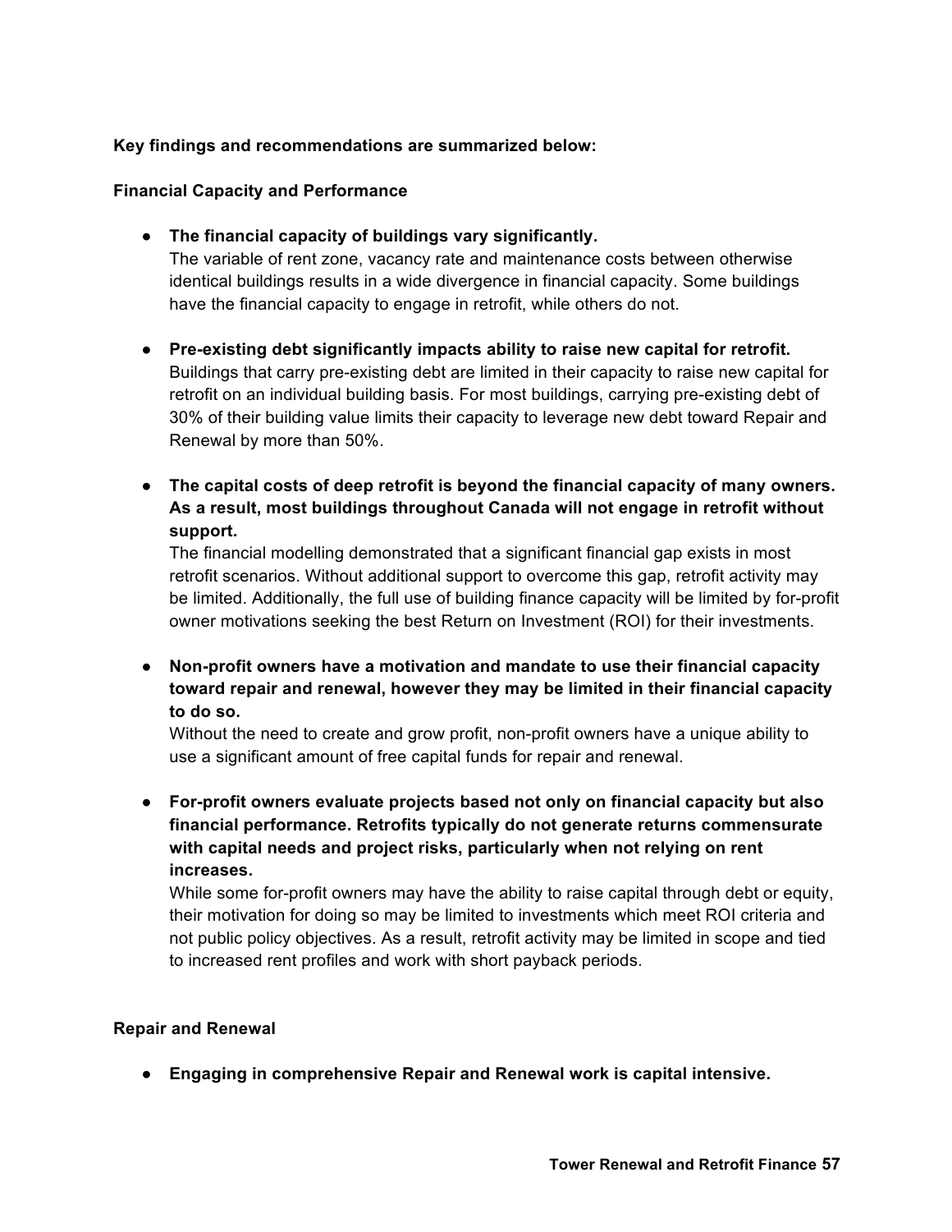**Key findings and recommendations are summarized below:**

**Financial Capacity and Performance**

- **The financial capacity of buildings vary significantly.**
  The variable of rent zone, vacancy rate and maintenance costs between otherwise identical buildings results in a wide divergence in financial capacity. Some buildings have the financial capacity to engage in retrofit, while others do not.

- **Pre-existing debt significantly impacts ability to raise new capital for retrofit.**
  Buildings that carry pre-existing debt are limited in their capacity to raise new capital for retrofit on an individual building basis. For most buildings, carrying pre-existing debt of 30% of their building value limits their capacity to leverage new debt toward Repair and Renewal by more than 50%.

- **The capital costs of deep retrofit is beyond the financial capacity of many owners. As a result, most buildings throughout Canada will not engage in retrofit without support.**
  The financial modelling demonstrated that a significant financial gap exists in most retrofit scenarios. Without additional support to overcome this gap, retrofit activity may be limited. Additionally, the full use of building finance capacity will be limited by for-profit owner motivations seeking the best Return on Investment (ROI) for their investments.

- **Non-profit owners have a motivation and mandate to use their financial capacity toward repair and renewal, however they may be limited in their financial capacity to do so.**
  Without the need to create and grow profit, non-profit owners have a unique ability to use a significant amount of free capital funds for repair and renewal.

- **For-profit owners evaluate projects based not only on financial capacity but also financial performance. Retrofits typically do not generate returns commensurate with capital needs and project risks, particularly when not relying on rent increases.**
  While some for-profit owners may have the ability to raise capital through debt or equity, their motivation for doing so may be limited to investments which meet ROI criteria and not public policy objectives. As a result, retrofit activity may be limited in scope and tied to increased rent profiles and work with short payback periods.

**Repair and Renewal**

- **Engaging in comprehensive Repair and Renewal work is capital intensive.**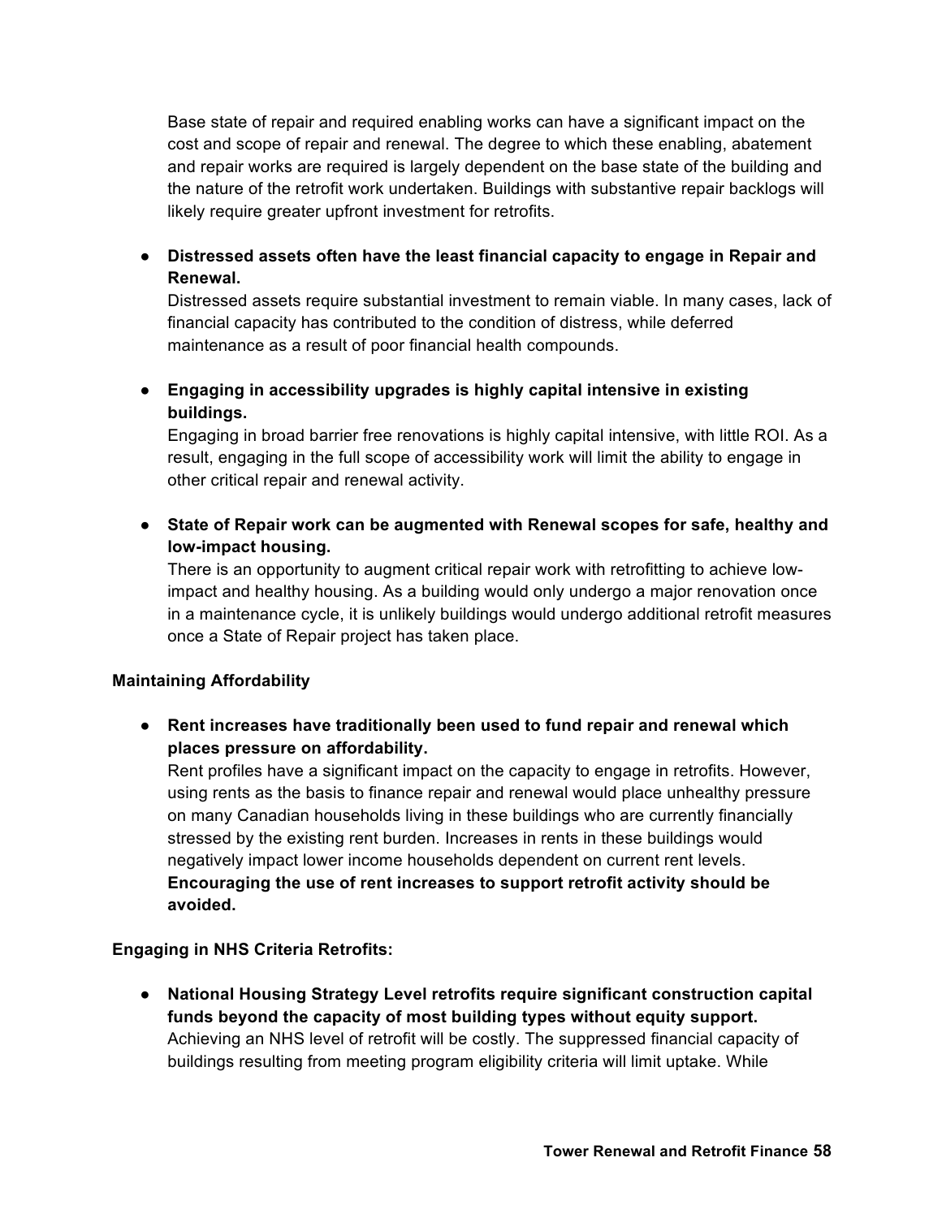Base state of repair and required enabling works can have a significant impact on the cost and scope of repair and renewal. The degree to which these enabling, abatement and repair works are required is largely dependent on the base state of the building and the nature of the retrofit work undertaken. Buildings with substantive repair backlogs will likely require greater upfront investment for retrofits.

- **Distressed assets often have the least financial capacity to engage in Repair and Renewal.**
  Distressed assets require substantial investment to remain viable. In many cases, lack of financial capacity has contributed to the condition of distress, while deferred maintenance as a result of poor financial health compounds.

- **Engaging in accessibility upgrades is highly capital intensive in existing buildings.**
  Engaging in broad barrier free renovations is highly capital intensive, with little ROI. As a result, engaging in the full scope of accessibility work will limit the ability to engage in other critical repair and renewal activity.

- **State of Repair work can be augmented with Renewal scopes for safe, healthy and low-impact housing.**
  There is an opportunity to augment critical repair work with retrofitting to achieve low-impact and healthy housing. As a building would only undergo a major renovation once in a maintenance cycle, it is unlikely buildings would undergo additional retrofit measures once a State of Repair project has taken place.

**Maintaining Affordability**

- **Rent increases have traditionally been used to fund repair and renewal which places pressure on affordability.**
  Rent profiles have a significant impact on the capacity to engage in retrofits. However, using rents as the basis to finance repair and renewal would place unhealthy pressure on many Canadian households living in these buildings who are currently financially stressed by the existing rent burden. Increases in rents in these buildings would negatively impact lower income households dependent on current rent levels. **Encouraging the use of rent increases to support retrofit activity should be avoided.**

**Engaging in NHS Criteria Retrofits:**

- **National Housing Strategy Level retrofits require significant construction capital funds beyond the capacity of most building types without equity support.**
  Achieving an NHS level of retrofit will be costly. The suppressed financial capacity of buildings resulting from meeting program eligibility criteria will limit uptake. While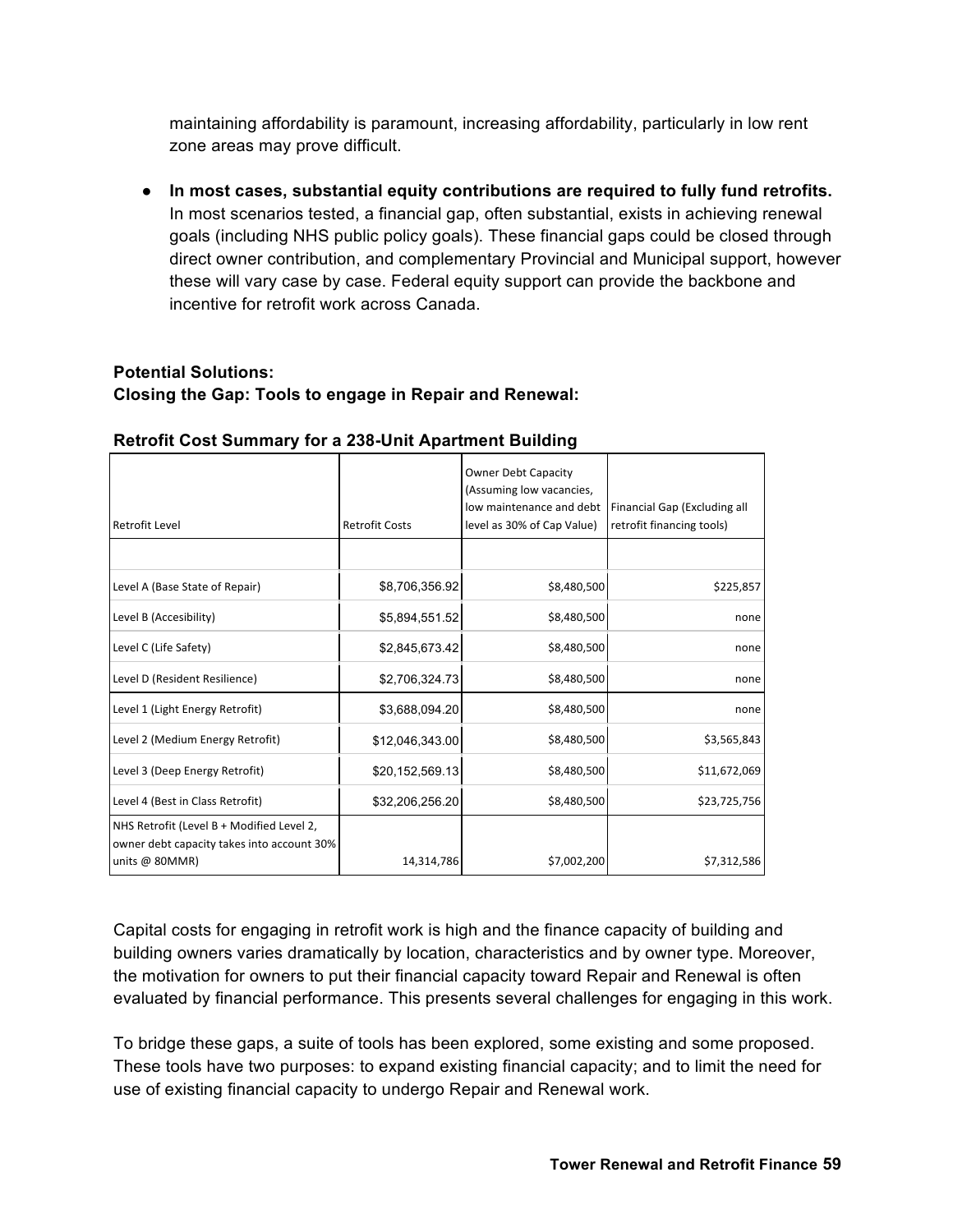maintaining affordability is paramount, increasing affordability, particularly in low rent zone areas may prove difficult.

- **In most cases, substantial equity contributions are required to fully fund retrofits.** In most scenarios tested, a financial gap, often substantial, exists in achieving renewal goals (including NHS public policy goals). These financial gaps could be closed through direct owner contribution, and complementary Provincial and Municipal support, however these will vary case by case. Federal equity support can provide the backbone and incentive for retrofit work across Canada.

**Potential Solutions:**
**Closing the Gap: Tools to engage in Repair and Renewal:**

**Retrofit Cost Summary for a 238-Unit Apartment Building**

| Retrofit Level | Retrofit Costs | Owner Debt Capacity (Assuming low vacancies, low maintenance and debt level as 30% of Cap Value) | Financial Gap (Excluding all retrofit financing tools) |
|---|---|---|---|
| | | | |
| Level A (Base State of Repair) | $8,706,356.92 | $8,480,500 | $225,857 |
| Level B (Accesibility) | $5,894,551.52 | $8,480,500 | none |
| Level C (Life Safety) | $2,845,673.42 | $8,480,500 | none |
| Level D (Resident Resilience) | $2,706,324.73 | $8,480,500 | none |
| Level 1 (Light Energy Retrofit) | $3,688,094.20 | $8,480,500 | none |
| Level 2 (Medium Energy Retrofit) | $12,046,343.00 | $8,480,500 | $3,565,843 |
| Level 3 (Deep Energy Retrofit) | $20,152,569.13 | $8,480,500 | $11,672,069 |
| Level 4 (Best in Class Retrofit) | $32,206,256.20 | $8,480,500 | $23,725,756 |
| NHS Retrofit (Level B + Modified Level 2, owner debt capacity takes into account 30% units @ 80MMR) | 14,314,786 | $7,002,200 | $7,312,586 |

Capital costs for engaging in retrofit work is high and the finance capacity of building and building owners varies dramatically by location, characteristics and by owner type. Moreover, the motivation for owners to put their financial capacity toward Repair and Renewal is often evaluated by financial performance. This presents several challenges for engaging in this work.

To bridge these gaps, a suite of tools has been explored, some existing and some proposed. These tools have two purposes: to expand existing financial capacity; and to limit the need for use of existing financial capacity to undergo Repair and Renewal work.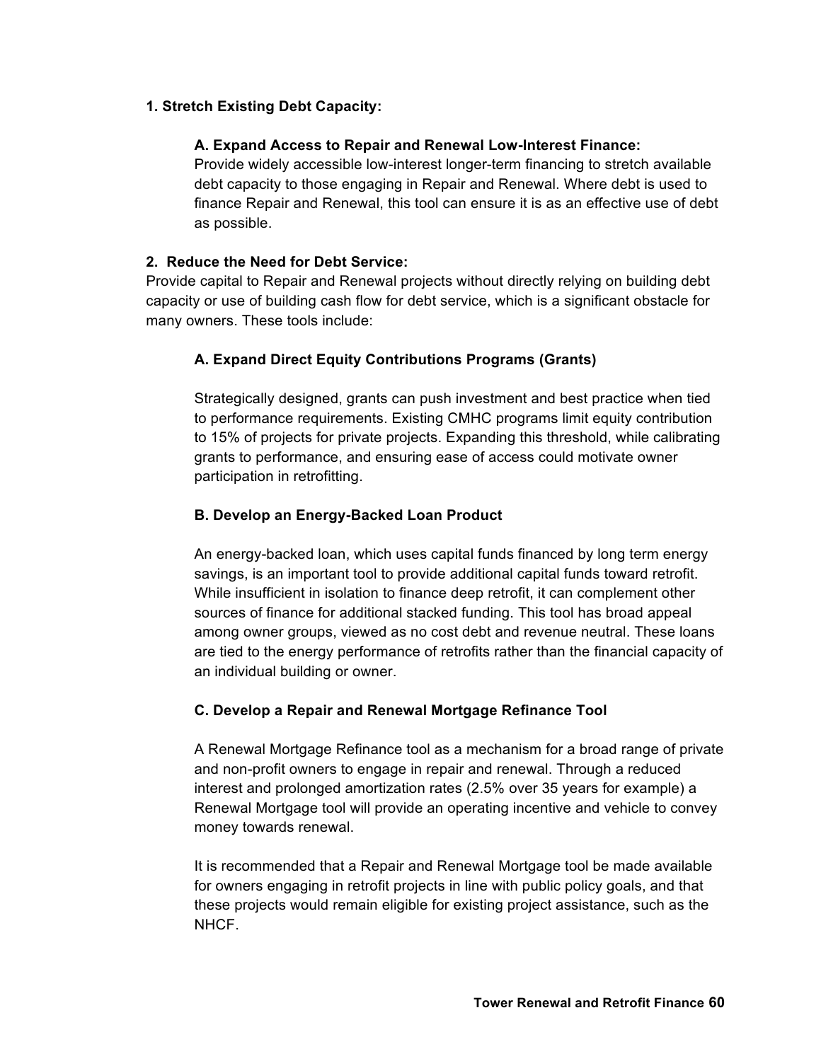**1. Stretch Existing Debt Capacity:**

**A. Expand Access to Repair and Renewal Low-Interest Finance:**
Provide widely accessible low-interest longer-term financing to stretch available debt capacity to those engaging in Repair and Renewal. Where debt is used to finance Repair and Renewal, this tool can ensure it is as an effective use of debt as possible.

**2. Reduce the Need for Debt Service:**
Provide capital to Repair and Renewal projects without directly relying on building debt capacity or use of building cash flow for debt service, which is a significant obstacle for many owners. These tools include:

**A. Expand Direct Equity Contributions Programs (Grants)**

Strategically designed, grants can push investment and best practice when tied to performance requirements. Existing CMHC programs limit equity contribution to 15% of projects for private projects. Expanding this threshold, while calibrating grants to performance, and ensuring ease of access could motivate owner participation in retrofitting.

**B. Develop an Energy-Backed Loan Product**

An energy-backed loan, which uses capital funds financed by long term energy savings, is an important tool to provide additional capital funds toward retrofit. While insufficient in isolation to finance deep retrofit, it can complement other sources of finance for additional stacked funding. This tool has broad appeal among owner groups, viewed as no cost debt and revenue neutral. These loans are tied to the energy performance of retrofits rather than the financial capacity of an individual building or owner.

**C. Develop a Repair and Renewal Mortgage Refinance Tool**

A Renewal Mortgage Refinance tool as a mechanism for a broad range of private and non-profit owners to engage in repair and renewal. Through a reduced interest and prolonged amortization rates (2.5% over 35 years for example) a Renewal Mortgage tool will provide an operating incentive and vehicle to convey money towards renewal.

It is recommended that a Repair and Renewal Mortgage tool be made available for owners engaging in retrofit projects in line with public policy goals, and that these projects would remain eligible for existing project assistance, such as the NHCF.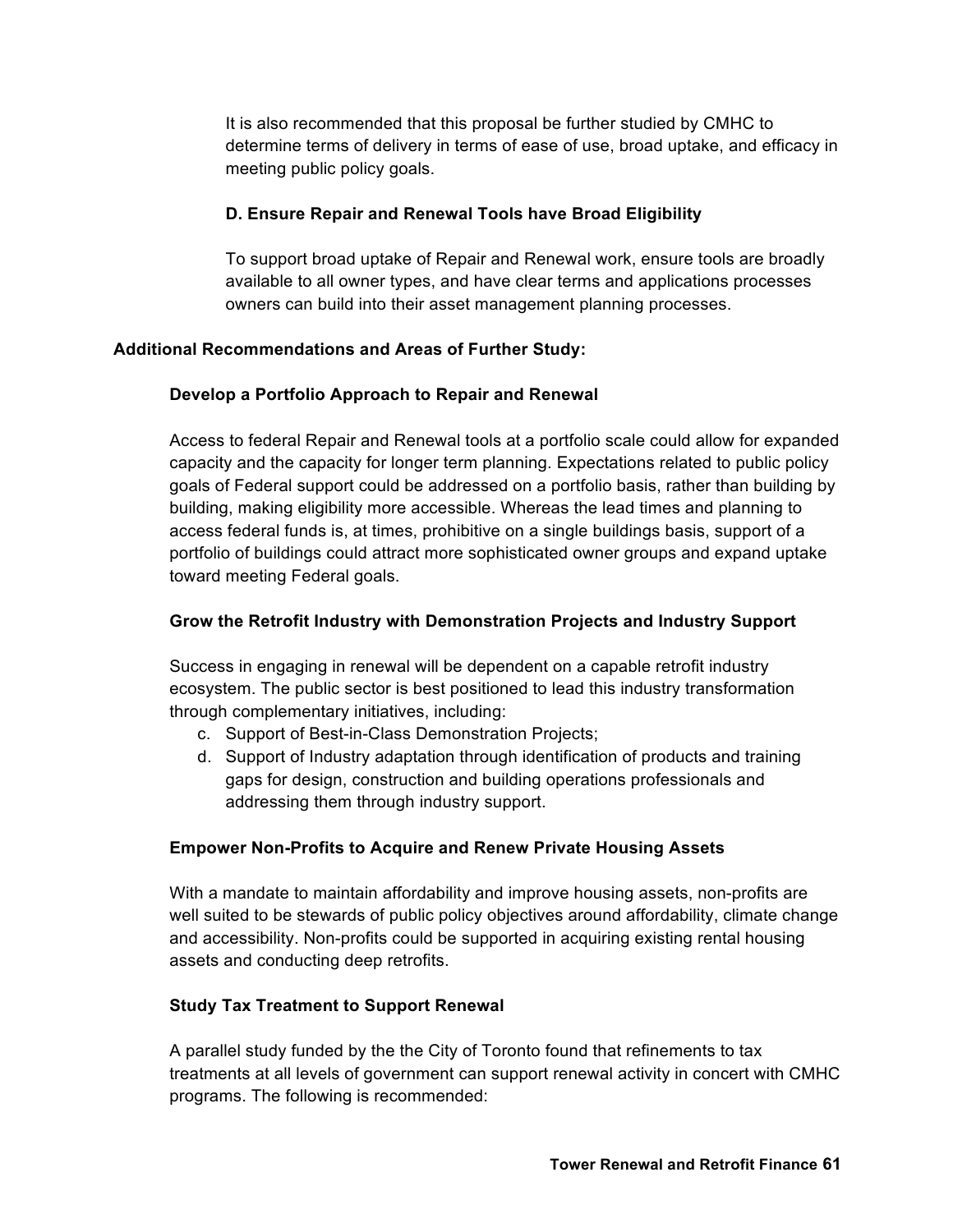It is also recommended that this proposal be further studied by CMHC to determine terms of delivery in terms of ease of use, broad uptake, and efficacy in meeting public policy goals.

**D. Ensure Repair and Renewal Tools have Broad Eligibility**

To support broad uptake of Repair and Renewal work, ensure tools are broadly available to all owner types, and have clear terms and applications processes owners can build into their asset management planning processes.

**Additional Recommendations and Areas of Further Study:**

**Develop a Portfolio Approach to Repair and Renewal**

Access to federal Repair and Renewal tools at a portfolio scale could allow for expanded capacity and the capacity for longer term planning. Expectations related to public policy goals of Federal support could be addressed on a portfolio basis, rather than building by building, making eligibility more accessible. Whereas the lead times and planning to access federal funds is, at times, prohibitive on a single buildings basis, support of a portfolio of buildings could attract more sophisticated owner groups and expand uptake toward meeting Federal goals.

**Grow the Retrofit Industry with Demonstration Projects and Industry Support**

Success in engaging in renewal will be dependent on a capable retrofit industry ecosystem. The public sector is best positioned to lead this industry transformation through complementary initiatives, including:

c. Support of Best-in-Class Demonstration Projects;
d. Support of Industry adaptation through identification of products and training gaps for design, construction and building operations professionals and addressing them through industry support.

**Empower Non-Profits to Acquire and Renew Private Housing Assets**

With a mandate to maintain affordability and improve housing assets, non-profits are well suited to be stewards of public policy objectives around affordability, climate change and accessibility. Non-profits could be supported in acquiring existing rental housing assets and conducting deep retrofits.

**Study Tax Treatment to Support Renewal**

A parallel study funded by the the City of Toronto found that refinements to tax treatments at all levels of government can support renewal activity in concert with CMHC programs. The following is recommended: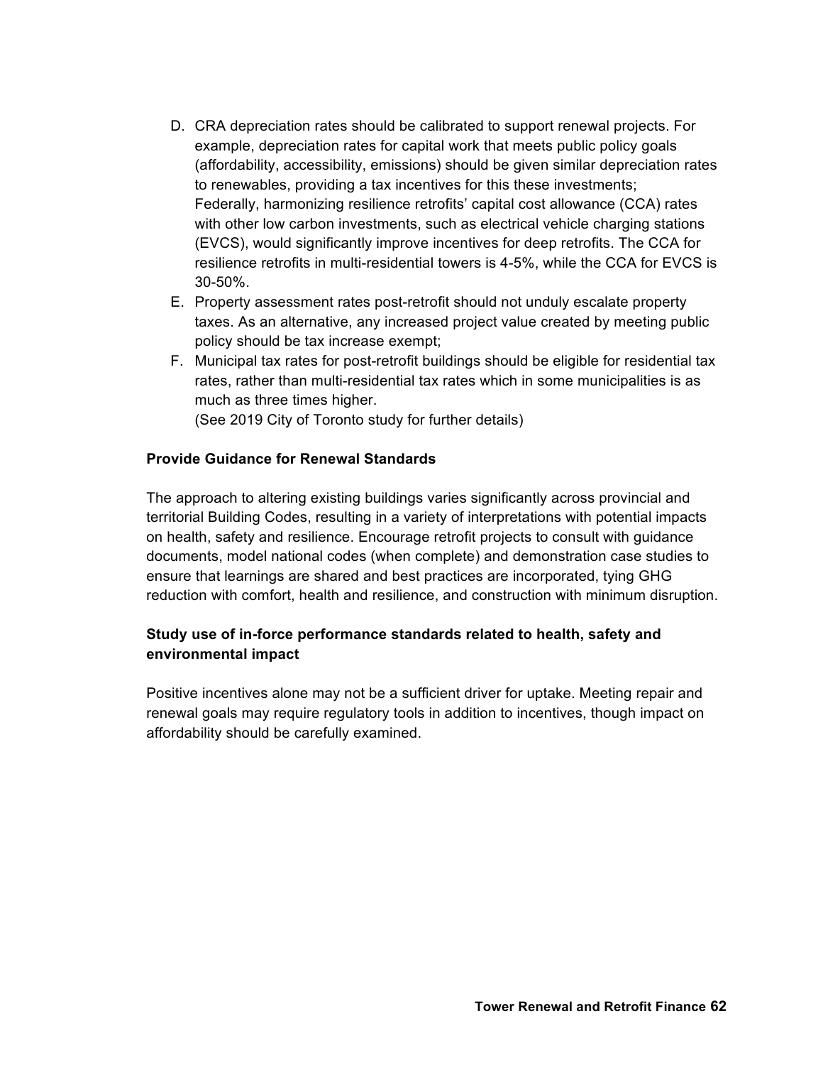D. CRA depreciation rates should be calibrated to support renewal projects. For example, depreciation rates for capital work that meets public policy goals (affordability, accessibility, emissions) should be given similar depreciation rates to renewables, providing a tax incentives for this these investments; Federally, harmonizing resilience retrofits' capital cost allowance (CCA) rates with other low carbon investments, such as electrical vehicle charging stations (EVCS), would significantly improve incentives for deep retrofits. The CCA for resilience retrofits in multi-residential towers is 4-5%, while the CCA for EVCS is 30-50%.
E. Property assessment rates post-retrofit should not unduly escalate property taxes. As an alternative, any increased project value created by meeting public policy should be tax increase exempt;
F. Municipal tax rates for post-retrofit buildings should be eligible for residential tax rates, rather than multi-residential tax rates which in some municipalities is as much as three times higher.
(See 2019 City of Toronto study for further details)

**Provide Guidance for Renewal Standards**

The approach to altering existing buildings varies significantly across provincial and territorial Building Codes, resulting in a variety of interpretations with potential impacts on health, safety and resilience. Encourage retrofit projects to consult with guidance documents, model national codes (when complete) and demonstration case studies to ensure that learnings are shared and best practices are incorporated, tying GHG reduction with comfort, health and resilience, and construction with minimum disruption.

**Study use of in-force performance standards related to health, safety and environmental impact**

Positive incentives alone may not be a sufficient driver for uptake. Meeting repair and renewal goals may require regulatory tools in addition to incentives, though impact on affordability should be carefully examined.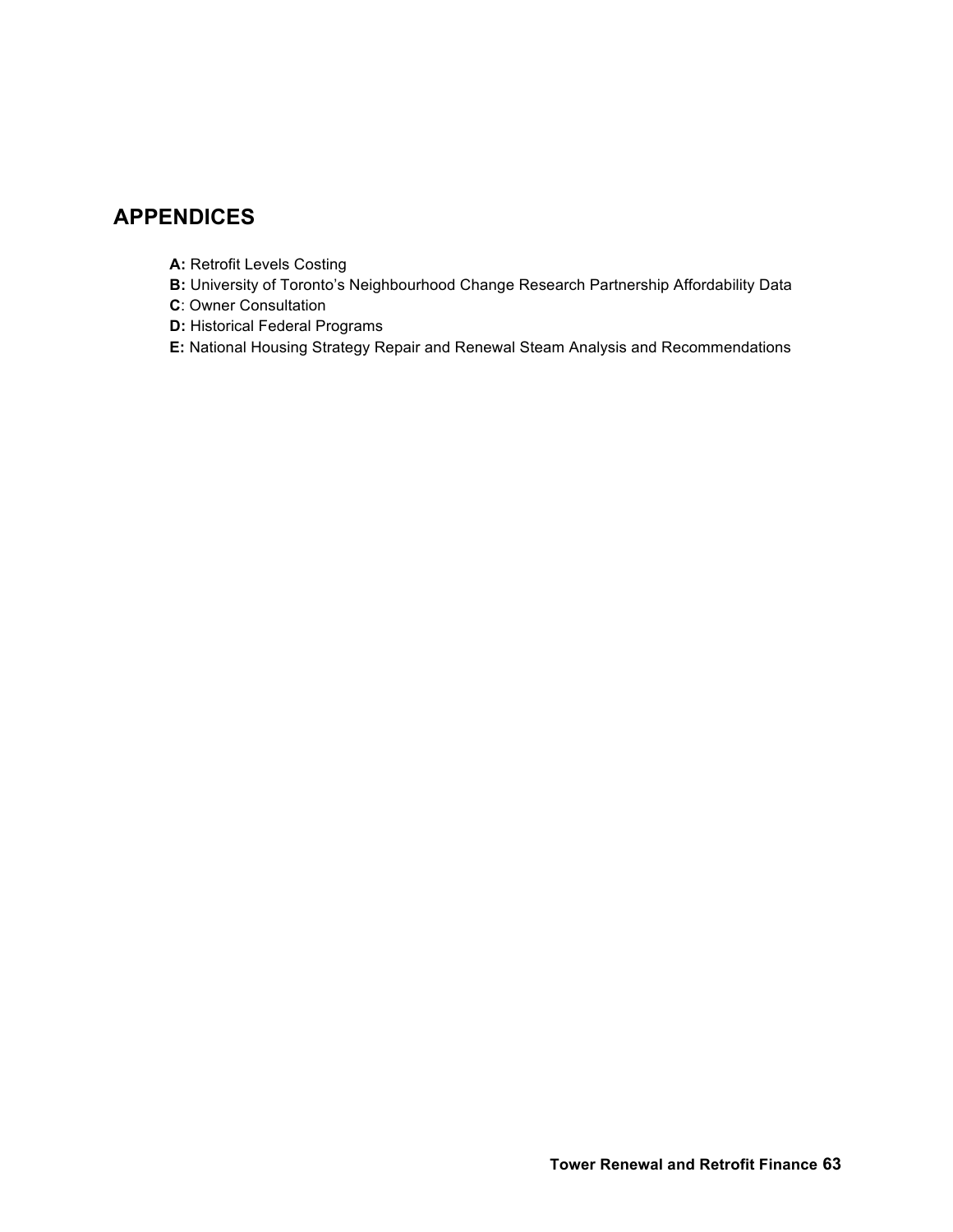## APPENDICES

**A:** Retrofit Levels Costing
**B:** University of Toronto's Neighbourhood Change Research Partnership Affordability Data
**C**: Owner Consultation
**D:** Historical Federal Programs
**E:** National Housing Strategy Repair and Renewal Steam Analysis and Recommendations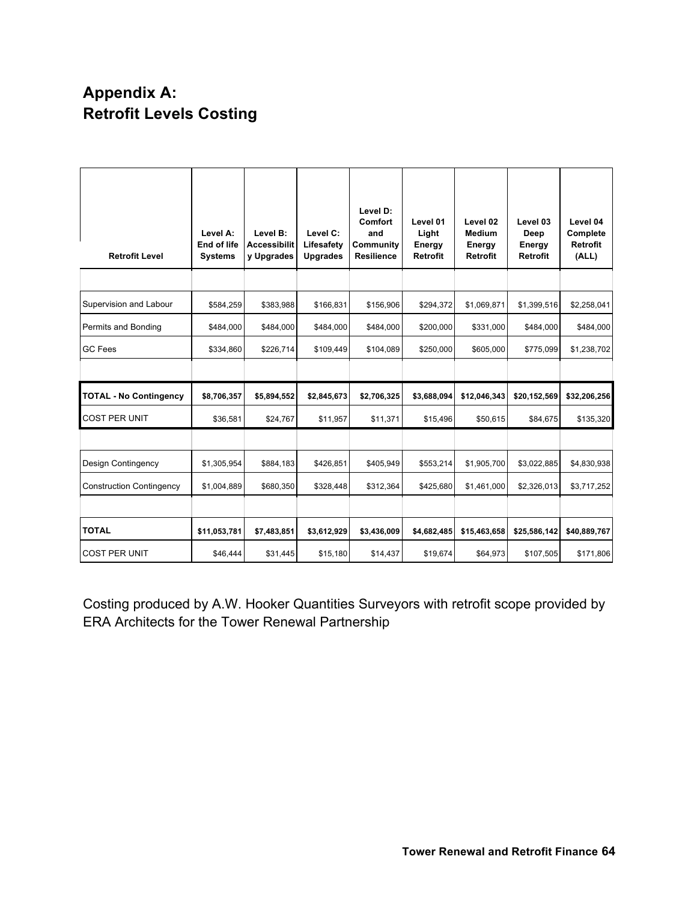# Appendix A:
# Retrofit Levels Costing

| Retrofit Level | Level A: End of life Systems | Level B: Accessibility Upgrades | Level C: Lifesafety Upgrades | Level D: Comfort and Community Resilience | Level 01 Light Energy Retrofit | Level 02 Medium Energy Retrofit | Level 03 Deep Energy Retrofit | Level 04 Complete Retrofit (ALL) |
|---|---|---|---|---|---|---|---|---|
| | | | | | | | | |
| Supervision and Labour | $584,259 | $383,988 | $166,831 | $156,906 | $294,372 | $1,069,871 | $1,399,516 | $2,258,041 |
| Permits and Bonding | $484,000 | $484,000 | $484,000 | $484,000 | $200,000 | $331,000 | $484,000 | $484,000 |
| GC Fees | $334,860 | $226,714 | $109,449 | $104,089 | $250,000 | $605,000 | $775,099 | $1,238,702 |
| | | | | | | | | |
| **TOTAL - No Contingency** | **$8,706,357** | **$5,894,552** | **$2,845,673** | **$2,706,325** | **$3,688,094** | **$12,046,343** | **$20,152,569** | **$32,206,256** |
| COST PER UNIT | $36,581 | $24,767 | $11,957 | $11,371 | $15,496 | $50,615 | $84,675 | $135,320 |
| | | | | | | | | |
| Design Contingency | $1,305,954 | $884,183 | $426,851 | $405,949 | $553,214 | $1,905,700 | $3,022,885 | $4,830,938 |
| Construction Contingency | $1,004,889 | $680,350 | $328,448 | $312,364 | $425,680 | $1,461,000 | $2,326,013 | $3,717,252 |
| | | | | | | | | |
| **TOTAL** | **$11,053,781** | **$7,483,851** | **$3,612,929** | **$3,436,009** | **$4,682,485** | **$15,463,658** | **$25,586,142** | **$40,889,767** |
| COST PER UNIT | $46,444 | $31,445 | $15,180 | $14,437 | $19,674 | $64,973 | $107,505 | $171,806 |

Costing produced by A.W. Hooker Quantities Surveyors with retrofit scope provided by ERA Architects for the Tower Renewal Partnership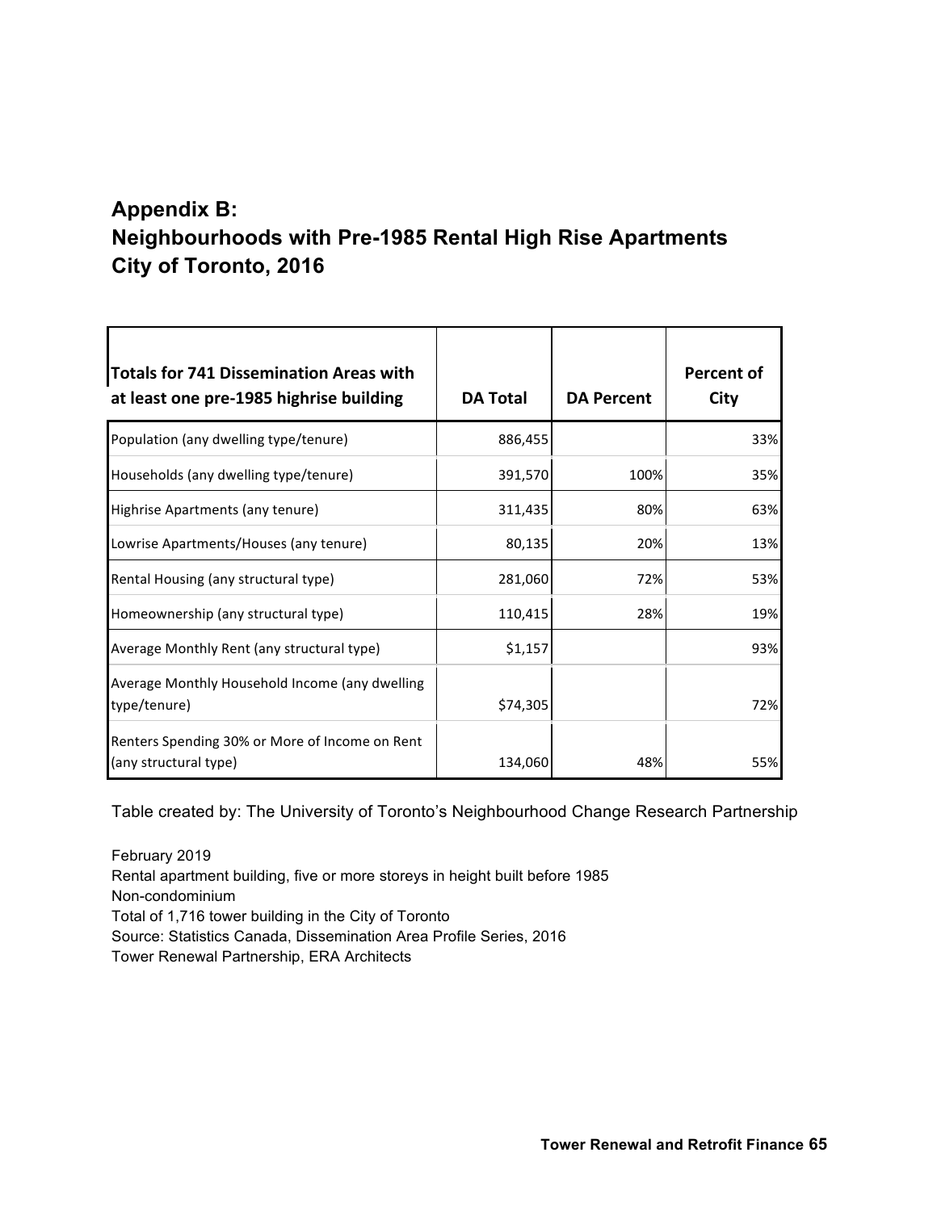# Appendix B:
# Neighbourhoods with Pre-1985 Rental High Rise Apartments City of Toronto, 2016

| Totals for 741 Dissemination Areas with at least one pre-1985 highrise building | DA Total | DA Percent | Percent of City |
|---|---|---|---|
| Population (any dwelling type/tenure) | 886,455 | | 33% |
| Households (any dwelling type/tenure) | 391,570 | 100% | 35% |
| Highrise Apartments (any tenure) | 311,435 | 80% | 63% |
| Lowrise Apartments/Houses (any tenure) | 80,135 | 20% | 13% |
| Rental Housing (any structural type) | 281,060 | 72% | 53% |
| Homeownership (any structural type) | 110,415 | 28% | 19% |
| Average Monthly Rent (any structural type) | $1,157 | | 93% |
| Average Monthly Household Income (any dwelling type/tenure) | $74,305 | | 72% |
| Renters Spending 30% or More of Income on Rent (any structural type) | 134,060 | 48% | 55% |

Table created by: The University of Toronto's Neighbourhood Change Research Partnership

February 2019
Rental apartment building, five or more storeys in height built before 1985
Non-condominium
Total of 1,716 tower building in the City of Toronto
Source: Statistics Canada, Dissemination Area Profile Series, 2016
Tower Renewal Partnership, ERA Architects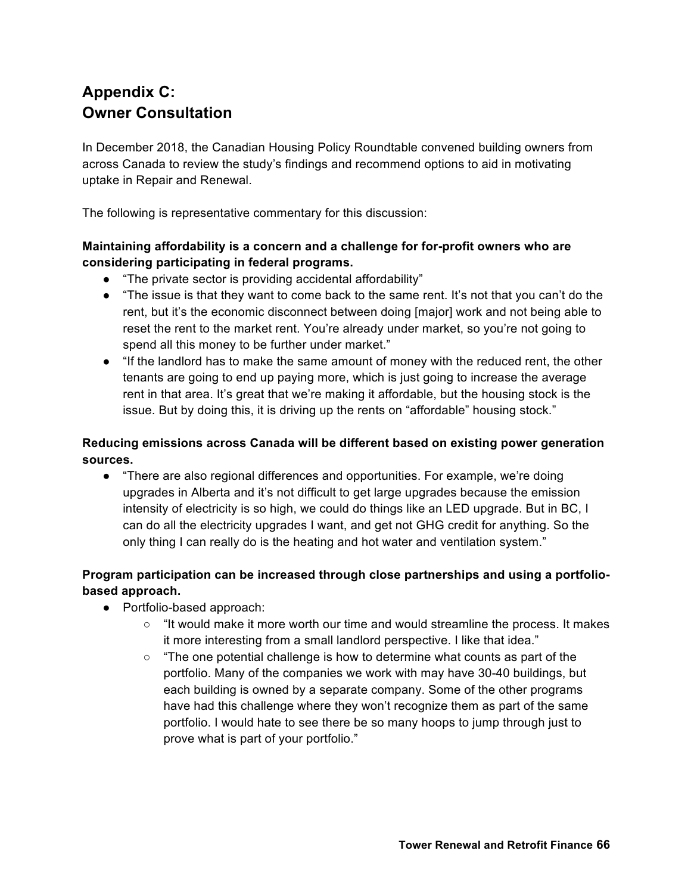# Appendix C: Owner Consultation

In December 2018, the Canadian Housing Policy Roundtable convened building owners from across Canada to review the study's findings and recommend options to aid in motivating uptake in Repair and Renewal.

The following is representative commentary for this discussion:

**Maintaining affordability is a concern and a challenge for for-profit owners who are considering participating in federal programs.**

- "The private sector is providing accidental affordability"
- "The issue is that they want to come back to the same rent. It's not that you can't do the rent, but it's the economic disconnect between doing [major] work and not being able to reset the rent to the market rent. You're already under market, so you're not going to spend all this money to be further under market."
- "If the landlord has to make the same amount of money with the reduced rent, the other tenants are going to end up paying more, which is just going to increase the average rent in that area. It's great that we're making it affordable, but the housing stock is the issue. But by doing this, it is driving up the rents on "affordable" housing stock."

**Reducing emissions across Canada will be different based on existing power generation sources.**

- "There are also regional differences and opportunities. For example, we're doing upgrades in Alberta and it's not difficult to get large upgrades because the emission intensity of electricity is so high, we could do things like an LED upgrade. But in BC, I can do all the electricity upgrades I want, and get not GHG credit for anything. So the only thing I can really do is the heating and hot water and ventilation system."

**Program participation can be increased through close partnerships and using a portfolio-based approach.**

- Portfolio-based approach:
  - "It would make it more worth our time and would streamline the process. It makes it more interesting from a small landlord perspective. I like that idea."
  - "The one potential challenge is how to determine what counts as part of the portfolio. Many of the companies we work with may have 30-40 buildings, but each building is owned by a separate company. Some of the other programs have had this challenge where they won't recognize them as part of the same portfolio. I would hate to see there be so many hoops to jump through just to prove what is part of your portfolio."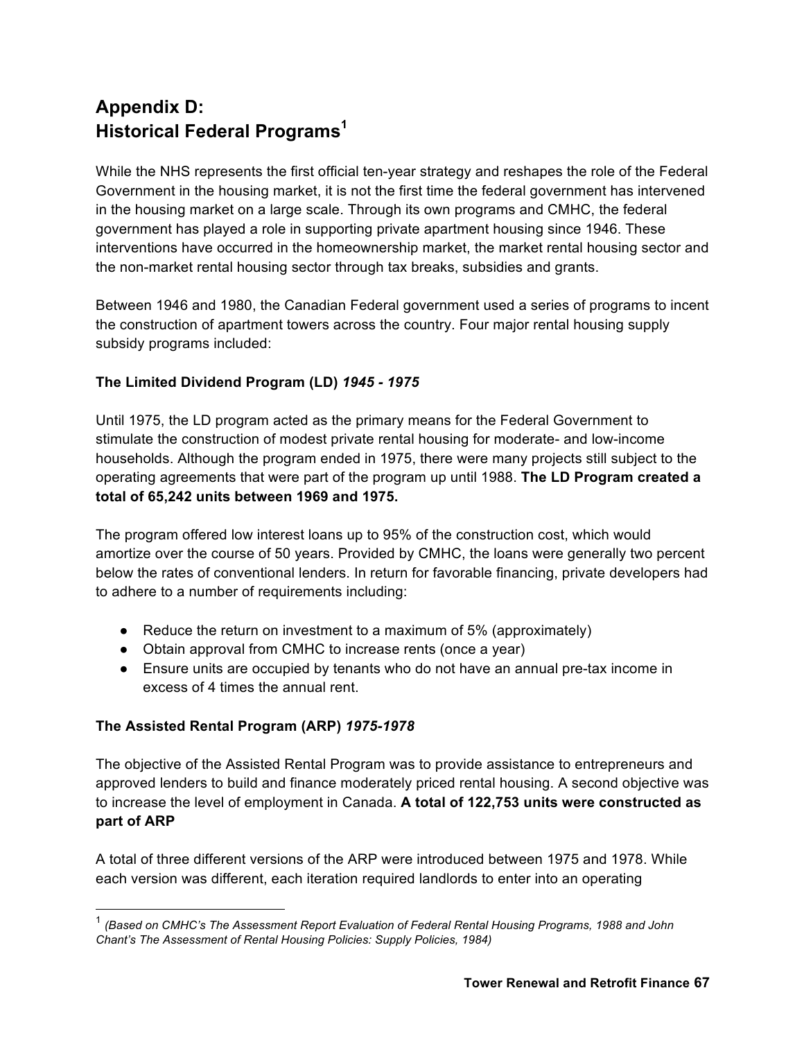# Appendix D: Historical Federal Programs[1]

While the NHS represents the first official ten-year strategy and reshapes the role of the Federal Government in the housing market, it is not the first time the federal government has intervened in the housing market on a large scale. Through its own programs and CMHC, the federal government has played a role in supporting private apartment housing since 1946. These interventions have occurred in the homeownership market, the market rental housing sector and the non-market rental housing sector through tax breaks, subsidies and grants.

Between 1946 and 1980, the Canadian Federal government used a series of programs to incent the construction of apartment towers across the country. Four major rental housing supply subsidy programs included:

### The Limited Dividend Program (LD) *1945 - 1975*

Until 1975, the LD program acted as the primary means for the Federal Government to stimulate the construction of modest private rental housing for moderate- and low-income households. Although the program ended in 1975, there were many projects still subject to the operating agreements that were part of the program up until 1988. **The LD Program created a total of 65,242 units between 1969 and 1975.**

The program offered low interest loans up to 95% of the construction cost, which would amortize over the course of 50 years. Provided by CMHC, the loans were generally two percent below the rates of conventional lenders. In return for favorable financing, private developers had to adhere to a number of requirements including:

- Reduce the return on investment to a maximum of 5% (approximately)
- Obtain approval from CMHC to increase rents (once a year)
- Ensure units are occupied by tenants who do not have an annual pre-tax income in excess of 4 times the annual rent.

### The Assisted Rental Program (ARP) *1975-1978*

The objective of the Assisted Rental Program was to provide assistance to entrepreneurs and approved lenders to build and finance moderately priced rental housing. A second objective was to increase the level of employment in Canada. **A total of 122,753 units were constructed as part of ARP**

A total of three different versions of the ARP were introduced between 1975 and 1978. While each version was different, each iteration required landlords to enter into an operating

[1] *(Based on CMHC's The Assessment Report Evaluation of Federal Rental Housing Programs, 1988 and John Chant's The Assessment of Rental Housing Policies: Supply Policies, 1984)*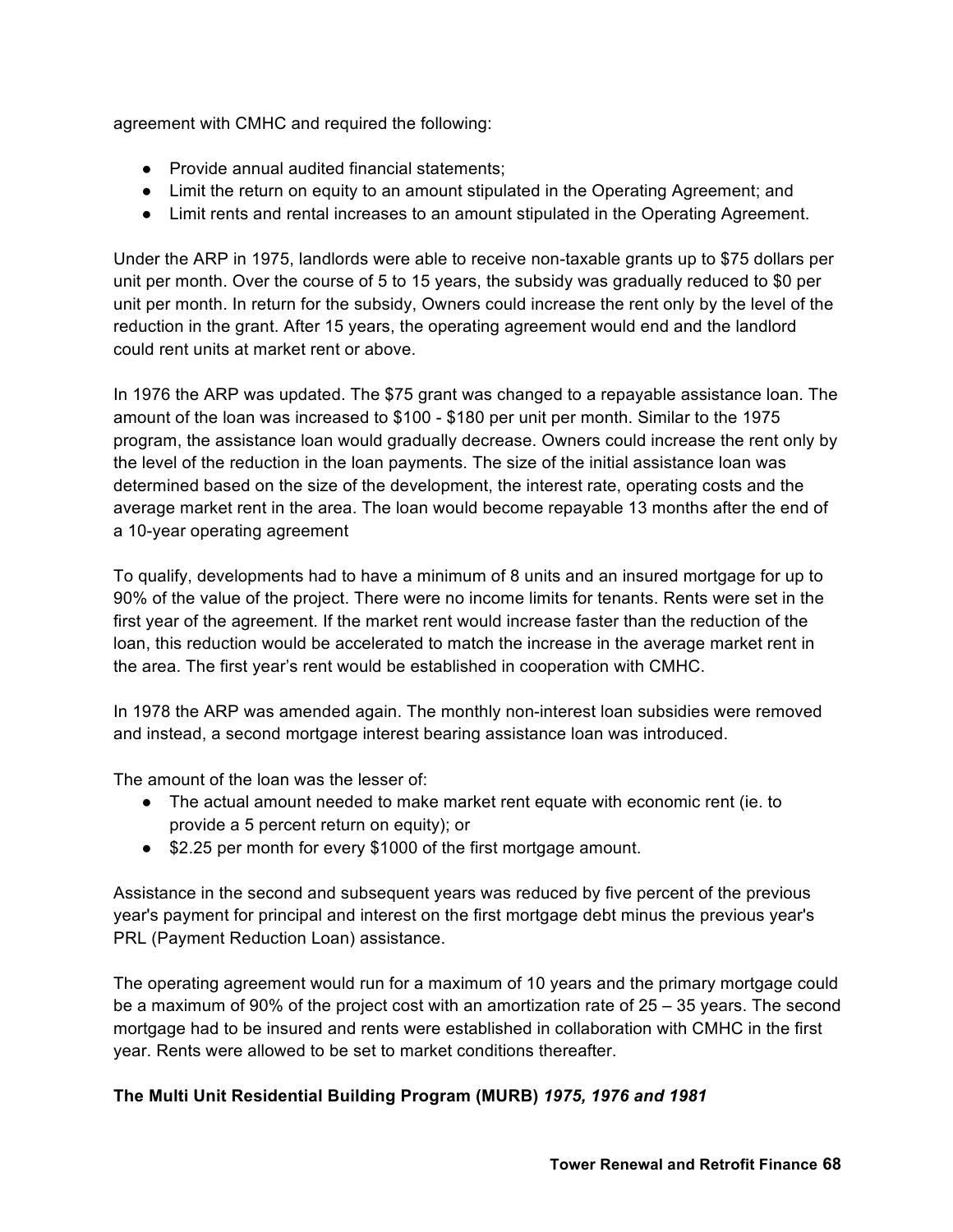agreement with CMHC and required the following:

- Provide annual audited financial statements;
- Limit the return on equity to an amount stipulated in the Operating Agreement; and
- Limit rents and rental increases to an amount stipulated in the Operating Agreement.

Under the ARP in 1975, landlords were able to receive non-taxable grants up to $75 dollars per unit per month. Over the course of 5 to 15 years, the subsidy was gradually reduced to $0 per unit per month. In return for the subsidy, Owners could increase the rent only by the level of the reduction in the grant. After 15 years, the operating agreement would end and the landlord could rent units at market rent or above.

In 1976 the ARP was updated. The $75 grant was changed to a repayable assistance loan. The amount of the loan was increased to $100 - $180 per unit per month. Similar to the 1975 program, the assistance loan would gradually decrease. Owners could increase the rent only by the level of the reduction in the loan payments. The size of the initial assistance loan was determined based on the size of the development, the interest rate, operating costs and the average market rent in the area. The loan would become repayable 13 months after the end of a 10-year operating agreement

To qualify, developments had to have a minimum of 8 units and an insured mortgage for up to 90% of the value of the project. There were no income limits for tenants. Rents were set in the first year of the agreement. If the market rent would increase faster than the reduction of the loan, this reduction would be accelerated to match the increase in the average market rent in the area. The first year's rent would be established in cooperation with CMHC.

In 1978 the ARP was amended again. The monthly non-interest loan subsidies were removed and instead, a second mortgage interest bearing assistance loan was introduced.

The amount of the loan was the lesser of:

- The actual amount needed to make market rent equate with economic rent (ie. to provide a 5 percent return on equity); or
- $2.25 per month for every $1000 of the first mortgage amount.

Assistance in the second and subsequent years was reduced by five percent of the previous year's payment for principal and interest on the first mortgage debt minus the previous year's PRL (Payment Reduction Loan) assistance.

The operating agreement would run for a maximum of 10 years and the primary mortgage could be a maximum of 90% of the project cost with an amortization rate of 25 – 35 years. The second mortgage had to be insured and rents were established in collaboration with CMHC in the first year. Rents were allowed to be set to market conditions thereafter.

**The Multi Unit Residential Building Program (MURB)** ***1975, 1976 and 1981***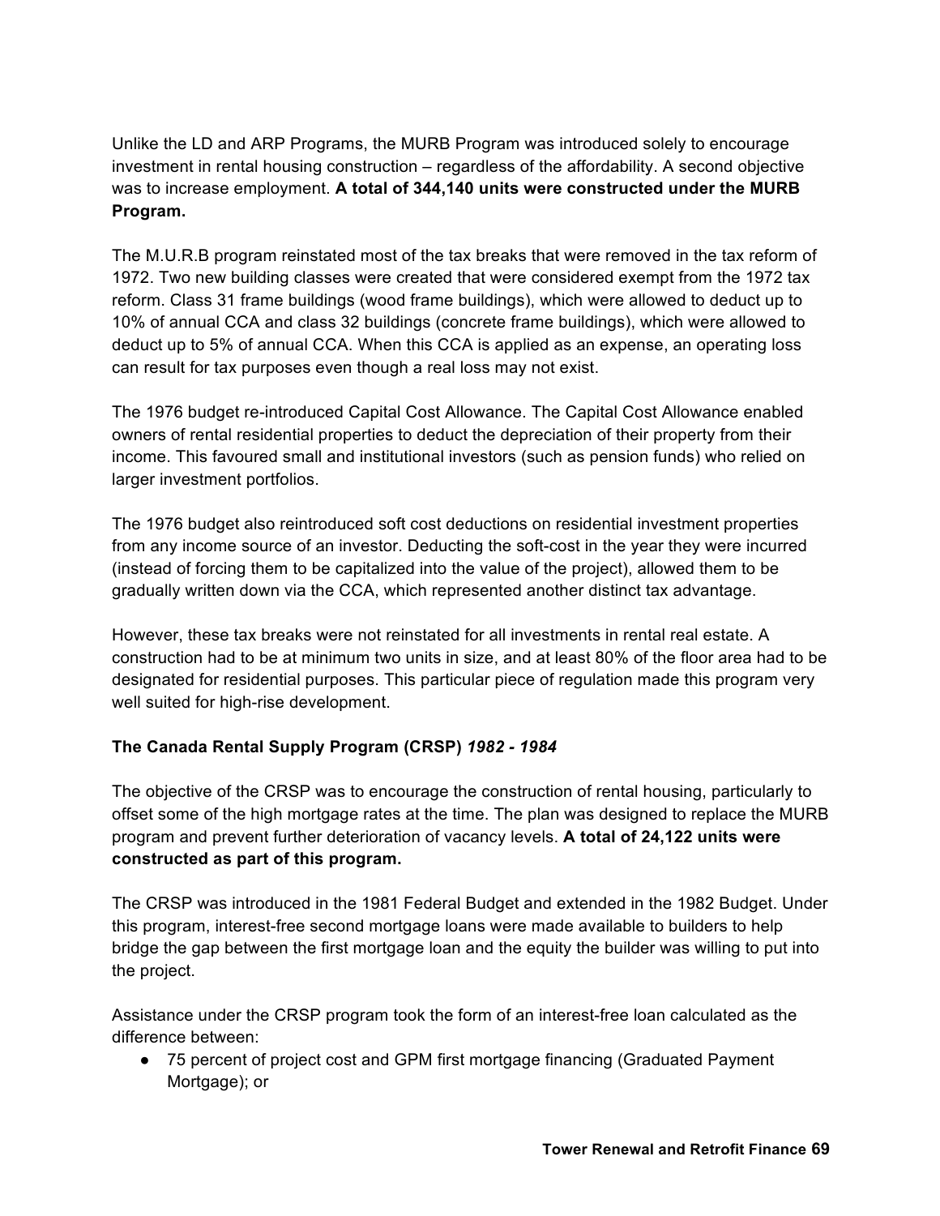Unlike the LD and ARP Programs, the MURB Program was introduced solely to encourage investment in rental housing construction – regardless of the affordability. A second objective was to increase employment. **A total of 344,140 units were constructed under the MURB Program.**

The M.U.R.B program reinstated most of the tax breaks that were removed in the tax reform of 1972. Two new building classes were created that were considered exempt from the 1972 tax reform. Class 31 frame buildings (wood frame buildings), which were allowed to deduct up to 10% of annual CCA and class 32 buildings (concrete frame buildings), which were allowed to deduct up to 5% of annual CCA. When this CCA is applied as an expense, an operating loss can result for tax purposes even though a real loss may not exist.

The 1976 budget re-introduced Capital Cost Allowance. The Capital Cost Allowance enabled owners of rental residential properties to deduct the depreciation of their property from their income. This favoured small and institutional investors (such as pension funds) who relied on larger investment portfolios.

The 1976 budget also reintroduced soft cost deductions on residential investment properties from any income source of an investor. Deducting the soft-cost in the year they were incurred (instead of forcing them to be capitalized into the value of the project), allowed them to be gradually written down via the CCA, which represented another distinct tax advantage.

However, these tax breaks were not reinstated for all investments in rental real estate. A construction had to be at minimum two units in size, and at least 80% of the floor area had to be designated for residential purposes. This particular piece of regulation made this program very well suited for high-rise development.

**The Canada Rental Supply Program (CRSP)** ***1982 - 1984***

The objective of the CRSP was to encourage the construction of rental housing, particularly to offset some of the high mortgage rates at the time. The plan was designed to replace the MURB program and prevent further deterioration of vacancy levels. **A total of 24,122 units were constructed as part of this program.**

The CRSP was introduced in the 1981 Federal Budget and extended in the 1982 Budget. Under this program, interest-free second mortgage loans were made available to builders to help bridge the gap between the first mortgage loan and the equity the builder was willing to put into the project.

Assistance under the CRSP program took the form of an interest-free loan calculated as the difference between:

- 75 percent of project cost and GPM first mortgage financing (Graduated Payment Mortgage); or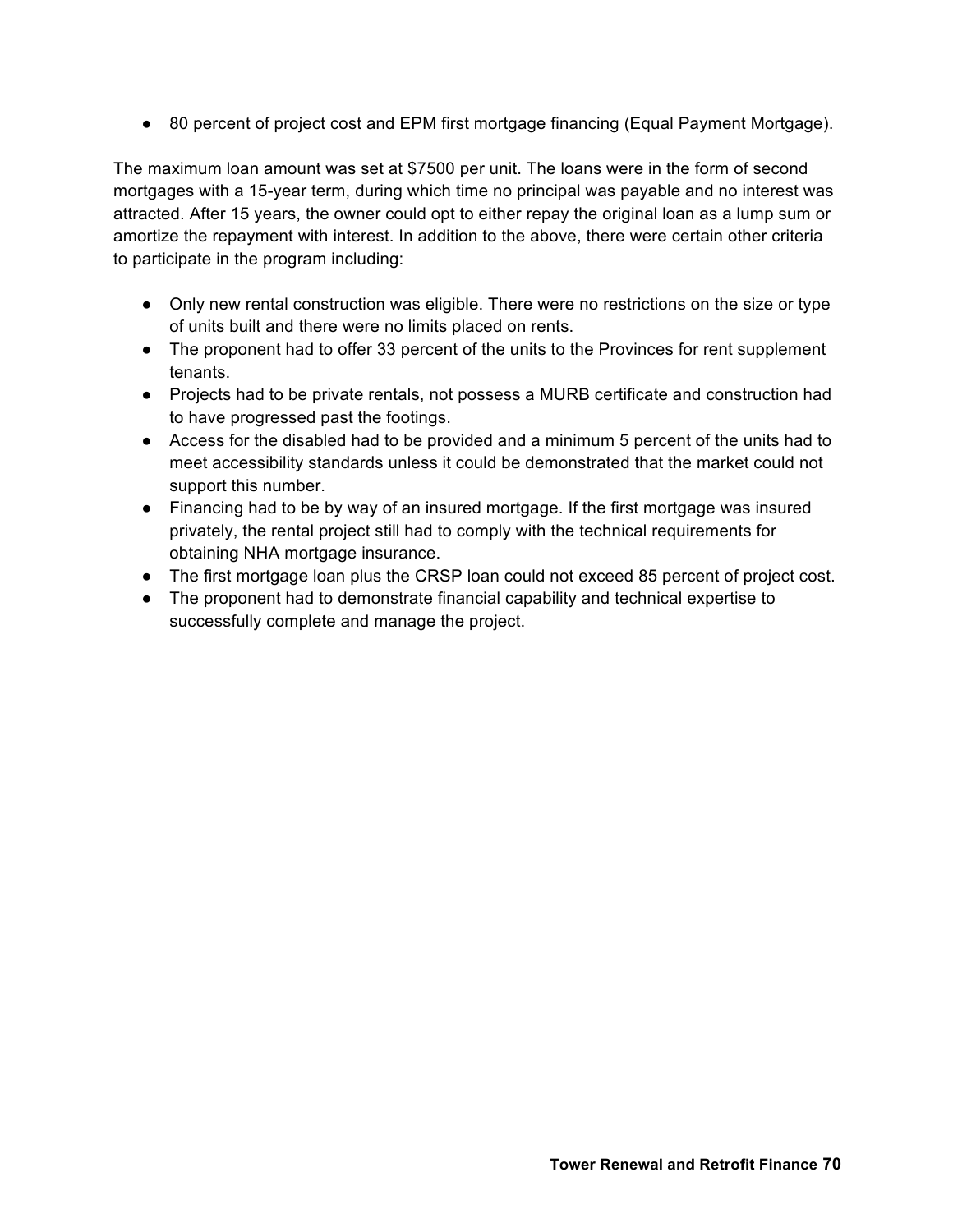- 80 percent of project cost and EPM first mortgage financing (Equal Payment Mortgage).

The maximum loan amount was set at $7500 per unit. The loans were in the form of second mortgages with a 15-year term, during which time no principal was payable and no interest was attracted. After 15 years, the owner could opt to either repay the original loan as a lump sum or amortize the repayment with interest. In addition to the above, there were certain other criteria to participate in the program including:

- Only new rental construction was eligible. There were no restrictions on the size or type of units built and there were no limits placed on rents.
- The proponent had to offer 33 percent of the units to the Provinces for rent supplement tenants.
- Projects had to be private rentals, not possess a MURB certificate and construction had to have progressed past the footings.
- Access for the disabled had to be provided and a minimum 5 percent of the units had to meet accessibility standards unless it could be demonstrated that the market could not support this number.
- Financing had to be by way of an insured mortgage. If the first mortgage was insured privately, the rental project still had to comply with the technical requirements for obtaining NHA mortgage insurance.
- The first mortgage loan plus the CRSP loan could not exceed 85 percent of project cost.
- The proponent had to demonstrate financial capability and technical expertise to successfully complete and manage the project.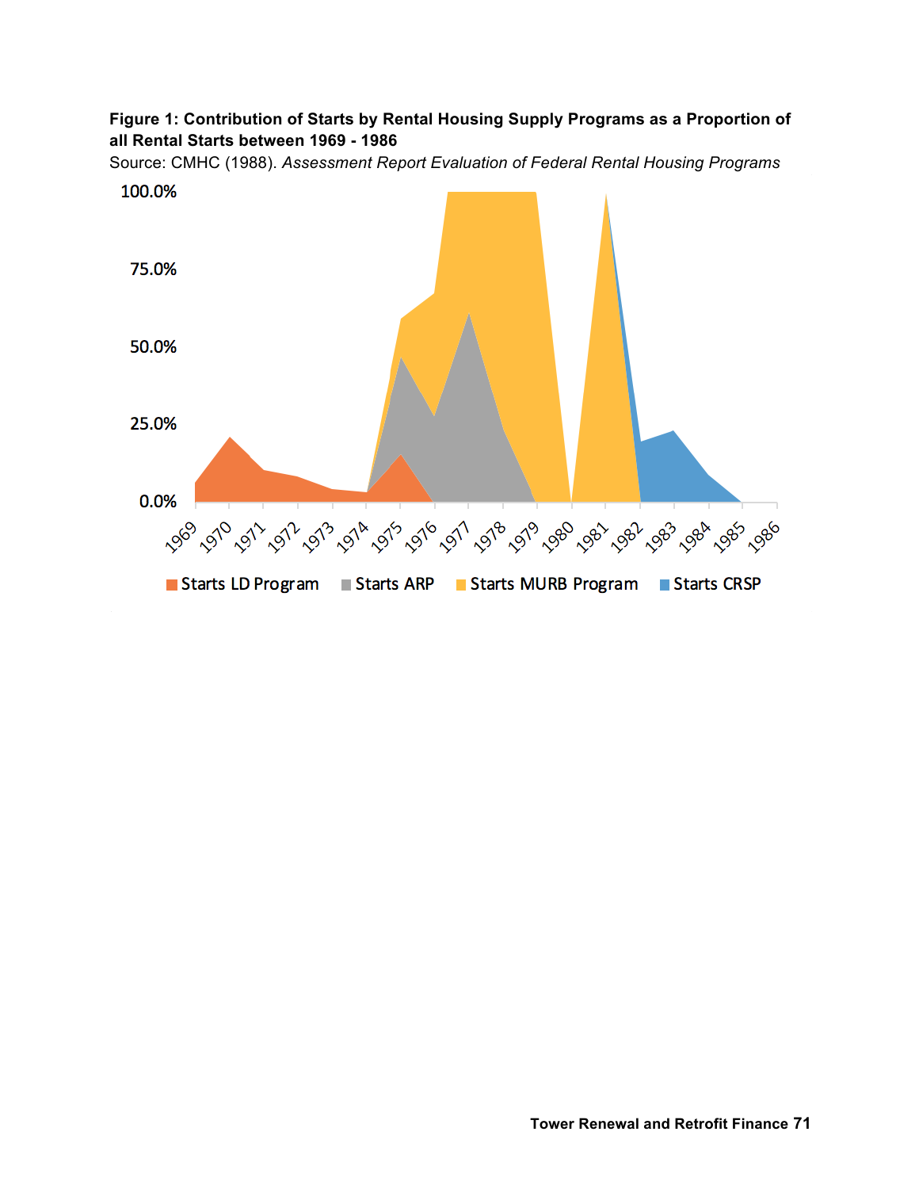**Figure 1: Contribution of Starts by Rental Housing Supply Programs as a Proportion of all Rental Starts between 1969 - 1986**

Source: CMHC (1988). *Assessment Report Evaluation of Federal Rental Housing Programs*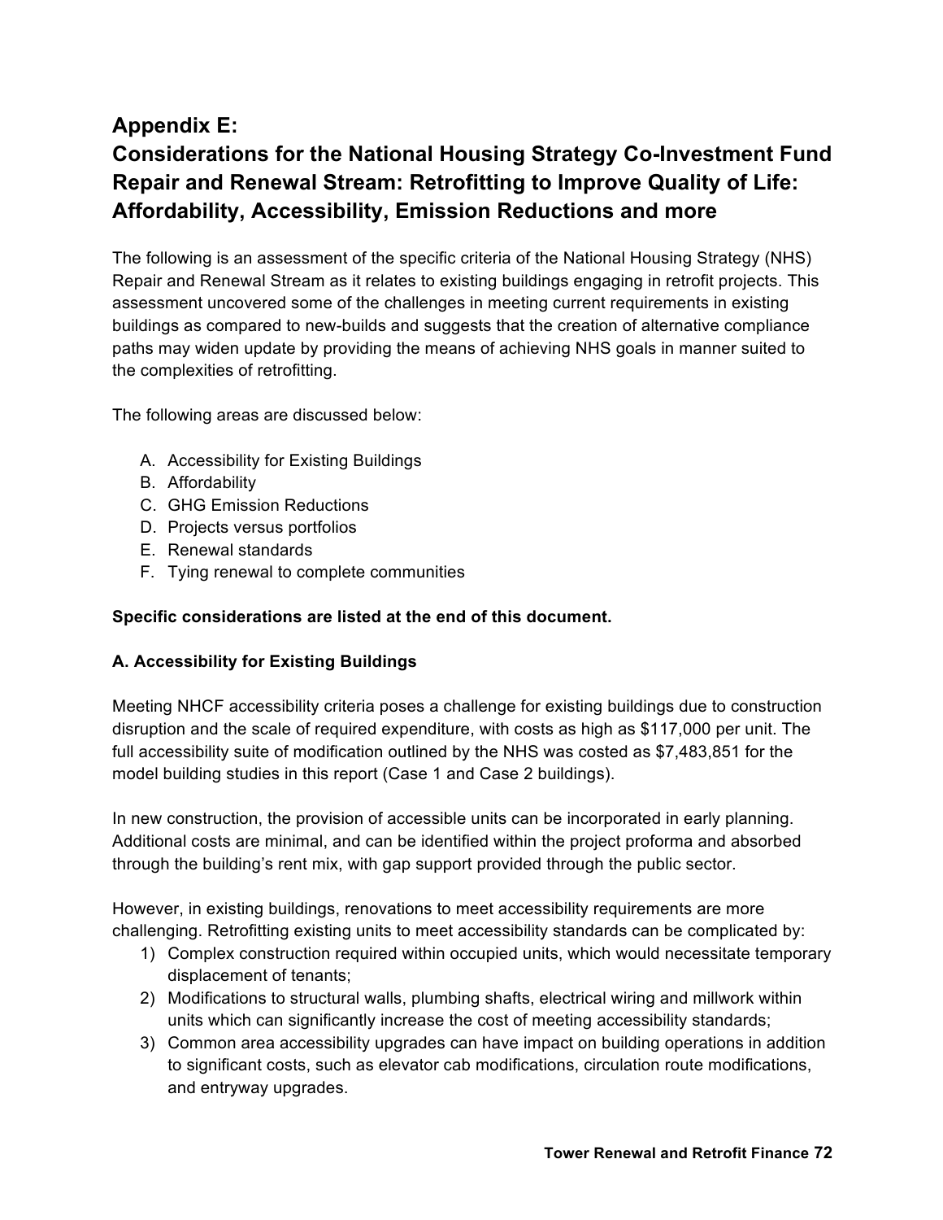# Appendix E:
# Considerations for the National Housing Strategy Co-Investment Fund Repair and Renewal Stream: Retrofitting to Improve Quality of Life: Affordability, Accessibility, Emission Reductions and more

The following is an assessment of the specific criteria of the National Housing Strategy (NHS) Repair and Renewal Stream as it relates to existing buildings engaging in retrofit projects. This assessment uncovered some of the challenges in meeting current requirements in existing buildings as compared to new-builds and suggests that the creation of alternative compliance paths may widen update by providing the means of achieving NHS goals in manner suited to the complexities of retrofitting.

The following areas are discussed below:

A. Accessibility for Existing Buildings
B. Affordability
C. GHG Emission Reductions
D. Projects versus portfolios
E. Renewal standards
F. Tying renewal to complete communities

**Specific considerations are listed at the end of this document.**

**A. Accessibility for Existing Buildings**

Meeting NHCF accessibility criteria poses a challenge for existing buildings due to construction disruption and the scale of required expenditure, with costs as high as $117,000 per unit. The full accessibility suite of modification outlined by the NHS was costed as $7,483,851 for the model building studies in this report (Case 1 and Case 2 buildings).

In new construction, the provision of accessible units can be incorporated in early planning. Additional costs are minimal, and can be identified within the project proforma and absorbed through the building's rent mix, with gap support provided through the public sector.

However, in existing buildings, renovations to meet accessibility requirements are more challenging. Retrofitting existing units to meet accessibility standards can be complicated by:

1) Complex construction required within occupied units, which would necessitate temporary displacement of tenants;
2) Modifications to structural walls, plumbing shafts, electrical wiring and millwork within units which can significantly increase the cost of meeting accessibility standards;
3) Common area accessibility upgrades can have impact on building operations in addition to significant costs, such as elevator cab modifications, circulation route modifications, and entryway upgrades.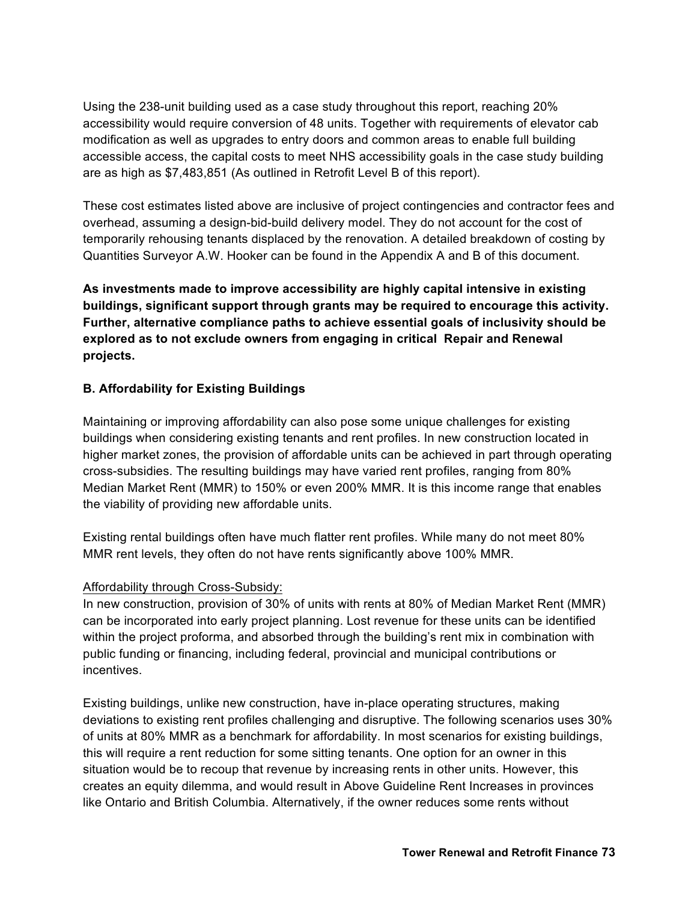Using the 238-unit building used as a case study throughout this report, reaching 20% accessibility would require conversion of 48 units. Together with requirements of elevator cab modification as well as upgrades to entry doors and common areas to enable full building accessible access, the capital costs to meet NHS accessibility goals in the case study building are as high as $7,483,851 (As outlined in Retrofit Level B of this report).

These cost estimates listed above are inclusive of project contingencies and contractor fees and overhead, assuming a design-bid-build delivery model. They do not account for the cost of temporarily rehousing tenants displaced by the renovation. A detailed breakdown of costing by Quantities Surveyor A.W. Hooker can be found in the Appendix A and B of this document.

**As investments made to improve accessibility are highly capital intensive in existing buildings, significant support through grants may be required to encourage this activity. Further, alternative compliance paths to achieve essential goals of inclusivity should be explored as to not exclude owners from engaging in critical Repair and Renewal projects.**

### B. Affordability for Existing Buildings

Maintaining or improving affordability can also pose some unique challenges for existing buildings when considering existing tenants and rent profiles. In new construction located in higher market zones, the provision of affordable units can be achieved in part through operating cross-subsidies. The resulting buildings may have varied rent profiles, ranging from 80% Median Market Rent (MMR) to 150% or even 200% MMR. It is this income range that enables the viability of providing new affordable units.

Existing rental buildings often have much flatter rent profiles. While many do not meet 80% MMR rent levels, they often do not have rents significantly above 100% MMR.

Affordability through Cross-Subsidy:

In new construction, provision of 30% of units with rents at 80% of Median Market Rent (MMR) can be incorporated into early project planning. Lost revenue for these units can be identified within the project proforma, and absorbed through the building's rent mix in combination with public funding or financing, including federal, provincial and municipal contributions or incentives.

Existing buildings, unlike new construction, have in-place operating structures, making deviations to existing rent profiles challenging and disruptive. The following scenarios uses 30% of units at 80% MMR as a benchmark for affordability. In most scenarios for existing buildings, this will require a rent reduction for some sitting tenants. One option for an owner in this situation would be to recoup that revenue by increasing rents in other units. However, this creates an equity dilemma, and would result in Above Guideline Rent Increases in provinces like Ontario and British Columbia. Alternatively, if the owner reduces some rents without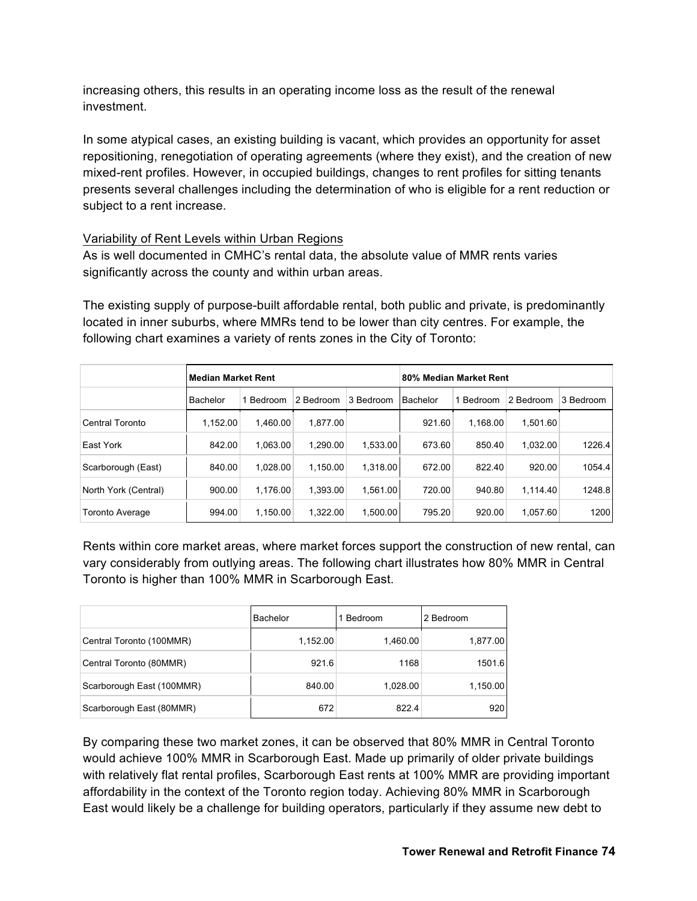increasing others, this results in an operating income loss as the result of the renewal investment.

In some atypical cases, an existing building is vacant, which provides an opportunity for asset repositioning, renegotiation of operating agreements (where they exist), and the creation of new mixed-rent profiles. However, in occupied buildings, changes to rent profiles for sitting tenants presents several challenges including the determination of who is eligible for a rent reduction or subject to a rent increase.

Variability of Rent Levels within Urban Regions

As is well documented in CMHC's rental data, the absolute value of MMR rents varies significantly across the county and within urban areas.

The existing supply of purpose-built affordable rental, both public and private, is predominantly located in inner suburbs, where MMRs tend to be lower than city centres. For example, the following chart examines a variety of rents zones in the City of Toronto:

| | **Median Market Rent** | | | | **80% Median Market Rent** | | | |
|---|---|---|---|---|---|---|---|---|
| | Bachelor | 1 Bedroom | 2 Bedroom | 3 Bedroom | Bachelor | 1 Bedroom | 2 Bedroom | 3 Bedroom |
| Central Toronto | 1,152.00 | 1,460.00 | 1,877.00 | | 921.60 | 1,168.00 | 1,501.60 | |
| East York | 842.00 | 1,063.00 | 1,290.00 | 1,533.00 | 673.60 | 850.40 | 1,032.00 | 1226.4 |
| Scarborough (East) | 840.00 | 1,028.00 | 1,150.00 | 1,318.00 | 672.00 | 822.40 | 920.00 | 1054.4 |
| North York (Central) | 900.00 | 1,176.00 | 1,393.00 | 1,561.00 | 720.00 | 940.80 | 1,114.40 | 1248.8 |
| Toronto Average | 994.00 | 1,150.00 | 1,322.00 | 1,500.00 | 795.20 | 920.00 | 1,057.60 | 1200 |

Rents within core market areas, where market forces support the construction of new rental, can vary considerably from outlying areas. The following chart illustrates how 80% MMR in Central Toronto is higher than 100% MMR in Scarborough East.

| | Bachelor | 1 Bedroom | 2 Bedroom |
|---|---|---|---|
| Central Toronto (100MMR) | 1,152.00 | 1,460.00 | 1,877.00 |
| Central Toronto (80MMR) | 921.6 | 1168 | 1501.6 |
| Scarborough East (100MMR) | 840.00 | 1,028.00 | 1,150.00 |
| Scarborough East (80MMR) | 672 | 822.4 | 920 |

By comparing these two market zones, it can be observed that 80% MMR in Central Toronto would achieve 100% MMR in Scarborough East. Made up primarily of older private buildings with relatively flat rental profiles, Scarborough East rents at 100% MMR are providing important affordability in the context of the Toronto region today. Achieving 80% MMR in Scarborough East would likely be a challenge for building operators, particularly if they assume new debt to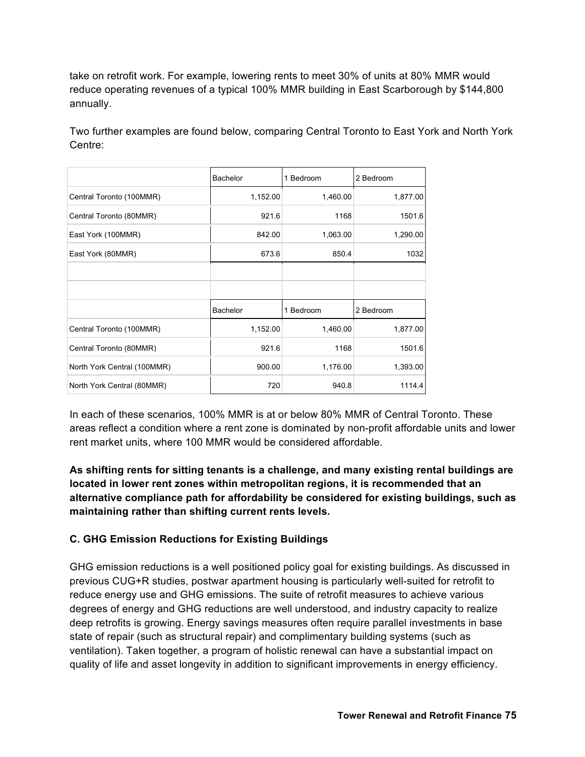take on retrofit work. For example, lowering rents to meet 30% of units at 80% MMR would reduce operating revenues of a typical 100% MMR building in East Scarborough by $144,800 annually.

Two further examples are found below, comparing Central Toronto to East York and North York Centre:

| | Bachelor | 1 Bedroom | 2 Bedroom |
|---|---|---|---|
| Central Toronto (100MMR) | 1,152.00 | 1,460.00 | 1,877.00 |
| Central Toronto (80MMR) | 921.6 | 1168 | 1501.6 |
| East York (100MMR) | 842.00 | 1,063.00 | 1,290.00 |
| East York (80MMR) | 673.6 | 850.4 | 1032 |

| | Bachelor | 1 Bedroom | 2 Bedroom |
|---|---|---|---|
| Central Toronto (100MMR) | 1,152.00 | 1,460.00 | 1,877.00 |
| Central Toronto (80MMR) | 921.6 | 1168 | 1501.6 |
| North York Central (100MMR) | 900.00 | 1,176.00 | 1,393.00 |
| North York Central (80MMR) | 720 | 940.8 | 1114.4 |

In each of these scenarios, 100% MMR is at or below 80% MMR of Central Toronto. These areas reflect a condition where a rent zone is dominated by non-profit affordable units and lower rent market units, where 100 MMR would be considered affordable.

**As shifting rents for sitting tenants is a challenge, and many existing rental buildings are located in lower rent zones within metropolitan regions, it is recommended that an alternative compliance path for affordability be considered for existing buildings, such as maintaining rather than shifting current rents levels.**

### C. GHG Emission Reductions for Existing Buildings

GHG emission reductions is a well positioned policy goal for existing buildings. As discussed in previous CUG+R studies, postwar apartment housing is particularly well-suited for retrofit to reduce energy use and GHG emissions. The suite of retrofit measures to achieve various degrees of energy and GHG reductions are well understood, and industry capacity to realize deep retrofits is growing. Energy savings measures often require parallel investments in base state of repair (such as structural repair) and complimentary building systems (such as ventilation). Taken together, a program of holistic renewal can have a substantial impact on quality of life and asset longevity in addition to significant improvements in energy efficiency.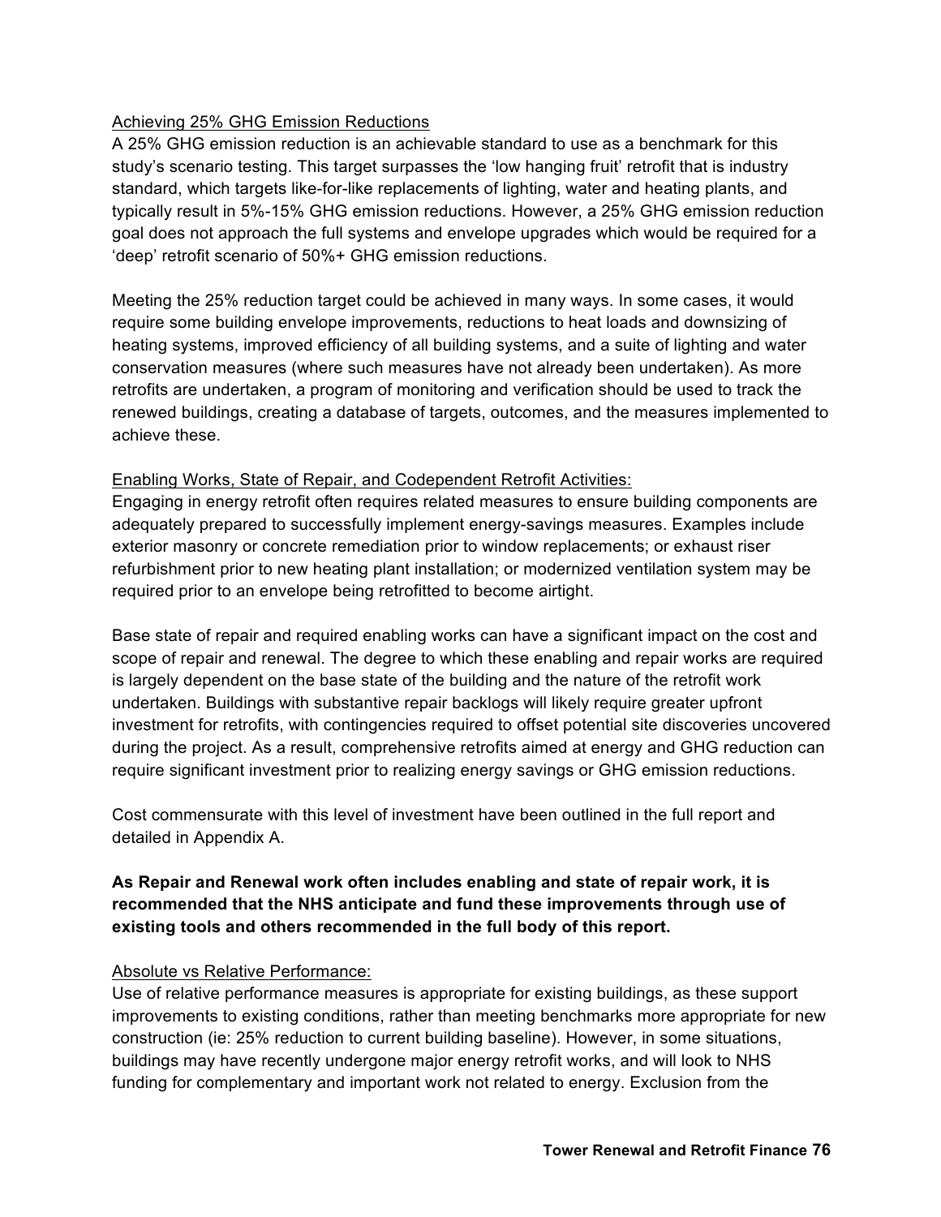Achieving 25% GHG Emission Reductions

A 25% GHG emission reduction is an achievable standard to use as a benchmark for this study's scenario testing. This target surpasses the 'low hanging fruit' retrofit that is industry standard, which targets like-for-like replacements of lighting, water and heating plants, and typically result in 5%-15% GHG emission reductions. However, a 25% GHG emission reduction goal does not approach the full systems and envelope upgrades which would be required for a 'deep' retrofit scenario of 50%+ GHG emission reductions.

Meeting the 25% reduction target could be achieved in many ways. In some cases, it would require some building envelope improvements, reductions to heat loads and downsizing of heating systems, improved efficiency of all building systems, and a suite of lighting and water conservation measures (where such measures have not already been undertaken). As more retrofits are undertaken, a program of monitoring and verification should be used to track the renewed buildings, creating a database of targets, outcomes, and the measures implemented to achieve these.

Enabling Works, State of Repair, and Codependent Retrofit Activities:

Engaging in energy retrofit often requires related measures to ensure building components are adequately prepared to successfully implement energy-savings measures. Examples include exterior masonry or concrete remediation prior to window replacements; or exhaust riser refurbishment prior to new heating plant installation; or modernized ventilation system may be required prior to an envelope being retrofitted to become airtight.

Base state of repair and required enabling works can have a significant impact on the cost and scope of repair and renewal. The degree to which these enabling and repair works are required is largely dependent on the base state of the building and the nature of the retrofit work undertaken. Buildings with substantive repair backlogs will likely require greater upfront investment for retrofits, with contingencies required to offset potential site discoveries uncovered during the project. As a result, comprehensive retrofits aimed at energy and GHG reduction can require significant investment prior to realizing energy savings or GHG emission reductions.

Cost commensurate with this level of investment have been outlined in the full report and detailed in Appendix A.

**As Repair and Renewal work often includes enabling and state of repair work, it is recommended that the NHS anticipate and fund these improvements through use of existing tools and others recommended in the full body of this report.**

Absolute vs Relative Performance:

Use of relative performance measures is appropriate for existing buildings, as these support improvements to existing conditions, rather than meeting benchmarks more appropriate for new construction (ie: 25% reduction to current building baseline). However, in some situations, buildings may have recently undergone major energy retrofit works, and will look to NHS funding for complementary and important work not related to energy. Exclusion from the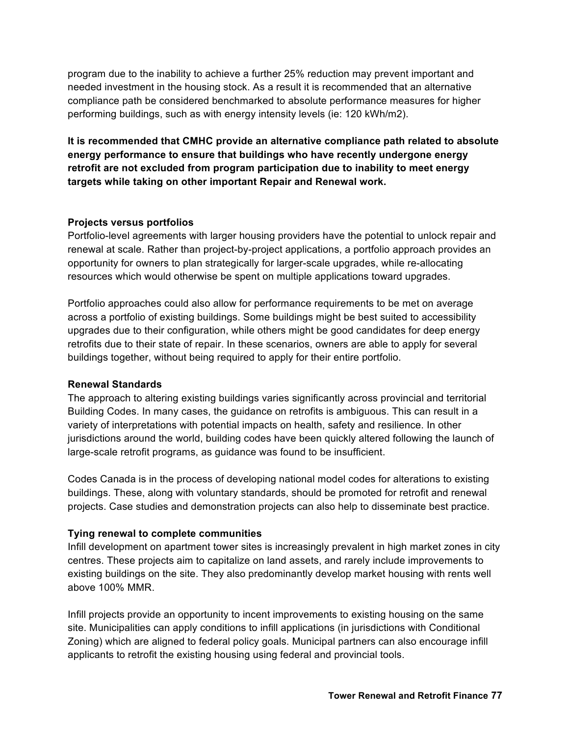program due to the inability to achieve a further 25% reduction may prevent important and needed investment in the housing stock. As a result it is recommended that an alternative compliance path be considered benchmarked to absolute performance measures for higher performing buildings, such as with energy intensity levels (ie: 120 kWh/m2).

**It is recommended that CMHC provide an alternative compliance path related to absolute energy performance to ensure that buildings who have recently undergone energy retrofit are not excluded from program participation due to inability to meet energy targets while taking on other important Repair and Renewal work.**

### Projects versus portfolios

Portfolio-level agreements with larger housing providers have the potential to unlock repair and renewal at scale. Rather than project-by-project applications, a portfolio approach provides an opportunity for owners to plan strategically for larger-scale upgrades, while re-allocating resources which would otherwise be spent on multiple applications toward upgrades.

Portfolio approaches could also allow for performance requirements to be met on average across a portfolio of existing buildings. Some buildings might be best suited to accessibility upgrades due to their configuration, while others might be good candidates for deep energy retrofits due to their state of repair. In these scenarios, owners are able to apply for several buildings together, without being required to apply for their entire portfolio.

### Renewal Standards

The approach to altering existing buildings varies significantly across provincial and territorial Building Codes. In many cases, the guidance on retrofits is ambiguous. This can result in a variety of interpretations with potential impacts on health, safety and resilience. In other jurisdictions around the world, building codes have been quickly altered following the launch of large-scale retrofit programs, as guidance was found to be insufficient.

Codes Canada is in the process of developing national model codes for alterations to existing buildings. These, along with voluntary standards, should be promoted for retrofit and renewal projects. Case studies and demonstration projects can also help to disseminate best practice.

### Tying renewal to complete communities

Infill development on apartment tower sites is increasingly prevalent in high market zones in city centres. These projects aim to capitalize on land assets, and rarely include improvements to existing buildings on the site. They also predominantly develop market housing with rents well above 100% MMR.

Infill projects provide an opportunity to incent improvements to existing housing on the same site. Municipalities can apply conditions to infill applications (in jurisdictions with Conditional Zoning) which are aligned to federal policy goals. Municipal partners can also encourage infill applicants to retrofit the existing housing using federal and provincial tools.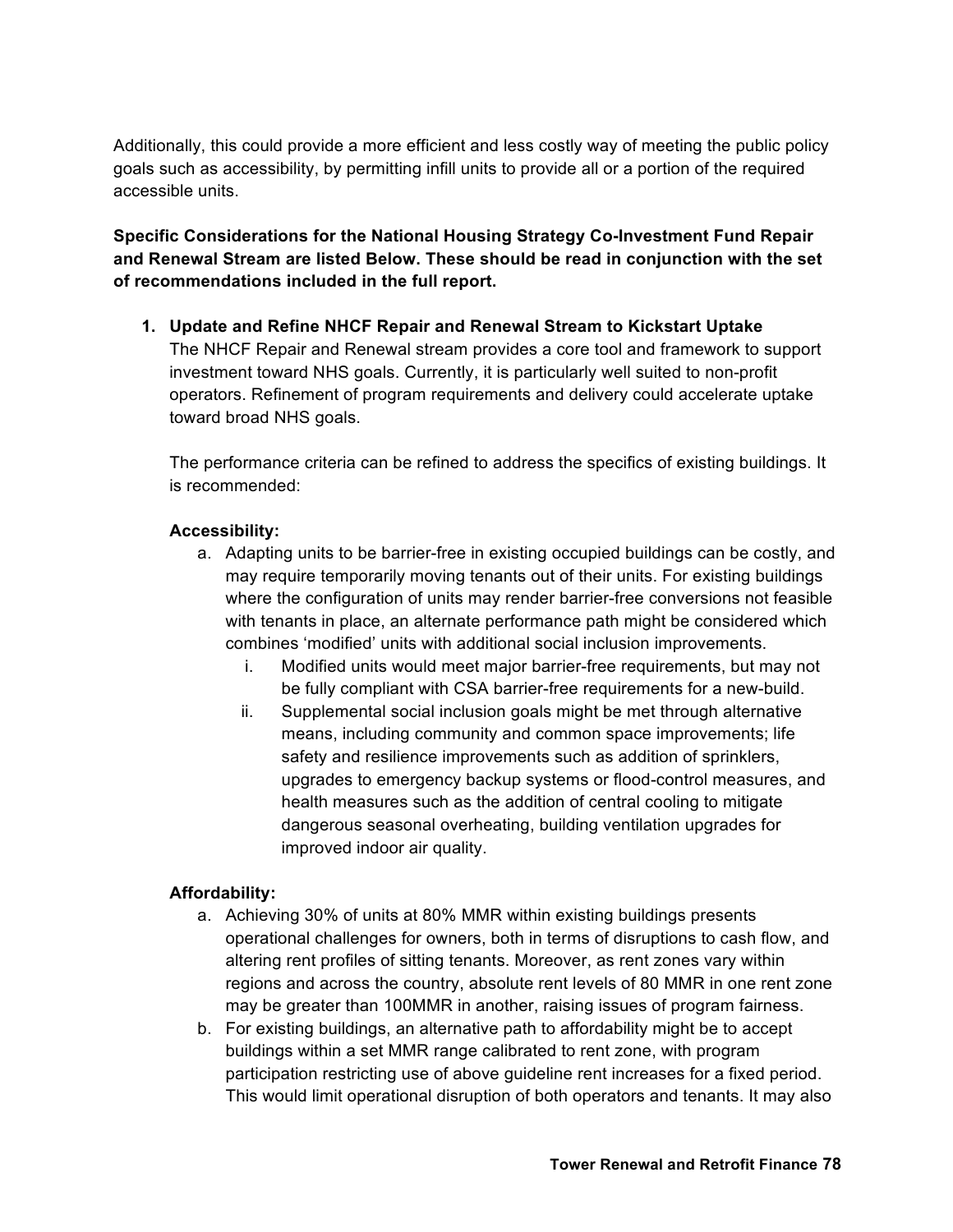Additionally, this could provide a more efficient and less costly way of meeting the public policy goals such as accessibility, by permitting infill units to provide all or a portion of the required accessible units.

**Specific Considerations for the National Housing Strategy Co-Investment Fund Repair and Renewal Stream are listed Below. These should be read in conjunction with the set of recommendations included in the full report.**

1. **Update and Refine NHCF Repair and Renewal Stream to Kickstart Uptake**
   The NHCF Repair and Renewal stream provides a core tool and framework to support investment toward NHS goals. Currently, it is particularly well suited to non-profit operators. Refinement of program requirements and delivery could accelerate uptake toward broad NHS goals.

   The performance criteria can be refined to address the specifics of existing buildings. It is recommended:

   **Accessibility:**

   a. Adapting units to be barrier-free in existing occupied buildings can be costly, and may require temporarily moving tenants out of their units. For existing buildings where the configuration of units may render barrier-free conversions not feasible with tenants in place, an alternate performance path might be considered which combines 'modified' units with additional social inclusion improvements.
      i. Modified units would meet major barrier-free requirements, but may not be fully compliant with CSA barrier-free requirements for a new-build.
      ii. Supplemental social inclusion goals might be met through alternative means, including community and common space improvements; life safety and resilience improvements such as addition of sprinklers, upgrades to emergency backup systems or flood-control measures, and health measures such as the addition of central cooling to mitigate dangerous seasonal overheating, building ventilation upgrades for improved indoor air quality.

   **Affordability:**

   a. Achieving 30% of units at 80% MMR within existing buildings presents operational challenges for owners, both in terms of disruptions to cash flow, and altering rent profiles of sitting tenants. Moreover, as rent zones vary within regions and across the country, absolute rent levels of 80 MMR in one rent zone may be greater than 100MMR in another, raising issues of program fairness.
   b. For existing buildings, an alternative path to affordability might be to accept buildings within a set MMR range calibrated to rent zone, with program participation restricting use of above guideline rent increases for a fixed period. This would limit operational disruption of both operators and tenants. It may also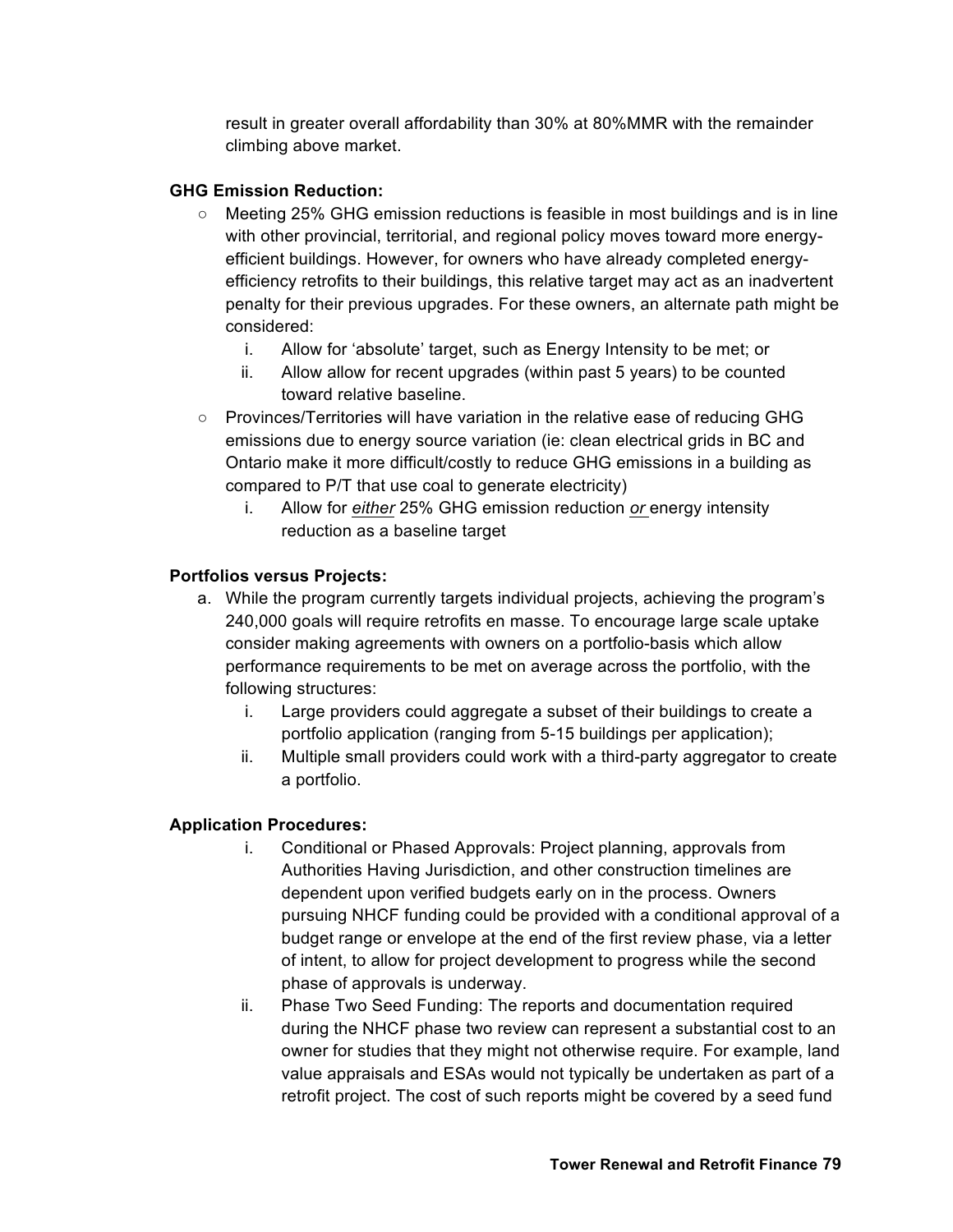result in greater overall affordability than 30% at 80%MMR with the remainder climbing above market.

**GHG Emission Reduction:**

- Meeting 25% GHG emission reductions is feasible in most buildings and is in line with other provincial, territorial, and regional policy moves toward more energy-efficient buildings. However, for owners who have already completed energy-efficiency retrofits to their buildings, this relative target may act as an inadvertent penalty for their previous upgrades. For these owners, an alternate path might be considered:
    1. Allow for 'absolute' target, such as Energy Intensity to be met; or
    2. Allow allow for recent upgrades (within past 5 years) to be counted toward relative baseline.
- Provinces/Territories will have variation in the relative ease of reducing GHG emissions due to energy source variation (ie: clean electrical grids in BC and Ontario make it more difficult/costly to reduce GHG emissions in a building as compared to P/T that use coal to generate electricity)
    1. Allow for <u>*either*</u> 25% GHG emission reduction <u>*or*</u> energy intensity reduction as a baseline target

**Portfolios versus Projects:**

a. While the program currently targets individual projects, achieving the program's 240,000 goals will require retrofits en masse. To encourage large scale uptake consider making agreements with owners on a portfolio-basis which allow performance requirements to be met on average across the portfolio, with the following structures:
    1. Large providers could aggregate a subset of their buildings to create a portfolio application (ranging from 5-15 buildings per application);
    2. Multiple small providers could work with a third-party aggregator to create a portfolio.

**Application Procedures:**

1. Conditional or Phased Approvals: Project planning, approvals from Authorities Having Jurisdiction, and other construction timelines are dependent upon verified budgets early on in the process. Owners pursuing NHCF funding could be provided with a conditional approval of a budget range or envelope at the end of the first review phase, via a letter of intent, to allow for project development to progress while the second phase of approvals is underway.
2. Phase Two Seed Funding: The reports and documentation required during the NHCF phase two review can represent a substantial cost to an owner for studies that they might not otherwise require. For example, land value appraisals and ESAs would not typically be undertaken as part of a retrofit project. The cost of such reports might be covered by a seed fund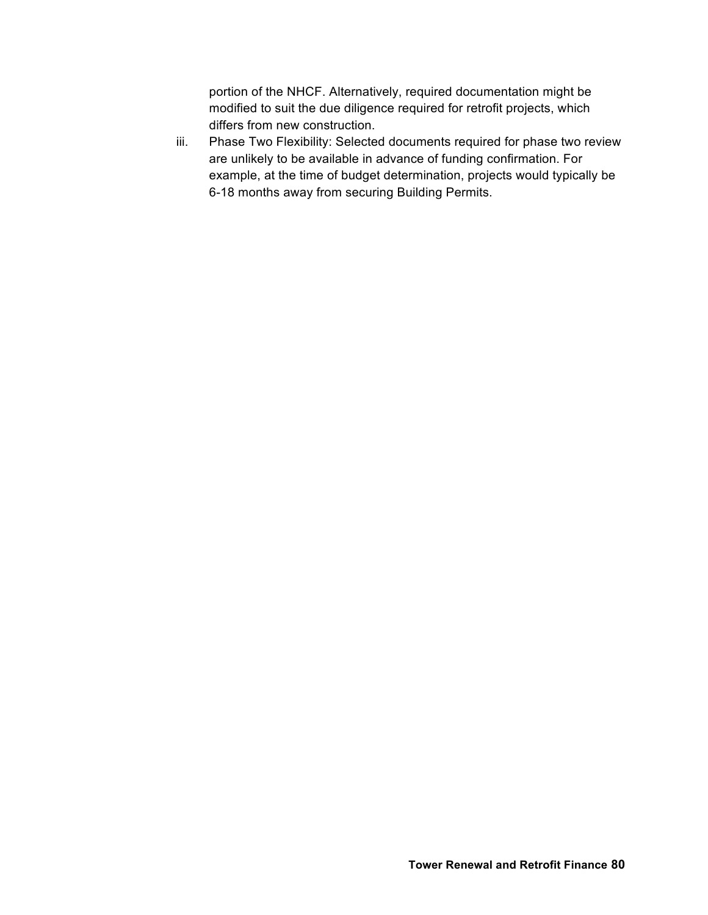portion of the NHCF. Alternatively, required documentation might be modified to suit the due diligence required for retrofit projects, which differs from new construction.

iii. Phase Two Flexibility: Selected documents required for phase two review are unlikely to be available in advance of funding confirmation. For example, at the time of budget determination, projects would typically be 6-18 months away from securing Building Permits.